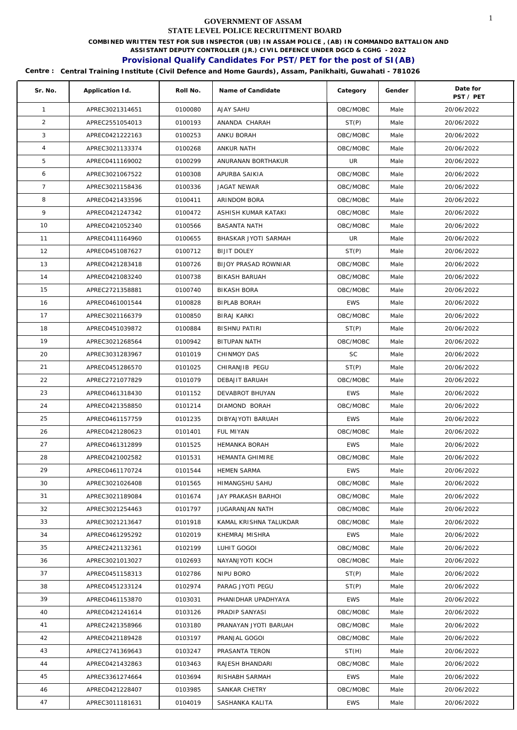# GOVERNMENT OF ASSAM
## STATE LEVEL POLICE RECRUITMENT BOARD

**COMBINED WRITTEN TEST FOR SUB INSPECTOR (UB) IN ASSAM POLICE , (AB) IN COMMANDO BATTALION AND ASSISTANT DEPUTY CONTROLLER (JR.) CIVIL DEFENCE UNDER DGCD & CGHG - 2022**

**Provisional Qualify Candidates For PST/PET for the post of SI(AB)**

**Centre : Central Training Institute (Civil Defence and Home Gaurds), Assam, Panikhaiti, Guwahati - 781026**

| Sr. No. | Application Id. | Roll No. | Name of Candidate | Category | Gender | Date for PST / PET |
|---|---|---|---|---|---|---|
| 1 | APREC3021314651 | 0100080 | AJAY SAHU | OBC/MOBC | Male | 20/06/2022 |
| 2 | APREC2551054013 | 0100193 | ANANDA CHARAH | ST(P) | Male | 20/06/2022 |
| 3 | APREC0421222163 | 0100253 | ANKU BORAH | OBC/MOBC | Male | 20/06/2022 |
| 4 | APREC3021133374 | 0100268 | ANKUR NATH | OBC/MOBC | Male | 20/06/2022 |
| 5 | APREC0411169002 | 0100299 | ANURANAN BORTHAKUR | UR | Male | 20/06/2022 |
| 6 | APREC3021067522 | 0100308 | APURBA SAIKIA | OBC/MOBC | Male | 20/06/2022 |
| 7 | APREC3021158436 | 0100336 | JAGAT NEWAR | OBC/MOBC | Male | 20/06/2022 |
| 8 | APREC0421433596 | 0100411 | ARINDOM BORA | OBC/MOBC | Male | 20/06/2022 |
| 9 | APREC0421247342 | 0100472 | ASHISH KUMAR KATAKI | OBC/MOBC | Male | 20/06/2022 |
| 10 | APREC0421052340 | 0100566 | BASANTA NATH | OBC/MOBC | Male | 20/06/2022 |
| 11 | APREC0411164960 | 0100655 | BHASKAR JYOTI SARMAH | UR | Male | 20/06/2022 |
| 12 | APREC0451087627 | 0100712 | BIJIT DOLEY | ST(P) | Male | 20/06/2022 |
| 13 | APREC0421283418 | 0100726 | BIJOY PRASAD ROWNIAR | OBC/MOBC | Male | 20/06/2022 |
| 14 | APREC0421083240 | 0100738 | BIKASH BARUAH | OBC/MOBC | Male | 20/06/2022 |
| 15 | APREC2721358881 | 0100740 | BIKASH BORA | OBC/MOBC | Male | 20/06/2022 |
| 16 | APREC0461001544 | 0100828 | BIPLAB BORAH | EWS | Male | 20/06/2022 |
| 17 | APREC3021166379 | 0100850 | BIRAJ KARKI | OBC/MOBC | Male | 20/06/2022 |
| 18 | APREC0451039872 | 0100884 | BISHNU PATIRI | ST(P) | Male | 20/06/2022 |
| 19 | APREC3021268564 | 0100942 | BITUPAN NATH | OBC/MOBC | Male | 20/06/2022 |
| 20 | APREC3031283967 | 0101019 | CHINMOY DAS | SC | Male | 20/06/2022 |
| 21 | APREC0451286570 | 0101025 | CHIRANJIB PEGU | ST(P) | Male | 20/06/2022 |
| 22 | APREC2721077829 | 0101079 | DEBAJIT BARUAH | OBC/MOBC | Male | 20/06/2022 |
| 23 | APREC0461318430 | 0101152 | DEVABROT BHUYAN | EWS | Male | 20/06/2022 |
| 24 | APREC0421358850 | 0101214 | DIAMOND BORAH | OBC/MOBC | Male | 20/06/2022 |
| 25 | APREC0461157759 | 0101235 | DIBYAJYOTI BARUAH | EWS | Male | 20/06/2022 |
| 26 | APREC0421280623 | 0101401 | FUL MIYAN | OBC/MOBC | Male | 20/06/2022 |
| 27 | APREC0461312899 | 0101525 | HEMANKA BORAH | EWS | Male | 20/06/2022 |
| 28 | APREC0421002582 | 0101531 | HEMANTA GHIMIRE | OBC/MOBC | Male | 20/06/2022 |
| 29 | APREC0461170724 | 0101544 | HEMEN SARMA | EWS | Male | 20/06/2022 |
| 30 | APREC3021026408 | 0101565 | HIMANGSHU SAHU | OBC/MOBC | Male | 20/06/2022 |
| 31 | APREC3021189084 | 0101674 | JAY PRAKASH BARHOI | OBC/MOBC | Male | 20/06/2022 |
| 32 | APREC3021254463 | 0101797 | JUGARANJAN NATH | OBC/MOBC | Male | 20/06/2022 |
| 33 | APREC3021213647 | 0101918 | KAMAL KRISHNA TALUKDAR | OBC/MOBC | Male | 20/06/2022 |
| 34 | APREC0461295292 | 0102019 | KHEMRAJ MISHRA | EWS | Male | 20/06/2022 |
| 35 | APREC2421132361 | 0102199 | LUHIT GOGOI | OBC/MOBC | Male | 20/06/2022 |
| 36 | APREC3021013027 | 0102693 | NAYANJYOTI KOCH | OBC/MOBC | Male | 20/06/2022 |
| 37 | APREC0451158313 | 0102786 | NIPU BORO | ST(P) | Male | 20/06/2022 |
| 38 | APREC0451233124 | 0102974 | PARAG JYOTI PEGU | ST(P) | Male | 20/06/2022 |
| 39 | APREC0461153870 | 0103031 | PHANIDHAR UPADHYAYA | EWS | Male | 20/06/2022 |
| 40 | APREC0421241614 | 0103126 | PRADIP SANYASI | OBC/MOBC | Male | 20/06/2022 |
| 41 | APREC2421358966 | 0103180 | PRANAYAN JYOTI BARUAH | OBC/MOBC | Male | 20/06/2022 |
| 42 | APREC0421189428 | 0103197 | PRANJAL GOGOI | OBC/MOBC | Male | 20/06/2022 |
| 43 | APREC2741369643 | 0103247 | PRASANTA TERON | ST(H) | Male | 20/06/2022 |
| 44 | APREC0421432863 | 0103463 | RAJESH BHANDARI | OBC/MOBC | Male | 20/06/2022 |
| 45 | APREC3361274664 | 0103694 | RISHABH SARMAH | EWS | Male | 20/06/2022 |
| 46 | APREC0421228407 | 0103985 | SANKAR CHETRY | OBC/MOBC | Male | 20/06/2022 |
| 47 | APREC3011181631 | 0104019 | SASHANKA KALITA | EWS | Male | 20/06/2022 |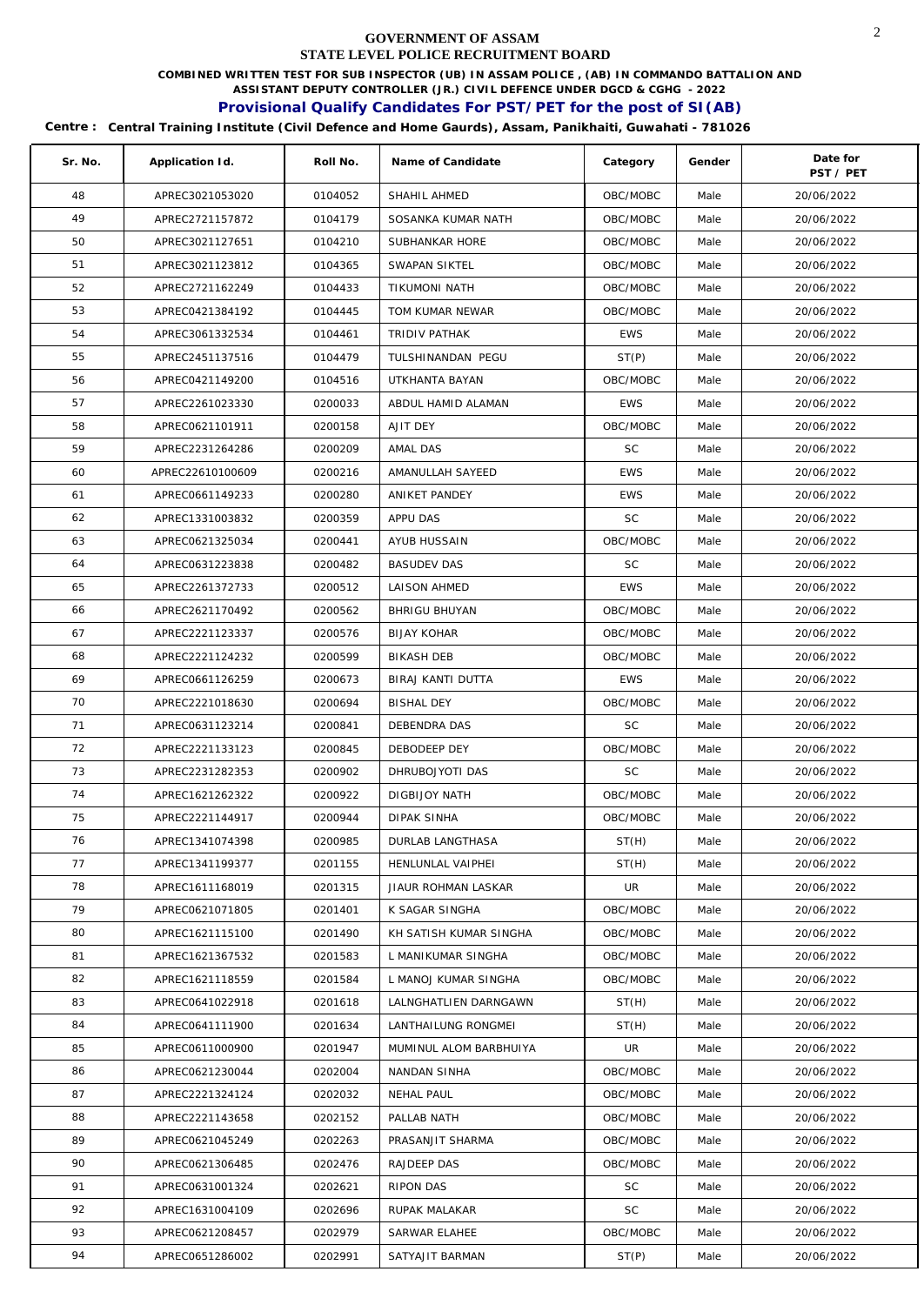**GOVERNMENT OF ASSAM**

**STATE LEVEL POLICE RECRUITMENT BOARD**

**COMBINED WRITTEN TEST FOR SUB INSPECTOR (UB) IN ASSAM POLICE , (AB) IN COMMANDO BATTALION AND ASSISTANT DEPUTY CONTROLLER (JR.) CIVIL DEFENCE UNDER DGCD & CGHG - 2022**

## Provisional Qualify Candidates For PST/PET for the post of SI(AB)

**Centre : Central Training Institute (Civil Defence and Home Gaurds), Assam, Panikhaiti, Guwahati - 781026**

| Sr. No. | Application Id. | Roll No. | Name of Candidate | Category | Gender | Date for PST / PET |
|---|---|---|---|---|---|---|
| 48 | APREC3021053020 | 0104052 | SHAHIL AHMED | OBC/MOBC | Male | 20/06/2022 |
| 49 | APREC2721157872 | 0104179 | SOSANKA KUMAR NATH | OBC/MOBC | Male | 20/06/2022 |
| 50 | APREC3021127651 | 0104210 | SUBHANKAR HORE | OBC/MOBC | Male | 20/06/2022 |
| 51 | APREC3021123812 | 0104365 | SWAPAN SIKTEL | OBC/MOBC | Male | 20/06/2022 |
| 52 | APREC2721162249 | 0104433 | TIKUMONI NATH | OBC/MOBC | Male | 20/06/2022 |
| 53 | APREC0421384192 | 0104445 | TOM KUMAR NEWAR | OBC/MOBC | Male | 20/06/2022 |
| 54 | APREC3061332534 | 0104461 | TRIDIV PATHAK | EWS | Male | 20/06/2022 |
| 55 | APREC2451137516 | 0104479 | TULSHINANDAN PEGU | ST(P) | Male | 20/06/2022 |
| 56 | APREC0421149200 | 0104516 | UTKHANTA BAYAN | OBC/MOBC | Male | 20/06/2022 |
| 57 | APREC2261023330 | 0200033 | ABDUL HAMID ALAMAN | EWS | Male | 20/06/2022 |
| 58 | APREC0621101911 | 0200158 | AJIT DEY | OBC/MOBC | Male | 20/06/2022 |
| 59 | APREC2231264286 | 0200209 | AMAL DAS | SC | Male | 20/06/2022 |
| 60 | APREC22610100609 | 0200216 | AMANULLAH SAYEED | EWS | Male | 20/06/2022 |
| 61 | APREC0661149233 | 0200280 | ANIKET PANDEY | EWS | Male | 20/06/2022 |
| 62 | APREC1331003832 | 0200359 | APPU DAS | SC | Male | 20/06/2022 |
| 63 | APREC0621325034 | 0200441 | AYUB HUSSAIN | OBC/MOBC | Male | 20/06/2022 |
| 64 | APREC0631223838 | 0200482 | BASUDEV DAS | SC | Male | 20/06/2022 |
| 65 | APREC2261372733 | 0200512 | LAISON AHMED | EWS | Male | 20/06/2022 |
| 66 | APREC2621170492 | 0200562 | BHRIGU BHUYAN | OBC/MOBC | Male | 20/06/2022 |
| 67 | APREC2221123337 | 0200576 | BIJAY KOHAR | OBC/MOBC | Male | 20/06/2022 |
| 68 | APREC2221124232 | 0200599 | BIKASH DEB | OBC/MOBC | Male | 20/06/2022 |
| 69 | APREC0661126259 | 0200673 | BIRAJ KANTI DUTTA | EWS | Male | 20/06/2022 |
| 70 | APREC2221018630 | 0200694 | BISHAL DEY | OBC/MOBC | Male | 20/06/2022 |
| 71 | APREC0631123214 | 0200841 | DEBENDRA DAS | SC | Male | 20/06/2022 |
| 72 | APREC2221133123 | 0200845 | DEBODEEP DEY | OBC/MOBC | Male | 20/06/2022 |
| 73 | APREC2231282353 | 0200902 | DHRUBOJYOTI DAS | SC | Male | 20/06/2022 |
| 74 | APREC1621262322 | 0200922 | DIGBIJOY NATH | OBC/MOBC | Male | 20/06/2022 |
| 75 | APREC2221144917 | 0200944 | DIPAK SINHA | OBC/MOBC | Male | 20/06/2022 |
| 76 | APREC1341074398 | 0200985 | DURLAB LANGTHASA | ST(H) | Male | 20/06/2022 |
| 77 | APREC1341199377 | 0201155 | HENLUNLAL VAIPHEI | ST(H) | Male | 20/06/2022 |
| 78 | APREC1611168019 | 0201315 | JIAUR ROHMAN LASKAR | UR | Male | 20/06/2022 |
| 79 | APREC0621071805 | 0201401 | K SAGAR SINGHA | OBC/MOBC | Male | 20/06/2022 |
| 80 | APREC1621115100 | 0201490 | KH SATISH KUMAR SINGHA | OBC/MOBC | Male | 20/06/2022 |
| 81 | APREC1621367532 | 0201583 | L MANIKUMAR SINGHA | OBC/MOBC | Male | 20/06/2022 |
| 82 | APREC1621118559 | 0201584 | L MANOJ KUMAR SINGHA | OBC/MOBC | Male | 20/06/2022 |
| 83 | APREC0641022918 | 0201618 | LALNGHATLIEN DARNGAWN | ST(H) | Male | 20/06/2022 |
| 84 | APREC0641111900 | 0201634 | LANTHAILUNG RONGMEI | ST(H) | Male | 20/06/2022 |
| 85 | APREC0611000900 | 0201947 | MUMINUL ALOM BARBHUIYA | UR | Male | 20/06/2022 |
| 86 | APREC0621230044 | 0202004 | NANDAN SINHA | OBC/MOBC | Male | 20/06/2022 |
| 87 | APREC2221324124 | 0202032 | NEHAL PAUL | OBC/MOBC | Male | 20/06/2022 |
| 88 | APREC2221143658 | 0202152 | PALLAB NATH | OBC/MOBC | Male | 20/06/2022 |
| 89 | APREC0621045249 | 0202263 | PRASANJIT SHARMA | OBC/MOBC | Male | 20/06/2022 |
| 90 | APREC0621306485 | 0202476 | RAJDEEP DAS | OBC/MOBC | Male | 20/06/2022 |
| 91 | APREC0631001324 | 0202621 | RIPON DAS | SC | Male | 20/06/2022 |
| 92 | APREC1631004109 | 0202696 | RUPAK MALAKAR | SC | Male | 20/06/2022 |
| 93 | APREC0621208457 | 0202979 | SARWAR ELAHEE | OBC/MOBC | Male | 20/06/2022 |
| 94 | APREC0651286002 | 0202991 | SATYAJIT BARMAN | ST(P) | Male | 20/06/2022 |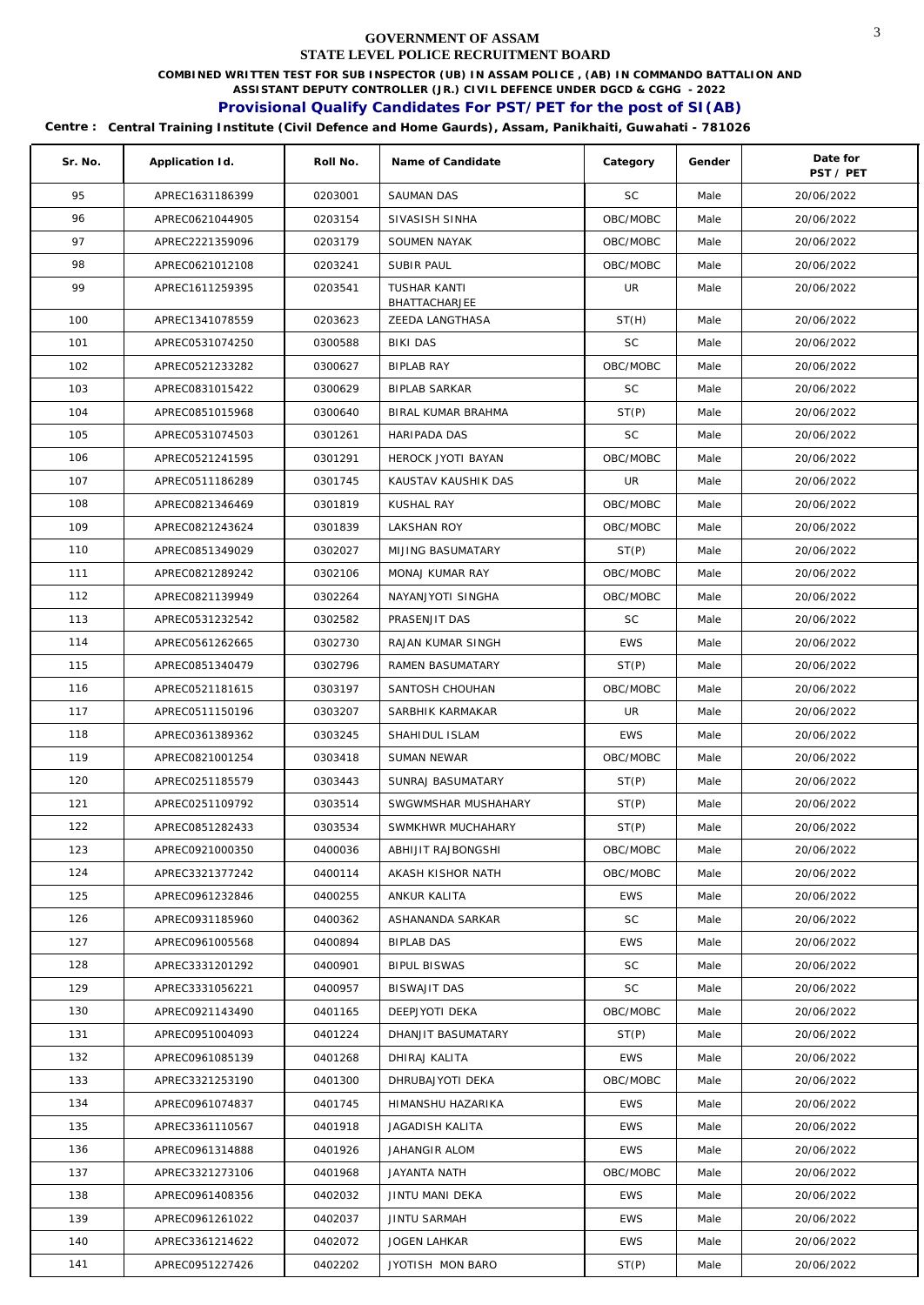# GOVERNMENT OF ASSAM

## STATE LEVEL POLICE RECRUITMENT BOARD

**COMBINED WRITTEN TEST FOR SUB INSPECTOR (UB) IN ASSAM POLICE , (AB) IN COMMANDO BATTALION AND ASSISTANT DEPUTY CONTROLLER (JR.) CIVIL DEFENCE UNDER DGCD & CGHG - 2022**

**Provisional Qualify Candidates For PST/PET for the post of SI(AB)**

**Centre : Central Training Institute (Civil Defence and Home Gaurds), Assam, Panikhaiti, Guwahati - 781026**

| Sr. No. | Application Id. | Roll No. | Name of Candidate | Category | Gender | Date for PST / PET |
|---|---|---|---|---|---|---|
| 95 | APREC1631186399 | 0203001 | SAUMAN DAS | SC | Male | 20/06/2022 |
| 96 | APREC0621044905 | 0203154 | SIVASISH SINHA | OBC/MOBC | Male | 20/06/2022 |
| 97 | APREC2221359096 | 0203179 | SOUMEN NAYAK | OBC/MOBC | Male | 20/06/2022 |
| 98 | APREC0621012108 | 0203241 | SUBIR PAUL | OBC/MOBC | Male | 20/06/2022 |
| 99 | APREC1611259395 | 0203541 | TUSHAR KANTI BHATTACHARJEE | UR | Male | 20/06/2022 |
| 100 | APREC1341078559 | 0203623 | ZEEDA LANGTHASA | ST(H) | Male | 20/06/2022 |
| 101 | APREC0531074250 | 0300588 | BIKI DAS | SC | Male | 20/06/2022 |
| 102 | APREC0521233282 | 0300627 | BIPLAB RAY | OBC/MOBC | Male | 20/06/2022 |
| 103 | APREC0831015422 | 0300629 | BIPLAB SARKAR | SC | Male | 20/06/2022 |
| 104 | APREC0851015968 | 0300640 | BIRAL KUMAR BRAHMA | ST(P) | Male | 20/06/2022 |
| 105 | APREC0531074503 | 0301261 | HARIPADA DAS | SC | Male | 20/06/2022 |
| 106 | APREC0521241595 | 0301291 | HEROCK JYOTI BAYAN | OBC/MOBC | Male | 20/06/2022 |
| 107 | APREC0511186289 | 0301745 | KAUSTAV KAUSHIK DAS | UR | Male | 20/06/2022 |
| 108 | APREC0821346469 | 0301819 | KUSHAL RAY | OBC/MOBC | Male | 20/06/2022 |
| 109 | APREC0821243624 | 0301839 | LAKSHAN ROY | OBC/MOBC | Male | 20/06/2022 |
| 110 | APREC0851349029 | 0302027 | MIJING BASUMATARY | ST(P) | Male | 20/06/2022 |
| 111 | APREC0821289242 | 0302106 | MONAJ KUMAR RAY | OBC/MOBC | Male | 20/06/2022 |
| 112 | APREC0821139949 | 0302264 | NAYANJYOTI SINGHA | OBC/MOBC | Male | 20/06/2022 |
| 113 | APREC0531232542 | 0302582 | PRASENJIT DAS | SC | Male | 20/06/2022 |
| 114 | APREC0561262665 | 0302730 | RAJAN KUMAR SINGH | EWS | Male | 20/06/2022 |
| 115 | APREC0851340479 | 0302796 | RAMEN BASUMATARY | ST(P) | Male | 20/06/2022 |
| 116 | APREC0521181615 | 0303197 | SANTOSH CHOUHAN | OBC/MOBC | Male | 20/06/2022 |
| 117 | APREC0511150196 | 0303207 | SARBHIK KARMAKAR | UR | Male | 20/06/2022 |
| 118 | APREC0361389362 | 0303245 | SHAHIDUL ISLAM | EWS | Male | 20/06/2022 |
| 119 | APREC0821001254 | 0303418 | SUMAN NEWAR | OBC/MOBC | Male | 20/06/2022 |
| 120 | APREC0251185579 | 0303443 | SUNRAJ BASUMATARY | ST(P) | Male | 20/06/2022 |
| 121 | APREC0251109792 | 0303514 | SWGWMSHAR MUSHAHARY | ST(P) | Male | 20/06/2022 |
| 122 | APREC0851282433 | 0303534 | SWMKHWR MUCHAHARY | ST(P) | Male | 20/06/2022 |
| 123 | APREC0921000350 | 0400036 | ABHIJIT RAJBONGSHI | OBC/MOBC | Male | 20/06/2022 |
| 124 | APREC3321377242 | 0400114 | AKASH KISHOR NATH | OBC/MOBC | Male | 20/06/2022 |
| 125 | APREC0961232846 | 0400255 | ANKUR KALITA | EWS | Male | 20/06/2022 |
| 126 | APREC0931185960 | 0400362 | ASHANANDA SARKAR | SC | Male | 20/06/2022 |
| 127 | APREC0961005568 | 0400894 | BIPLAB DAS | EWS | Male | 20/06/2022 |
| 128 | APREC3331201292 | 0400901 | BIPUL BISWAS | SC | Male | 20/06/2022 |
| 129 | APREC3331056221 | 0400957 | BISWAJIT DAS | SC | Male | 20/06/2022 |
| 130 | APREC0921143490 | 0401165 | DEEPJYOTI DEKA | OBC/MOBC | Male | 20/06/2022 |
| 131 | APREC0951004093 | 0401224 | DHANJIT BASUMATARY | ST(P) | Male | 20/06/2022 |
| 132 | APREC0961085139 | 0401268 | DHIRAJ KALITA | EWS | Male | 20/06/2022 |
| 133 | APREC3321253190 | 0401300 | DHRUBAJYOTI DEKA | OBC/MOBC | Male | 20/06/2022 |
| 134 | APREC0961074837 | 0401745 | HIMANSHU HAZARIKA | EWS | Male | 20/06/2022 |
| 135 | APREC3361110567 | 0401918 | JAGADISH KALITA | EWS | Male | 20/06/2022 |
| 136 | APREC0961314888 | 0401926 | JAHANGIR ALOM | EWS | Male | 20/06/2022 |
| 137 | APREC3321273106 | 0401968 | JAYANTA NATH | OBC/MOBC | Male | 20/06/2022 |
| 138 | APREC0961408356 | 0402032 | JINTU MANI DEKA | EWS | Male | 20/06/2022 |
| 139 | APREC0961261022 | 0402037 | JINTU SARMAH | EWS | Male | 20/06/2022 |
| 140 | APREC3361214622 | 0402072 | JOGEN LAHKAR | EWS | Male | 20/06/2022 |
| 141 | APREC0951227426 | 0402202 | JYOTISH MON BARO | ST(P) | Male | 20/06/2022 |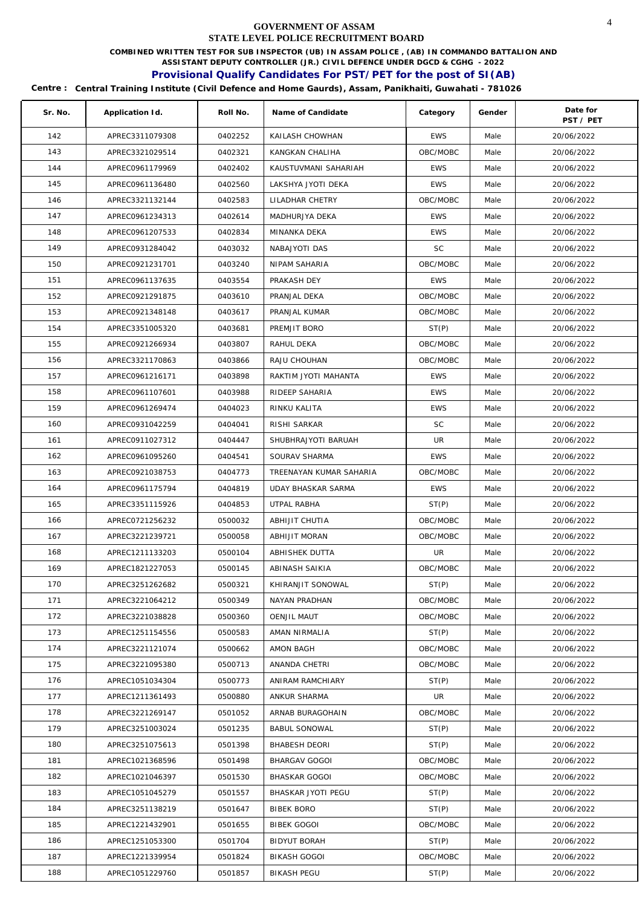GOVERNMENT OF ASSAM
STATE LEVEL POLICE RECRUITMENT BOARD

**COMBINED WRITTEN TEST FOR SUB INSPECTOR (UB) IN ASSAM POLICE , (AB) IN COMMANDO BATTALION AND ASSISTANT DEPUTY CONTROLLER (JR.) CIVIL DEFENCE UNDER DGCD & CGHG - 2022**

**Provisional Qualify Candidates For PST/PET for the post of SI(AB)**

**Centre : Central Training Institute (Civil Defence and Home Gaurds), Assam, Panikhaiti, Guwahati - 781026**

| Sr. No. | Application Id. | Roll No. | Name of Candidate | Category | Gender | Date for PST / PET |
|---|---|---|---|---|---|---|
| 142 | APREC3311079308 | 0402252 | KAILASH CHOWHAN | EWS | Male | 20/06/2022 |
| 143 | APREC3321029514 | 0402321 | KANGKAN CHALIHA | OBC/MOBC | Male | 20/06/2022 |
| 144 | APREC0961179969 | 0402402 | KAUSTUVMANI SAHARIAH | EWS | Male | 20/06/2022 |
| 145 | APREC0961136480 | 0402560 | LAKSHYA JYOTI DEKA | EWS | Male | 20/06/2022 |
| 146 | APREC3321132144 | 0402583 | LILADHAR CHETRY | OBC/MOBC | Male | 20/06/2022 |
| 147 | APREC0961234313 | 0402614 | MADHURJYA DEKA | EWS | Male | 20/06/2022 |
| 148 | APREC0961207533 | 0402834 | MINANKA DEKA | EWS | Male | 20/06/2022 |
| 149 | APREC0931284042 | 0403032 | NABAJYOTI DAS | SC | Male | 20/06/2022 |
| 150 | APREC0921231701 | 0403240 | NIPAM SAHARIA | OBC/MOBC | Male | 20/06/2022 |
| 151 | APREC0961137635 | 0403554 | PRAKASH DEY | EWS | Male | 20/06/2022 |
| 152 | APREC0921291875 | 0403610 | PRANJAL DEKA | OBC/MOBC | Male | 20/06/2022 |
| 153 | APREC0921348148 | 0403617 | PRANJAL KUMAR | OBC/MOBC | Male | 20/06/2022 |
| 154 | APREC3351005320 | 0403681 | PREMJIT BORO | ST(P) | Male | 20/06/2022 |
| 155 | APREC0921266934 | 0403807 | RAHUL DEKA | OBC/MOBC | Male | 20/06/2022 |
| 156 | APREC3321170863 | 0403866 | RAJU CHOUHAN | OBC/MOBC | Male | 20/06/2022 |
| 157 | APREC0961216171 | 0403898 | RAKTIM JYOTI MAHANTA | EWS | Male | 20/06/2022 |
| 158 | APREC0961107601 | 0403988 | RIDEEP SAHARIA | EWS | Male | 20/06/2022 |
| 159 | APREC0961269474 | 0404023 | RINKU KALITA | EWS | Male | 20/06/2022 |
| 160 | APREC0931042259 | 0404041 | RISHI SARKAR | SC | Male | 20/06/2022 |
| 161 | APREC0911027312 | 0404447 | SHUBHRAJYOTI BARUAH | UR | Male | 20/06/2022 |
| 162 | APREC0961095260 | 0404541 | SOURAV SHARMA | EWS | Male | 20/06/2022 |
| 163 | APREC0921038753 | 0404773 | TREENAYAN KUMAR SAHARIA | OBC/MOBC | Male | 20/06/2022 |
| 164 | APREC0961175794 | 0404819 | UDAY BHASKAR SARMA | EWS | Male | 20/06/2022 |
| 165 | APREC3351115926 | 0404853 | UTPAL RABHA | ST(P) | Male | 20/06/2022 |
| 166 | APREC0721256232 | 0500032 | ABHIJIT CHUTIA | OBC/MOBC | Male | 20/06/2022 |
| 167 | APREC3221239721 | 0500058 | ABHIJIT MORAN | OBC/MOBC | Male | 20/06/2022 |
| 168 | APREC1211133203 | 0500104 | ABHISHEK DUTTA | UR | Male | 20/06/2022 |
| 169 | APREC1821227053 | 0500145 | ABINASH SAIKIA | OBC/MOBC | Male | 20/06/2022 |
| 170 | APREC3251262682 | 0500321 | KHIRANJIT SONOWAL | ST(P) | Male | 20/06/2022 |
| 171 | APREC3221064212 | 0500349 | NAYAN PRADHAN | OBC/MOBC | Male | 20/06/2022 |
| 172 | APREC3221038828 | 0500360 | OENJIL MAUT | OBC/MOBC | Male | 20/06/2022 |
| 173 | APREC1251154556 | 0500583 | AMAN NIRMALIA | ST(P) | Male | 20/06/2022 |
| 174 | APREC3221121074 | 0500662 | AMON BAGH | OBC/MOBC | Male | 20/06/2022 |
| 175 | APREC3221095380 | 0500713 | ANANDA CHETRI | OBC/MOBC | Male | 20/06/2022 |
| 176 | APREC1051034304 | 0500773 | ANIRAM RAMCHIARY | ST(P) | Male | 20/06/2022 |
| 177 | APREC1211361493 | 0500880 | ANKUR SHARMA | UR | Male | 20/06/2022 |
| 178 | APREC3221269147 | 0501052 | ARNAB BURAGOHAIN | OBC/MOBC | Male | 20/06/2022 |
| 179 | APREC3251003024 | 0501235 | BABUL SONOWAL | ST(P) | Male | 20/06/2022 |
| 180 | APREC3251075613 | 0501398 | BHABESH DEORI | ST(P) | Male | 20/06/2022 |
| 181 | APREC1021368596 | 0501498 | BHARGAV GOGOI | OBC/MOBC | Male | 20/06/2022 |
| 182 | APREC1021046397 | 0501530 | BHASKAR GOGOI | OBC/MOBC | Male | 20/06/2022 |
| 183 | APREC1051045279 | 0501557 | BHASKAR JYOTI PEGU | ST(P) | Male | 20/06/2022 |
| 184 | APREC3251138219 | 0501647 | BIBEK BORO | ST(P) | Male | 20/06/2022 |
| 185 | APREC1221432901 | 0501655 | BIBEK GOGOI | OBC/MOBC | Male | 20/06/2022 |
| 186 | APREC1251053300 | 0501704 | BIDYUT BORAH | ST(P) | Male | 20/06/2022 |
| 187 | APREC1221339954 | 0501824 | BIKASH GOGOI | OBC/MOBC | Male | 20/06/2022 |
| 188 | APREC1051229760 | 0501857 | BIKASH PEGU | ST(P) | Male | 20/06/2022 |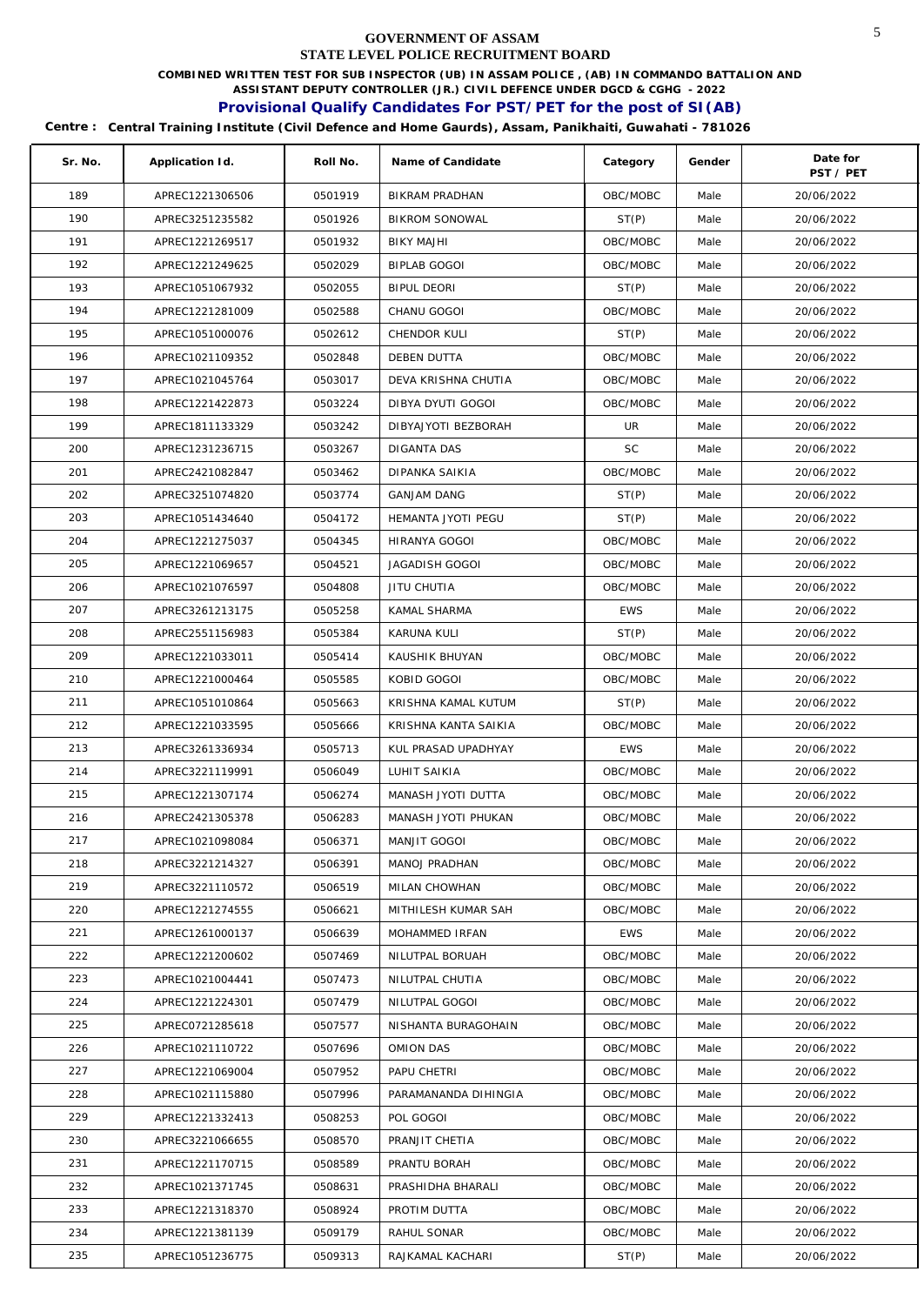**GOVERNMENT OF ASSAM**
**STATE LEVEL POLICE RECRUITMENT BOARD**

**COMBINED WRITTEN TEST FOR SUB INSPECTOR (UB) IN ASSAM POLICE , (AB) IN COMMANDO BATTALION AND ASSISTANT DEPUTY CONTROLLER (JR.) CIVIL DEFENCE UNDER DGCD & CGHG - 2022**

## Provisional Qualify Candidates For PST/PET for the post of SI(AB)

**Centre : Central Training Institute (Civil Defence and Home Gaurds), Assam, Panikhaiti, Guwahati - 781026**

| Sr. No. | Application Id. | Roll No. | Name of Candidate | Category | Gender | Date for PST / PET |
|---|---|---|---|---|---|---|
| 189 | APREC1221306506 | 0501919 | BIKRAM PRADHAN | OBC/MOBC | Male | 20/06/2022 |
| 190 | APREC3251235582 | 0501926 | BIKROM SONOWAL | ST(P) | Male | 20/06/2022 |
| 191 | APREC1221269517 | 0501932 | BIKY MAJHI | OBC/MOBC | Male | 20/06/2022 |
| 192 | APREC1221249625 | 0502029 | BIPLAB GOGOI | OBC/MOBC | Male | 20/06/2022 |
| 193 | APREC1051067932 | 0502055 | BIPUL DEORI | ST(P) | Male | 20/06/2022 |
| 194 | APREC1221281009 | 0502588 | CHANU GOGOI | OBC/MOBC | Male | 20/06/2022 |
| 195 | APREC1051000076 | 0502612 | CHENDOR KULI | ST(P) | Male | 20/06/2022 |
| 196 | APREC1021109352 | 0502848 | DEBEN DUTTA | OBC/MOBC | Male | 20/06/2022 |
| 197 | APREC1021045764 | 0503017 | DEVA KRISHNA CHUTIA | OBC/MOBC | Male | 20/06/2022 |
| 198 | APREC1221422873 | 0503224 | DIBYA DYUTI GOGOI | OBC/MOBC | Male | 20/06/2022 |
| 199 | APREC1811133329 | 0503242 | DIBYAJYOTI BEZBORAH | UR | Male | 20/06/2022 |
| 200 | APREC1231236715 | 0503267 | DIGANTA DAS | SC | Male | 20/06/2022 |
| 201 | APREC2421082847 | 0503462 | DIPANKA SAIKIA | OBC/MOBC | Male | 20/06/2022 |
| 202 | APREC3251074820 | 0503774 | GANJAM DANG | ST(P) | Male | 20/06/2022 |
| 203 | APREC1051434640 | 0504172 | HEMANTA JYOTI PEGU | ST(P) | Male | 20/06/2022 |
| 204 | APREC1221275037 | 0504345 | HIRANYA GOGOI | OBC/MOBC | Male | 20/06/2022 |
| 205 | APREC1221069657 | 0504521 | JAGADISH GOGOI | OBC/MOBC | Male | 20/06/2022 |
| 206 | APREC1021076597 | 0504808 | JITU CHUTIA | OBC/MOBC | Male | 20/06/2022 |
| 207 | APREC3261213175 | 0505258 | KAMAL SHARMA | EWS | Male | 20/06/2022 |
| 208 | APREC2551156983 | 0505384 | KARUNA KULI | ST(P) | Male | 20/06/2022 |
| 209 | APREC1221033011 | 0505414 | KAUSHIK BHUYAN | OBC/MOBC | Male | 20/06/2022 |
| 210 | APREC1221000464 | 0505585 | KOBID GOGOI | OBC/MOBC | Male | 20/06/2022 |
| 211 | APREC1051010864 | 0505663 | KRISHNA KAMAL KUTUM | ST(P) | Male | 20/06/2022 |
| 212 | APREC1221033595 | 0505666 | KRISHNA KANTA SAIKIA | OBC/MOBC | Male | 20/06/2022 |
| 213 | APREC3261336934 | 0505713 | KUL PRASAD UPADHYAY | EWS | Male | 20/06/2022 |
| 214 | APREC3221119991 | 0506049 | LUHIT SAIKIA | OBC/MOBC | Male | 20/06/2022 |
| 215 | APREC1221307174 | 0506274 | MANASH JYOTI DUTTA | OBC/MOBC | Male | 20/06/2022 |
| 216 | APREC2421305378 | 0506283 | MANASH JYOTI PHUKAN | OBC/MOBC | Male | 20/06/2022 |
| 217 | APREC1021098084 | 0506371 | MANJIT GOGOI | OBC/MOBC | Male | 20/06/2022 |
| 218 | APREC3221214327 | 0506391 | MANOJ PRADHAN | OBC/MOBC | Male | 20/06/2022 |
| 219 | APREC3221110572 | 0506519 | MILAN CHOWHAN | OBC/MOBC | Male | 20/06/2022 |
| 220 | APREC1221274555 | 0506621 | MITHILESH KUMAR SAH | OBC/MOBC | Male | 20/06/2022 |
| 221 | APREC1261000137 | 0506639 | MOHAMMED IRFAN | EWS | Male | 20/06/2022 |
| 222 | APREC1221200602 | 0507469 | NILUTPAL BORUAH | OBC/MOBC | Male | 20/06/2022 |
| 223 | APREC1021004441 | 0507473 | NILUTPAL CHUTIA | OBC/MOBC | Male | 20/06/2022 |
| 224 | APREC1221224301 | 0507479 | NILUTPAL GOGOI | OBC/MOBC | Male | 20/06/2022 |
| 225 | APREC0721285618 | 0507577 | NISHANTA BURAGOHAIN | OBC/MOBC | Male | 20/06/2022 |
| 226 | APREC1021110722 | 0507696 | OMION DAS | OBC/MOBC | Male | 20/06/2022 |
| 227 | APREC1221069004 | 0507952 | PAPU CHETRI | OBC/MOBC | Male | 20/06/2022 |
| 228 | APREC1021115880 | 0507996 | PARAMANANDA DIHINGIA | OBC/MOBC | Male | 20/06/2022 |
| 229 | APREC1221332413 | 0508253 | POL GOGOI | OBC/MOBC | Male | 20/06/2022 |
| 230 | APREC3221066655 | 0508570 | PRANJIT CHETIA | OBC/MOBC | Male | 20/06/2022 |
| 231 | APREC1221170715 | 0508589 | PRANTU BORAH | OBC/MOBC | Male | 20/06/2022 |
| 232 | APREC1021371745 | 0508631 | PRASHIDHA BHARALI | OBC/MOBC | Male | 20/06/2022 |
| 233 | APREC1221318370 | 0508924 | PROTIM DUTTA | OBC/MOBC | Male | 20/06/2022 |
| 234 | APREC1221381139 | 0509179 | RAHUL SONAR | OBC/MOBC | Male | 20/06/2022 |
| 235 | APREC1051236775 | 0509313 | RAJKAMAL KACHARI | ST(P) | Male | 20/06/2022 |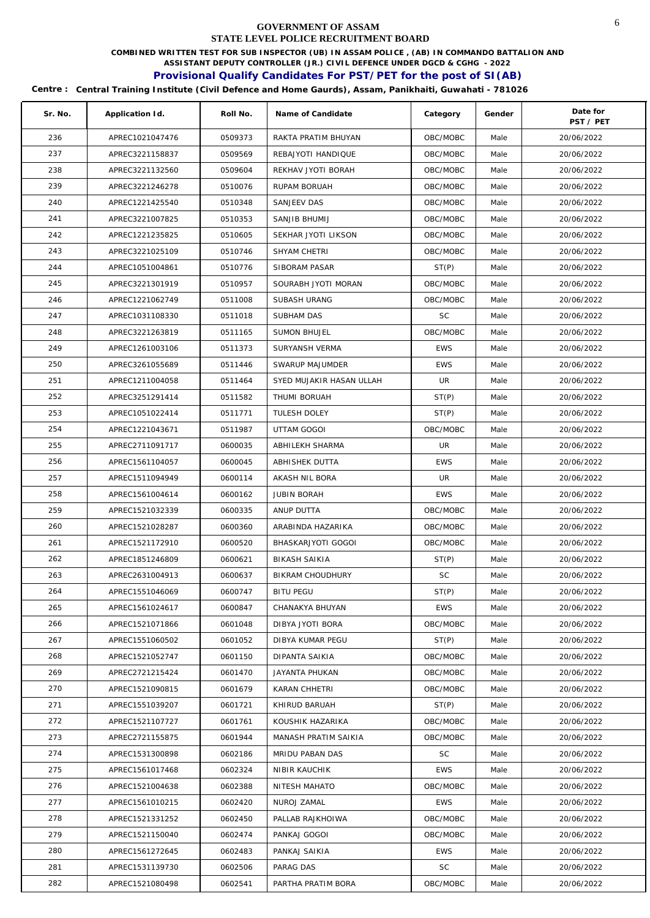# GOVERNMENT OF ASSAM
## STATE LEVEL POLICE RECRUITMENT BOARD

**COMBINED WRITTEN TEST FOR SUB INSPECTOR (UB) IN ASSAM POLICE , (AB) IN COMMANDO BATTALION AND ASSISTANT DEPUTY CONTROLLER (JR.) CIVIL DEFENCE UNDER DGCD & CGHG - 2022**

**Provisional Qualify Candidates For PST/PET for the post of SI(AB)**

**Centre : Central Training Institute (Civil Defence and Home Gaurds), Assam, Panikhaiti, Guwahati - 781026**

| Sr. No. | Application Id. | Roll No. | Name of Candidate | Category | Gender | Date for PST / PET |
|---|---|---|---|---|---|---|
| 236 | APREC1021047476 | 0509373 | RAKTA PRATIM BHUYAN | OBC/MOBC | Male | 20/06/2022 |
| 237 | APREC3221158837 | 0509569 | REBAJYOTI HANDIQUE | OBC/MOBC | Male | 20/06/2022 |
| 238 | APREC3221132560 | 0509604 | REKHAV JYOTI BORAH | OBC/MOBC | Male | 20/06/2022 |
| 239 | APREC3221246278 | 0510076 | RUPAM BORUAH | OBC/MOBC | Male | 20/06/2022 |
| 240 | APREC1221425540 | 0510348 | SANJEEV DAS | OBC/MOBC | Male | 20/06/2022 |
| 241 | APREC3221007825 | 0510353 | SANJIB BHUMIJ | OBC/MOBC | Male | 20/06/2022 |
| 242 | APREC1221235825 | 0510605 | SEKHAR JYOTI LIKSON | OBC/MOBC | Male | 20/06/2022 |
| 243 | APREC3221025109 | 0510746 | SHYAM CHETRI | OBC/MOBC | Male | 20/06/2022 |
| 244 | APREC1051004861 | 0510776 | SIBORAM PASAR | ST(P) | Male | 20/06/2022 |
| 245 | APREC3221301919 | 0510957 | SOURABH JYOTI MORAN | OBC/MOBC | Male | 20/06/2022 |
| 246 | APREC1221062749 | 0511008 | SUBASH URANG | OBC/MOBC | Male | 20/06/2022 |
| 247 | APREC1031108330 | 0511018 | SUBHAM DAS | SC | Male | 20/06/2022 |
| 248 | APREC3221263819 | 0511165 | SUMON BHUJEL | OBC/MOBC | Male | 20/06/2022 |
| 249 | APREC1261003106 | 0511373 | SURYANSH VERMA | EWS | Male | 20/06/2022 |
| 250 | APREC3261055689 | 0511446 | SWARUP MAJUMDER | EWS | Male | 20/06/2022 |
| 251 | APREC1211004058 | 0511464 | SYED MUJAKIR HASAN ULLAH | UR | Male | 20/06/2022 |
| 252 | APREC3251291414 | 0511582 | THUMI BORUAH | ST(P) | Male | 20/06/2022 |
| 253 | APREC1051022414 | 0511771 | TULESH DOLEY | ST(P) | Male | 20/06/2022 |
| 254 | APREC1221043671 | 0511987 | UTTAM GOGOI | OBC/MOBC | Male | 20/06/2022 |
| 255 | APREC2711091717 | 0600035 | ABHILEKH SHARMA | UR | Male | 20/06/2022 |
| 256 | APREC1561104057 | 0600045 | ABHISHEK DUTTA | EWS | Male | 20/06/2022 |
| 257 | APREC1511094949 | 0600114 | AKASH NIL BORA | UR | Male | 20/06/2022 |
| 258 | APREC1561004614 | 0600162 | JUBIN BORAH | EWS | Male | 20/06/2022 |
| 259 | APREC1521032339 | 0600335 | ANUP DUTTA | OBC/MOBC | Male | 20/06/2022 |
| 260 | APREC1521028287 | 0600360 | ARABINDA HAZARIKA | OBC/MOBC | Male | 20/06/2022 |
| 261 | APREC1521172910 | 0600520 | BHASKARJYOTI GOGOI | OBC/MOBC | Male | 20/06/2022 |
| 262 | APREC1851246809 | 0600621 | BIKASH SAIKIA | ST(P) | Male | 20/06/2022 |
| 263 | APREC2631004913 | 0600637 | BIKRAM CHOUDHURY | SC | Male | 20/06/2022 |
| 264 | APREC1551046069 | 0600747 | BITU PEGU | ST(P) | Male | 20/06/2022 |
| 265 | APREC1561024617 | 0600847 | CHANAKYA BHUYAN | EWS | Male | 20/06/2022 |
| 266 | APREC1521071866 | 0601048 | DIBYA JYOTI BORA | OBC/MOBC | Male | 20/06/2022 |
| 267 | APREC1551060502 | 0601052 | DIBYA KUMAR PEGU | ST(P) | Male | 20/06/2022 |
| 268 | APREC1521052747 | 0601150 | DIPANTA SAIKIA | OBC/MOBC | Male | 20/06/2022 |
| 269 | APREC2721215424 | 0601470 | JAYANTA PHUKAN | OBC/MOBC | Male | 20/06/2022 |
| 270 | APREC1521090815 | 0601679 | KARAN CHHETRI | OBC/MOBC | Male | 20/06/2022 |
| 271 | APREC1551039207 | 0601721 | KHIRUD BARUAH | ST(P) | Male | 20/06/2022 |
| 272 | APREC1521107727 | 0601761 | KOUSHIK HAZARIKA | OBC/MOBC | Male | 20/06/2022 |
| 273 | APREC2721155875 | 0601944 | MANASH PRATIM SAIKIA | OBC/MOBC | Male | 20/06/2022 |
| 274 | APREC1531300898 | 0602186 | MRIDU PABAN DAS | SC | Male | 20/06/2022 |
| 275 | APREC1561017468 | 0602324 | NIBIR KAUCHIK | EWS | Male | 20/06/2022 |
| 276 | APREC1521004638 | 0602388 | NITESH MAHATO | OBC/MOBC | Male | 20/06/2022 |
| 277 | APREC1561010215 | 0602420 | NUROJ ZAMAL | EWS | Male | 20/06/2022 |
| 278 | APREC1521331252 | 0602450 | PALLAB RAJKHOIWA | OBC/MOBC | Male | 20/06/2022 |
| 279 | APREC1521150040 | 0602474 | PANKAJ GOGOI | OBC/MOBC | Male | 20/06/2022 |
| 280 | APREC1561272645 | 0602483 | PANKAJ SAIKIA | EWS | Male | 20/06/2022 |
| 281 | APREC1531139730 | 0602506 | PARAG DAS | SC | Male | 20/06/2022 |
| 282 | APREC1521080498 | 0602541 | PARTHA PRATIM BORA | OBC/MOBC | Male | 20/06/2022 |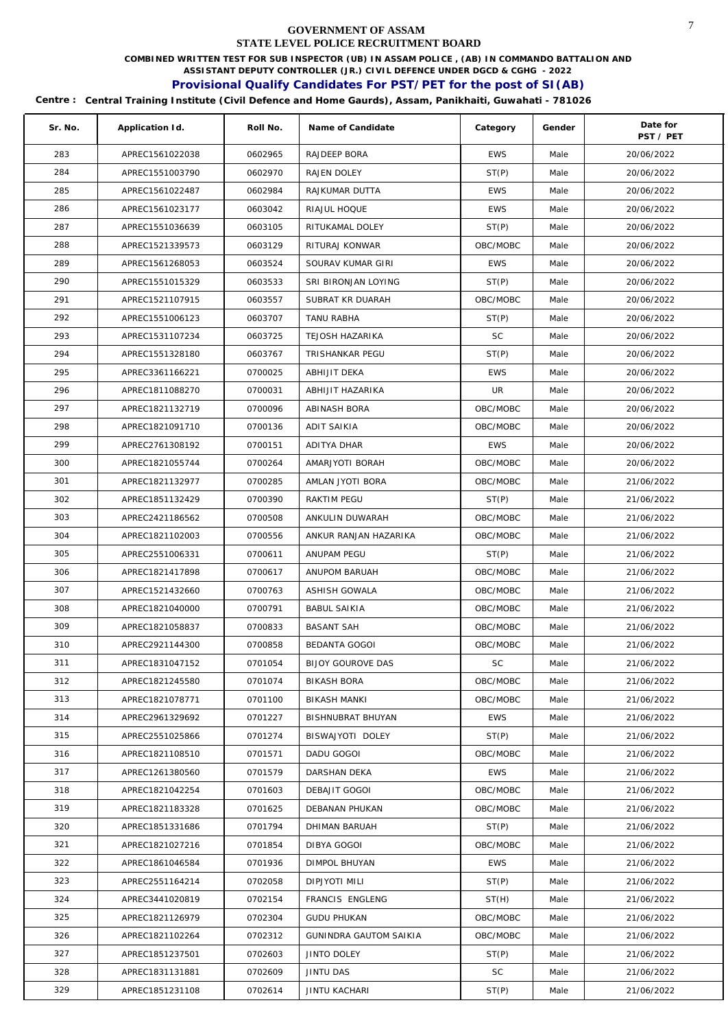# GOVERNMENT OF ASSAM
## STATE LEVEL POLICE RECRUITMENT BOARD

**COMBINED WRITTEN TEST FOR SUB INSPECTOR (UB) IN ASSAM POLICE , (AB) IN COMMANDO BATTALION AND ASSISTANT DEPUTY CONTROLLER (JR.) CIVIL DEFENCE UNDER DGCD & CGHG - 2022**

### Provisional Qualify Candidates For PST/PET for the post of SI(AB)

**Centre : Central Training Institute (Civil Defence and Home Gaurds), Assam, Panikhaiti, Guwahati - 781026**

| Sr. No. | Application Id. | Roll No. | Name of Candidate | Category | Gender | Date for PST / PET |
|---|---|---|---|---|---|---|
| 283 | APREC1561022038 | 0602965 | RAJDEEP BORA | EWS | Male | 20/06/2022 |
| 284 | APREC1551003790 | 0602970 | RAJEN DOLEY | ST(P) | Male | 20/06/2022 |
| 285 | APREC1561022487 | 0602984 | RAJKUMAR DUTTA | EWS | Male | 20/06/2022 |
| 286 | APREC1561023177 | 0603042 | RIAJUL HOQUE | EWS | Male | 20/06/2022 |
| 287 | APREC1551036639 | 0603105 | RITUKAMAL DOLEY | ST(P) | Male | 20/06/2022 |
| 288 | APREC1521339573 | 0603129 | RITURAJ KONWAR | OBC/MOBC | Male | 20/06/2022 |
| 289 | APREC1561268053 | 0603524 | SOURAV KUMAR GIRI | EWS | Male | 20/06/2022 |
| 290 | APREC1551015329 | 0603533 | SRI BIRONJAN LOYING | ST(P) | Male | 20/06/2022 |
| 291 | APREC1521107915 | 0603557 | SUBRAT KR DUARAH | OBC/MOBC | Male | 20/06/2022 |
| 292 | APREC1551006123 | 0603707 | TANU RABHA | ST(P) | Male | 20/06/2022 |
| 293 | APREC1531107234 | 0603725 | TEJOSH HAZARIKA | SC | Male | 20/06/2022 |
| 294 | APREC1551328180 | 0603767 | TRISHANKAR PEGU | ST(P) | Male | 20/06/2022 |
| 295 | APREC3361166221 | 0700025 | ABHIJIT DEKA | EWS | Male | 20/06/2022 |
| 296 | APREC1811088270 | 0700031 | ABHIJIT HAZARIKA | UR | Male | 20/06/2022 |
| 297 | APREC1821132719 | 0700096 | ABINASH BORA | OBC/MOBC | Male | 20/06/2022 |
| 298 | APREC1821091710 | 0700136 | ADIT SAIKIA | OBC/MOBC | Male | 20/06/2022 |
| 299 | APREC2761308192 | 0700151 | ADITYA DHAR | EWS | Male | 20/06/2022 |
| 300 | APREC1821055744 | 0700264 | AMARJYOTI BORAH | OBC/MOBC | Male | 20/06/2022 |
| 301 | APREC1821132977 | 0700285 | AMLAN JYOTI BORA | OBC/MOBC | Male | 21/06/2022 |
| 302 | APREC1851132429 | 0700390 | RAKTIM PEGU | ST(P) | Male | 21/06/2022 |
| 303 | APREC2421186562 | 0700508 | ANKULIN DUWARAH | OBC/MOBC | Male | 21/06/2022 |
| 304 | APREC1821102003 | 0700556 | ANKUR RANJAN HAZARIKA | OBC/MOBC | Male | 21/06/2022 |
| 305 | APREC2551006331 | 0700611 | ANUPAM PEGU | ST(P) | Male | 21/06/2022 |
| 306 | APREC1821417898 | 0700617 | ANUPOM BARUAH | OBC/MOBC | Male | 21/06/2022 |
| 307 | APREC1521432660 | 0700763 | ASHISH GOWALA | OBC/MOBC | Male | 21/06/2022 |
| 308 | APREC1821040000 | 0700791 | BABUL SAIKIA | OBC/MOBC | Male | 21/06/2022 |
| 309 | APREC1821058837 | 0700833 | BASANT SAH | OBC/MOBC | Male | 21/06/2022 |
| 310 | APREC2921144300 | 0700858 | BEDANTA GOGOI | OBC/MOBC | Male | 21/06/2022 |
| 311 | APREC1831047152 | 0701054 | BIJOY GOUROVE DAS | SC | Male | 21/06/2022 |
| 312 | APREC1821245580 | 0701074 | BIKASH BORA | OBC/MOBC | Male | 21/06/2022 |
| 313 | APREC1821078771 | 0701100 | BIKASH MANKI | OBC/MOBC | Male | 21/06/2022 |
| 314 | APREC2961329692 | 0701227 | BISHNUBRAT BHUYAN | EWS | Male | 21/06/2022 |
| 315 | APREC2551025866 | 0701274 | BISWAJYOTI DOLEY | ST(P) | Male | 21/06/2022 |
| 316 | APREC1821108510 | 0701571 | DADU GOGOI | OBC/MOBC | Male | 21/06/2022 |
| 317 | APREC1261380560 | 0701579 | DARSHAN DEKA | EWS | Male | 21/06/2022 |
| 318 | APREC1821042254 | 0701603 | DEBAJIT GOGOI | OBC/MOBC | Male | 21/06/2022 |
| 319 | APREC1821183328 | 0701625 | DEBANAN PHUKAN | OBC/MOBC | Male | 21/06/2022 |
| 320 | APREC1851331686 | 0701794 | DHIMAN BARUAH | ST(P) | Male | 21/06/2022 |
| 321 | APREC1821027216 | 0701854 | DIBYA GOGOI | OBC/MOBC | Male | 21/06/2022 |
| 322 | APREC1861046584 | 0701936 | DIMPOL BHUYAN | EWS | Male | 21/06/2022 |
| 323 | APREC2551164214 | 0702058 | DIPJYOTI MILI | ST(P) | Male | 21/06/2022 |
| 324 | APREC3441020819 | 0702154 | FRANCIS ENGLENG | ST(H) | Male | 21/06/2022 |
| 325 | APREC1821126979 | 0702304 | GUDU PHUKAN | OBC/MOBC | Male | 21/06/2022 |
| 326 | APREC1821102264 | 0702312 | GUNINDRA GAUTOM SAIKIA | OBC/MOBC | Male | 21/06/2022 |
| 327 | APREC1851237501 | 0702603 | JINTO DOLEY | ST(P) | Male | 21/06/2022 |
| 328 | APREC1831131881 | 0702609 | JINTU DAS | SC | Male | 21/06/2022 |
| 329 | APREC1851231108 | 0702614 | JINTU KACHARI | ST(P) | Male | 21/06/2022 |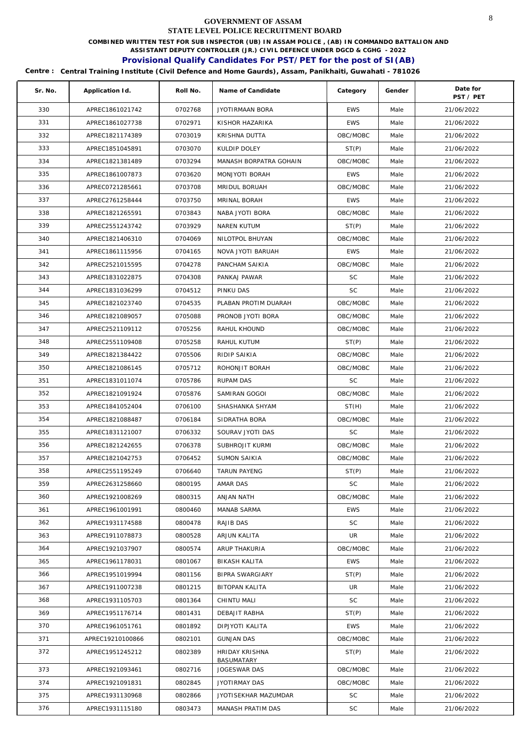# GOVERNMENT OF ASSAM

## STATE LEVEL POLICE RECRUITMENT BOARD

**COMBINED WRITTEN TEST FOR SUB INSPECTOR (UB) IN ASSAM POLICE , (AB) IN COMMANDO BATTALION AND ASSISTANT DEPUTY CONTROLLER (JR.) CIVIL DEFENCE UNDER DGCD & CGHG - 2022**

### Provisional Qualify Candidates For PST/PET for the post of SI(AB)

**Centre : Central Training Institute (Civil Defence and Home Gaurds), Assam, Panikhaiti, Guwahati - 781026**

| Sr. No. | Application Id. | Roll No. | Name of Candidate | Category | Gender | Date for PST / PET |
|---|---|---|---|---|---|---|
| 330 | APREC1861021742 | 0702768 | JYOTIRMAAN BORA | EWS | Male | 21/06/2022 |
| 331 | APREC1861027738 | 0702971 | KISHOR HAZARIKA | EWS | Male | 21/06/2022 |
| 332 | APREC1821174389 | 0703019 | KRISHNA DUTTA | OBC/MOBC | Male | 21/06/2022 |
| 333 | APREC1851045891 | 0703070 | KULDIP DOLEY | ST(P) | Male | 21/06/2022 |
| 334 | APREC1821381489 | 0703294 | MANASH BORPATRA GOHAIN | OBC/MOBC | Male | 21/06/2022 |
| 335 | APREC1861007873 | 0703620 | MONJYOTI BORAH | EWS | Male | 21/06/2022 |
| 336 | APREC0721285661 | 0703708 | MRIDUL BORUAH | OBC/MOBC | Male | 21/06/2022 |
| 337 | APREC2761258444 | 0703750 | MRINAL BORAH | EWS | Male | 21/06/2022 |
| 338 | APREC1821265591 | 0703843 | NABA JYOTI BORA | OBC/MOBC | Male | 21/06/2022 |
| 339 | APREC2551243742 | 0703929 | NAREN KUTUM | ST(P) | Male | 21/06/2022 |
| 340 | APREC1821406310 | 0704069 | NILOTPOL BHUYAN | OBC/MOBC | Male | 21/06/2022 |
| 341 | APREC1861115956 | 0704165 | NOVA JYOTI BARUAH | EWS | Male | 21/06/2022 |
| 342 | APREC2521015595 | 0704278 | PANCHAM SAIKIA | OBC/MOBC | Male | 21/06/2022 |
| 343 | APREC1831022875 | 0704308 | PANKAJ PAWAR | SC | Male | 21/06/2022 |
| 344 | APREC1831036299 | 0704512 | PINKU DAS | SC | Male | 21/06/2022 |
| 345 | APREC1821023740 | 0704535 | PLABAN PROTIM DUARAH | OBC/MOBC | Male | 21/06/2022 |
| 346 | APREC1821089057 | 0705088 | PRONOB JYOTI BORA | OBC/MOBC | Male | 21/06/2022 |
| 347 | APREC2521109112 | 0705256 | RAHUL KHOUND | OBC/MOBC | Male | 21/06/2022 |
| 348 | APREC2551109408 | 0705258 | RAHUL KUTUM | ST(P) | Male | 21/06/2022 |
| 349 | APREC1821384422 | 0705506 | RIDIP SAIKIA | OBC/MOBC | Male | 21/06/2022 |
| 350 | APREC1821086145 | 0705712 | ROHONJIT BORAH | OBC/MOBC | Male | 21/06/2022 |
| 351 | APREC1831011074 | 0705786 | RUPAM DAS | SC | Male | 21/06/2022 |
| 352 | APREC1821091924 | 0705876 | SAMIRAN GOGOI | OBC/MOBC | Male | 21/06/2022 |
| 353 | APREC1841052404 | 0706100 | SHASHANKA SHYAM | ST(H) | Male | 21/06/2022 |
| 354 | APREC1821088487 | 0706184 | SIDRATHA BORA | OBC/MOBC | Male | 21/06/2022 |
| 355 | APREC1831121007 | 0706332 | SOURAV JYOTI DAS | SC | Male | 21/06/2022 |
| 356 | APREC1821242655 | 0706378 | SUBHROJIT KURMI | OBC/MOBC | Male | 21/06/2022 |
| 357 | APREC1821042753 | 0706452 | SUMON SAIKIA | OBC/MOBC | Male | 21/06/2022 |
| 358 | APREC2551195249 | 0706640 | TARUN PAYENG | ST(P) | Male | 21/06/2022 |
| 359 | APREC2631258660 | 0800195 | AMAR DAS | SC | Male | 21/06/2022 |
| 360 | APREC1921008269 | 0800315 | ANJAN NATH | OBC/MOBC | Male | 21/06/2022 |
| 361 | APREC1961001991 | 0800460 | MANAB SARMA | EWS | Male | 21/06/2022 |
| 362 | APREC1931174588 | 0800478 | RAJIB DAS | SC | Male | 21/06/2022 |
| 363 | APREC1911078873 | 0800528 | ARJUN KALITA | UR | Male | 21/06/2022 |
| 364 | APREC1921037907 | 0800574 | ARUP THAKURIA | OBC/MOBC | Male | 21/06/2022 |
| 365 | APREC1961178031 | 0801067 | BIKASH KALITA | EWS | Male | 21/06/2022 |
| 366 | APREC1951019994 | 0801156 | BIPRA SWARGIARY | ST(P) | Male | 21/06/2022 |
| 367 | APREC1911007238 | 0801215 | BITOPAN KALITA | UR | Male | 21/06/2022 |
| 368 | APREC1931105703 | 0801364 | CHINTU MALI | SC | Male | 21/06/2022 |
| 369 | APREC1951176714 | 0801431 | DEBAJIT RABHA | ST(P) | Male | 21/06/2022 |
| 370 | APREC1961051761 | 0801892 | DIPJYOTI KALITA | EWS | Male | 21/06/2022 |
| 371 | APREC19210100866 | 0802101 | GUNJAN DAS | OBC/MOBC | Male | 21/06/2022 |
| 372 | APREC1951245212 | 0802389 | HRIDAY KRISHNA BASUMATARY | ST(P) | Male | 21/06/2022 |
| 373 | APREC1921093461 | 0802716 | JOGESWAR DAS | OBC/MOBC | Male | 21/06/2022 |
| 374 | APREC1921091831 | 0802845 | JYOTIRMAY DAS | OBC/MOBC | Male | 21/06/2022 |
| 375 | APREC1931130968 | 0802866 | JYOTISEKHAR MAZUMDAR | SC | Male | 21/06/2022 |
| 376 | APREC1931115180 | 0803473 | MANASH PRATIM DAS | SC | Male | 21/06/2022 |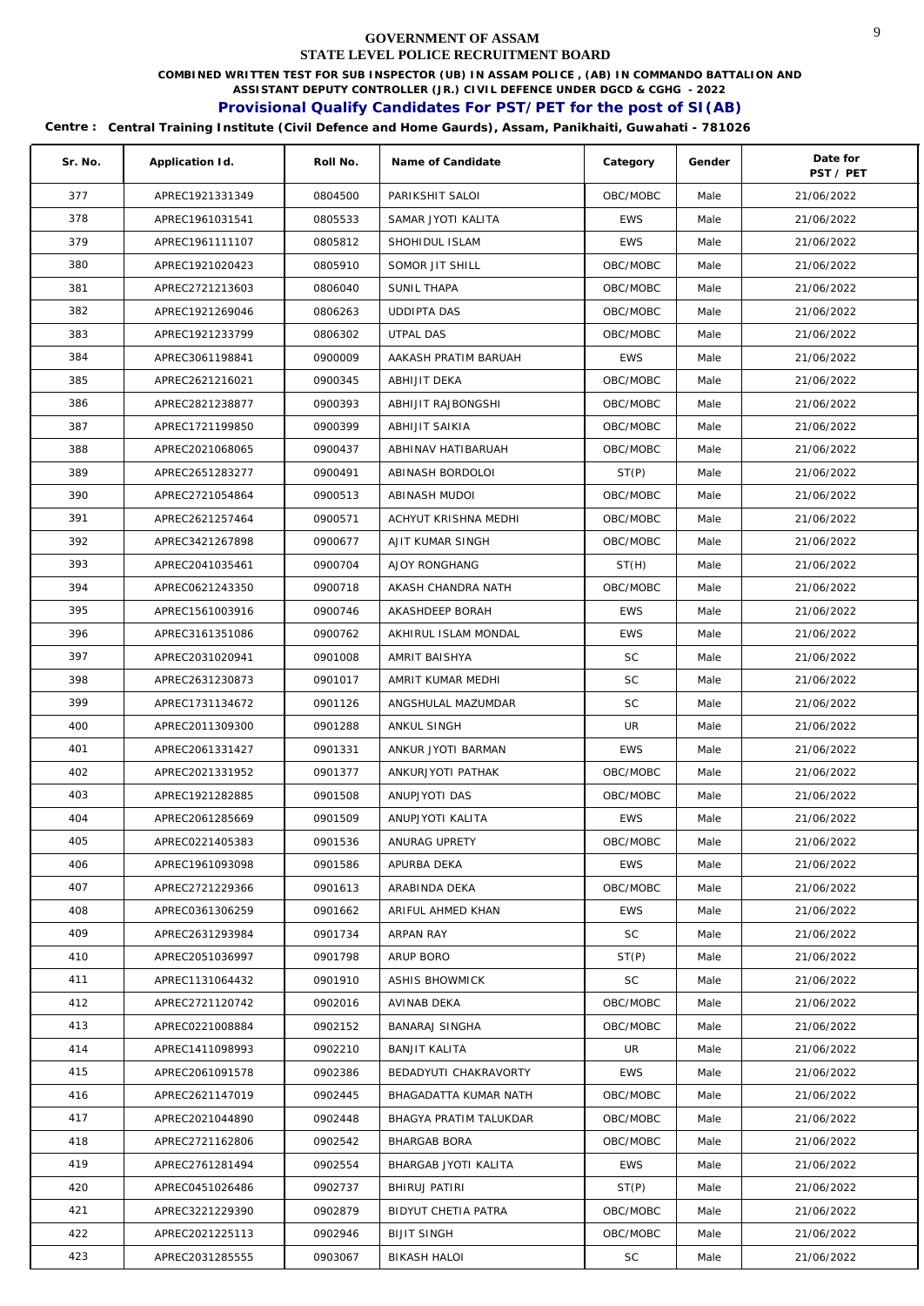# GOVERNMENT OF ASSAM
## STATE LEVEL POLICE RECRUITMENT BOARD

**COMBINED WRITTEN TEST FOR SUB INSPECTOR (UB) IN ASSAM POLICE , (AB) IN COMMANDO BATTALION AND ASSISTANT DEPUTY CONTROLLER (JR.) CIVIL DEFENCE UNDER DGCD & CGHG - 2022**

**Provisional Qualify Candidates For PST/PET for the post of SI(AB)**

**Centre : Central Training Institute (Civil Defence and Home Gaurds), Assam, Panikhaiti, Guwahati - 781026**

| Sr. No. | Application Id. | Roll No. | Name of Candidate | Category | Gender | Date for PST / PET |
|---|---|---|---|---|---|---|
| 377 | APREC1921331349 | 0804500 | PARIKSHIT SALOI | OBC/MOBC | Male | 21/06/2022 |
| 378 | APREC1961031541 | 0805533 | SAMAR JYOTI KALITA | EWS | Male | 21/06/2022 |
| 379 | APREC1961111107 | 0805812 | SHOHIDUL ISLAM | EWS | Male | 21/06/2022 |
| 380 | APREC1921020423 | 0805910 | SOMOR JIT SHILL | OBC/MOBC | Male | 21/06/2022 |
| 381 | APREC2721213603 | 0806040 | SUNIL THAPA | OBC/MOBC | Male | 21/06/2022 |
| 382 | APREC1921269046 | 0806263 | UDDIPTA DAS | OBC/MOBC | Male | 21/06/2022 |
| 383 | APREC1921233799 | 0806302 | UTPAL DAS | OBC/MOBC | Male | 21/06/2022 |
| 384 | APREC3061198841 | 0900009 | AAKASH PRATIM BARUAH | EWS | Male | 21/06/2022 |
| 385 | APREC2621216021 | 0900345 | ABHIJIT DEKA | OBC/MOBC | Male | 21/06/2022 |
| 386 | APREC2821238877 | 0900393 | ABHIJIT RAJBONGSHI | OBC/MOBC | Male | 21/06/2022 |
| 387 | APREC1721199850 | 0900399 | ABHIJIT SAIKIA | OBC/MOBC | Male | 21/06/2022 |
| 388 | APREC2021068065 | 0900437 | ABHINAV HATIBARUAH | OBC/MOBC | Male | 21/06/2022 |
| 389 | APREC2651283277 | 0900491 | ABINASH BORDOLOI | ST(P) | Male | 21/06/2022 |
| 390 | APREC2721054864 | 0900513 | ABINASH MUDOI | OBC/MOBC | Male | 21/06/2022 |
| 391 | APREC2621257464 | 0900571 | ACHYUT KRISHNA MEDHI | OBC/MOBC | Male | 21/06/2022 |
| 392 | APREC3421267898 | 0900677 | AJIT KUMAR SINGH | OBC/MOBC | Male | 21/06/2022 |
| 393 | APREC2041035461 | 0900704 | AJOY RONGHANG | ST(H) | Male | 21/06/2022 |
| 394 | APREC0621243350 | 0900718 | AKASH CHANDRA NATH | OBC/MOBC | Male | 21/06/2022 |
| 395 | APREC1561003916 | 0900746 | AKASHDEEP BORAH | EWS | Male | 21/06/2022 |
| 396 | APREC3161351086 | 0900762 | AKHIRUL ISLAM MONDAL | EWS | Male | 21/06/2022 |
| 397 | APREC2031020941 | 0901008 | AMRIT BAISHYA | SC | Male | 21/06/2022 |
| 398 | APREC2631230873 | 0901017 | AMRIT KUMAR MEDHI | SC | Male | 21/06/2022 |
| 399 | APREC1731134672 | 0901126 | ANGSHULAL MAZUMDAR | SC | Male | 21/06/2022 |
| 400 | APREC2011309300 | 0901288 | ANKUL SINGH | UR | Male | 21/06/2022 |
| 401 | APREC2061331427 | 0901331 | ANKUR JYOTI BARMAN | EWS | Male | 21/06/2022 |
| 402 | APREC2021331952 | 0901377 | ANKURJYOTI PATHAK | OBC/MOBC | Male | 21/06/2022 |
| 403 | APREC1921282885 | 0901508 | ANUPJYOTI DAS | OBC/MOBC | Male | 21/06/2022 |
| 404 | APREC2061285669 | 0901509 | ANUPJYOTI KALITA | EWS | Male | 21/06/2022 |
| 405 | APREC0221405383 | 0901536 | ANURAG UPRETY | OBC/MOBC | Male | 21/06/2022 |
| 406 | APREC1961093098 | 0901586 | APURBA DEKA | EWS | Male | 21/06/2022 |
| 407 | APREC2721229366 | 0901613 | ARABINDA DEKA | OBC/MOBC | Male | 21/06/2022 |
| 408 | APREC0361306259 | 0901662 | ARIFUL AHMED KHAN | EWS | Male | 21/06/2022 |
| 409 | APREC2631293984 | 0901734 | ARPAN RAY | SC | Male | 21/06/2022 |
| 410 | APREC2051036997 | 0901798 | ARUP BORO | ST(P) | Male | 21/06/2022 |
| 411 | APREC1131064432 | 0901910 | ASHIS BHOWMICK | SC | Male | 21/06/2022 |
| 412 | APREC2721120742 | 0902016 | AVINAB DEKA | OBC/MOBC | Male | 21/06/2022 |
| 413 | APREC0221008884 | 0902152 | BANARAJ SINGHA | OBC/MOBC | Male | 21/06/2022 |
| 414 | APREC1411098993 | 0902210 | BANJIT KALITA | UR | Male | 21/06/2022 |
| 415 | APREC2061091578 | 0902386 | BEDADYUTI CHAKRAVORTY | EWS | Male | 21/06/2022 |
| 416 | APREC2621147019 | 0902445 | BHAGADATTA KUMAR NATH | OBC/MOBC | Male | 21/06/2022 |
| 417 | APREC2021044890 | 0902448 | BHAGYA PRATIM TALUKDAR | OBC/MOBC | Male | 21/06/2022 |
| 418 | APREC2721162806 | 0902542 | BHARGAB BORA | OBC/MOBC | Male | 21/06/2022 |
| 419 | APREC2761281494 | 0902554 | BHARGAB JYOTI KALITA | EWS | Male | 21/06/2022 |
| 420 | APREC0451026486 | 0902737 | BHIRUJ PATIRI | ST(P) | Male | 21/06/2022 |
| 421 | APREC3221229390 | 0902879 | BIDYUT CHETIA PATRA | OBC/MOBC | Male | 21/06/2022 |
| 422 | APREC2021225113 | 0902946 | BIJIT SINGH | OBC/MOBC | Male | 21/06/2022 |
| 423 | APREC2031285555 | 0903067 | BIKASH HALOI | SC | Male | 21/06/2022 |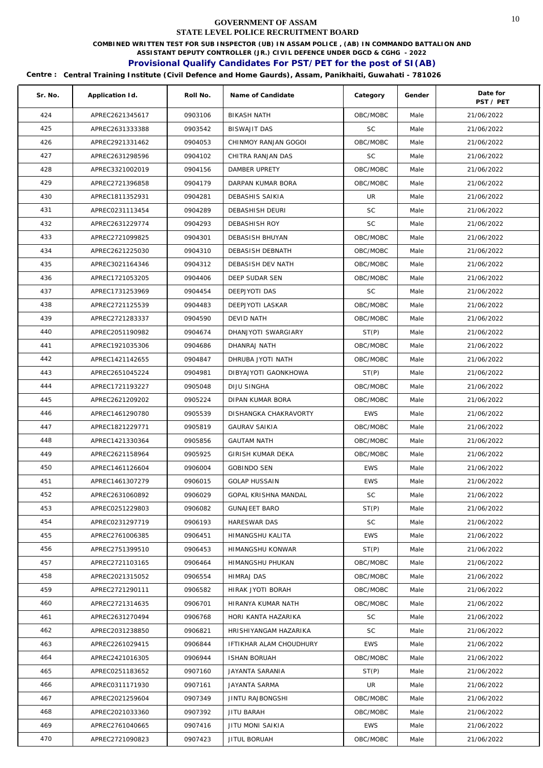# GOVERNMENT OF ASSAM

## STATE LEVEL POLICE RECRUITMENT BOARD

**COMBINED WRITTEN TEST FOR SUB INSPECTOR (UB) IN ASSAM POLICE , (AB) IN COMMANDO BATTALION AND ASSISTANT DEPUTY CONTROLLER (JR.) CIVIL DEFENCE UNDER DGCD & CGHG - 2022**

### Provisional Qualify Candidates For PST/PET for the post of SI(AB)

**Centre : Central Training Institute (Civil Defence and Home Gaurds), Assam, Panikhaiti, Guwahati - 781026**

| Sr. No. | Application Id. | Roll No. | Name of Candidate | Category | Gender | Date for PST / PET |
|---|---|---|---|---|---|---|
| 424 | APREC2621345617 | 0903106 | BIKASH NATH | OBC/MOBC | Male | 21/06/2022 |
| 425 | APREC2631333388 | 0903542 | BISWAJIT DAS | SC | Male | 21/06/2022 |
| 426 | APREC2921331462 | 0904053 | CHINMOY RANJAN GOGOI | OBC/MOBC | Male | 21/06/2022 |
| 427 | APREC2631298596 | 0904102 | CHITRA RANJAN DAS | SC | Male | 21/06/2022 |
| 428 | APREC3321002019 | 0904156 | DAMBER UPRETY | OBC/MOBC | Male | 21/06/2022 |
| 429 | APREC2721396858 | 0904179 | DARPAN KUMAR BORA | OBC/MOBC | Male | 21/06/2022 |
| 430 | APREC1811352931 | 0904281 | DEBASHIS SAIKIA | UR | Male | 21/06/2022 |
| 431 | APREC0231113454 | 0904289 | DEBASHISH DEURI | SC | Male | 21/06/2022 |
| 432 | APREC2631229774 | 0904293 | DEBASHISH ROY | SC | Male | 21/06/2022 |
| 433 | APREC2721099825 | 0904301 | DEBASISH BHUYAN | OBC/MOBC | Male | 21/06/2022 |
| 434 | APREC2621225030 | 0904310 | DEBASISH DEBNATH | OBC/MOBC | Male | 21/06/2022 |
| 435 | APREC3021164346 | 0904312 | DEBASISH DEV NATH | OBC/MOBC | Male | 21/06/2022 |
| 436 | APREC1721053205 | 0904406 | DEEP SUDAR SEN | OBC/MOBC | Male | 21/06/2022 |
| 437 | APREC1731253969 | 0904454 | DEEPJYOTI DAS | SC | Male | 21/06/2022 |
| 438 | APREC2721125539 | 0904483 | DEEPJYOTI LASKAR | OBC/MOBC | Male | 21/06/2022 |
| 439 | APREC2721283337 | 0904590 | DEVID NATH | OBC/MOBC | Male | 21/06/2022 |
| 440 | APREC2051190982 | 0904674 | DHANJYOTI SWARGIARY | ST(P) | Male | 21/06/2022 |
| 441 | APREC1921035306 | 0904686 | DHANRAJ NATH | OBC/MOBC | Male | 21/06/2022 |
| 442 | APREC1421142655 | 0904847 | DHRUBA JYOTI NATH | OBC/MOBC | Male | 21/06/2022 |
| 443 | APREC2651045224 | 0904981 | DIBYAJYOTI GAONKHOWA | ST(P) | Male | 21/06/2022 |
| 444 | APREC1721193227 | 0905048 | DIJU SINGHA | OBC/MOBC | Male | 21/06/2022 |
| 445 | APREC2621209202 | 0905224 | DIPAN KUMAR BORA | OBC/MOBC | Male | 21/06/2022 |
| 446 | APREC1461290780 | 0905539 | DISHANGKA CHAKRAVORTY | EWS | Male | 21/06/2022 |
| 447 | APREC1821229771 | 0905819 | GAURAV SAIKIA | OBC/MOBC | Male | 21/06/2022 |
| 448 | APREC1421330364 | 0905856 | GAUTAM NATH | OBC/MOBC | Male | 21/06/2022 |
| 449 | APREC2621158964 | 0905925 | GIRISH KUMAR DEKA | OBC/MOBC | Male | 21/06/2022 |
| 450 | APREC1461126604 | 0906004 | GOBINDO SEN | EWS | Male | 21/06/2022 |
| 451 | APREC1461307279 | 0906015 | GOLAP HUSSAIN | EWS | Male | 21/06/2022 |
| 452 | APREC2631060892 | 0906029 | GOPAL KRISHNA MANDAL | SC | Male | 21/06/2022 |
| 453 | APREC0251229803 | 0906082 | GUNAJEET BARO | ST(P) | Male | 21/06/2022 |
| 454 | APREC0231297719 | 0906193 | HARESWAR DAS | SC | Male | 21/06/2022 |
| 455 | APREC2761006385 | 0906451 | HIMANGSHU KALITA | EWS | Male | 21/06/2022 |
| 456 | APREC2751399510 | 0906453 | HIMANGSHU KONWAR | ST(P) | Male | 21/06/2022 |
| 457 | APREC2721103165 | 0906464 | HIMANGSHU PHUKAN | OBC/MOBC | Male | 21/06/2022 |
| 458 | APREC2021315052 | 0906554 | HIMRAJ DAS | OBC/MOBC | Male | 21/06/2022 |
| 459 | APREC2721290111 | 0906582 | HIRAK JYOTI BORAH | OBC/MOBC | Male | 21/06/2022 |
| 460 | APREC2721314635 | 0906701 | HIRANYA KUMAR NATH | OBC/MOBC | Male | 21/06/2022 |
| 461 | APREC2631270494 | 0906768 | HORI KANTA HAZARIKA | SC | Male | 21/06/2022 |
| 462 | APREC2031238850 | 0906821 | HRISHIYANGAM HAZARIKA | SC | Male | 21/06/2022 |
| 463 | APREC2261029415 | 0906844 | IFTIKHAR ALAM CHOUDHURY | EWS | Male | 21/06/2022 |
| 464 | APREC2421016305 | 0906944 | ISHAN BORUAH | OBC/MOBC | Male | 21/06/2022 |
| 465 | APREC0251183652 | 0907160 | JAYANTA SARANIA | ST(P) | Male | 21/06/2022 |
| 466 | APREC0311171930 | 0907161 | JAYANTA SARMA | UR | Male | 21/06/2022 |
| 467 | APREC2021259604 | 0907349 | JINTU RAJBONGSHI | OBC/MOBC | Male | 21/06/2022 |
| 468 | APREC2021033360 | 0907392 | JITU BARAH | OBC/MOBC | Male | 21/06/2022 |
| 469 | APREC2761040665 | 0907416 | JITU MONI SAIKIA | EWS | Male | 21/06/2022 |
| 470 | APREC2721090823 | 0907423 | JITUL BORUAH | OBC/MOBC | Male | 21/06/2022 |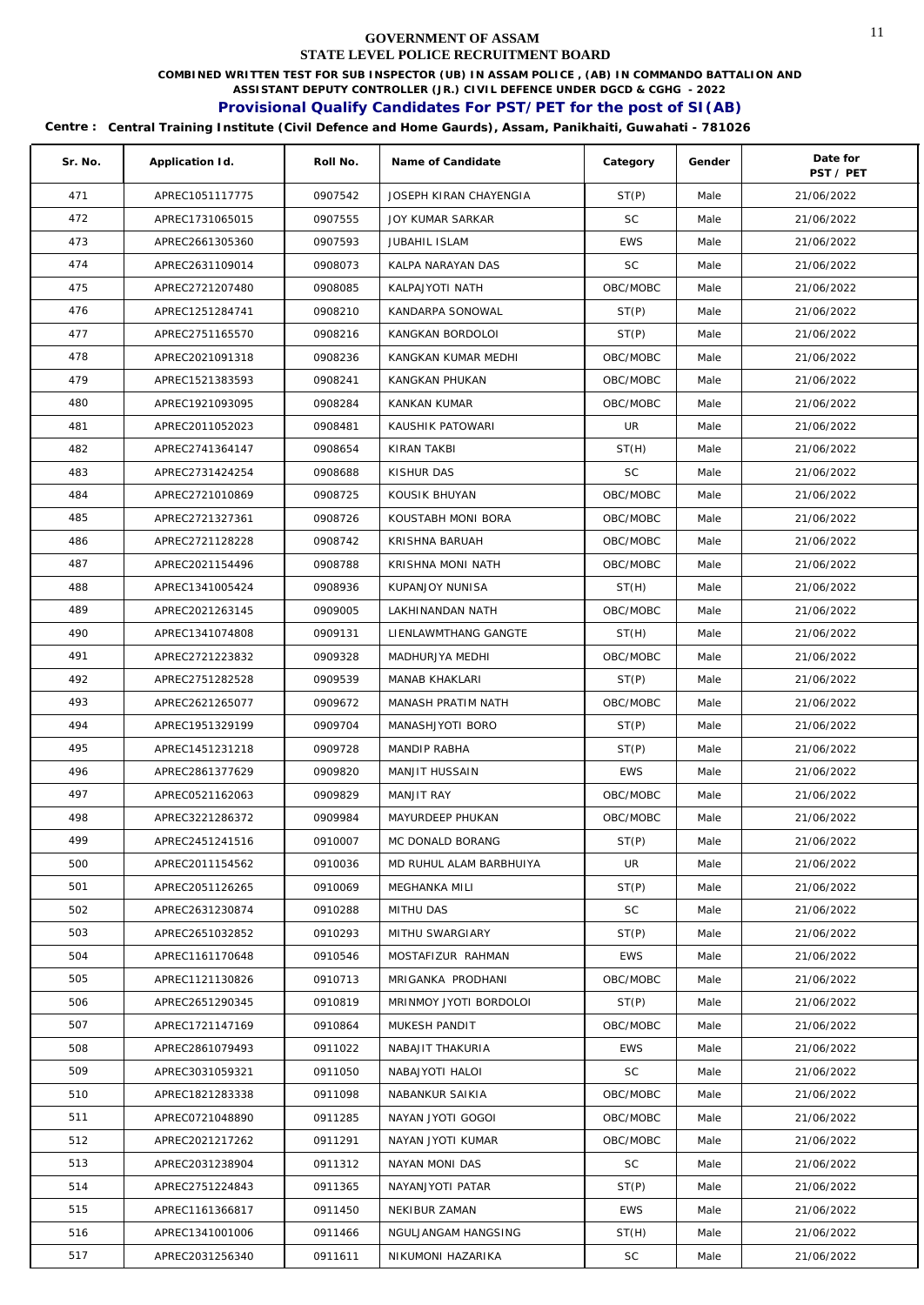GOVERNMENT OF ASSAM

STATE LEVEL POLICE RECRUITMENT BOARD

**COMBINED WRITTEN TEST FOR SUB INSPECTOR (UB) IN ASSAM POLICE , (AB) IN COMMANDO BATTALION AND ASSISTANT DEPUTY CONTROLLER (JR.) CIVIL DEFENCE UNDER DGCD & CGHG - 2022**

## Provisional Qualify Candidates For PST/PET for the post of SI(AB)

**Centre : Central Training Institute (Civil Defence and Home Gaurds), Assam, Panikhaiti, Guwahati - 781026**

| Sr. No. | Application Id. | Roll No. | Name of Candidate | Category | Gender | Date for PST / PET |
|---|---|---|---|---|---|---|
| 471 | APREC1051117775 | 0907542 | JOSEPH KIRAN CHAYENGIA | ST(P) | Male | 21/06/2022 |
| 472 | APREC1731065015 | 0907555 | JOY KUMAR SARKAR | SC | Male | 21/06/2022 |
| 473 | APREC2661305360 | 0907593 | JUBAHIL ISLAM | EWS | Male | 21/06/2022 |
| 474 | APREC2631109014 | 0908073 | KALPA NARAYAN DAS | SC | Male | 21/06/2022 |
| 475 | APREC2721207480 | 0908085 | KALPAJYOTI NATH | OBC/MOBC | Male | 21/06/2022 |
| 476 | APREC1251284741 | 0908210 | KANDARPA SONOWAL | ST(P) | Male | 21/06/2022 |
| 477 | APREC2751165570 | 0908216 | KANGKAN BORDOLOI | ST(P) | Male | 21/06/2022 |
| 478 | APREC2021091318 | 0908236 | KANGKAN KUMAR MEDHI | OBC/MOBC | Male | 21/06/2022 |
| 479 | APREC1521383593 | 0908241 | KANGKAN PHUKAN | OBC/MOBC | Male | 21/06/2022 |
| 480 | APREC1921093095 | 0908284 | KANKAN KUMAR | OBC/MOBC | Male | 21/06/2022 |
| 481 | APREC2011052023 | 0908481 | KAUSHIK PATOWARI | UR | Male | 21/06/2022 |
| 482 | APREC2741364147 | 0908654 | KIRAN TAKBI | ST(H) | Male | 21/06/2022 |
| 483 | APREC2731424254 | 0908688 | KISHUR DAS | SC | Male | 21/06/2022 |
| 484 | APREC2721010869 | 0908725 | KOUSIK BHUYAN | OBC/MOBC | Male | 21/06/2022 |
| 485 | APREC2721327361 | 0908726 | KOUSTABH MONI BORA | OBC/MOBC | Male | 21/06/2022 |
| 486 | APREC2721128228 | 0908742 | KRISHNA BARUAH | OBC/MOBC | Male | 21/06/2022 |
| 487 | APREC2021154496 | 0908788 | KRISHNA MONI NATH | OBC/MOBC | Male | 21/06/2022 |
| 488 | APREC1341005424 | 0908936 | KUPANJOY NUNISA | ST(H) | Male | 21/06/2022 |
| 489 | APREC2021263145 | 0909005 | LAKHINANDAN NATH | OBC/MOBC | Male | 21/06/2022 |
| 490 | APREC1341074808 | 0909131 | LIENLAWMTHANG GANGTE | ST(H) | Male | 21/06/2022 |
| 491 | APREC2721223832 | 0909328 | MADHURJYA MEDHI | OBC/MOBC | Male | 21/06/2022 |
| 492 | APREC2751282528 | 0909539 | MANAB KHAKLARI | ST(P) | Male | 21/06/2022 |
| 493 | APREC2621265077 | 0909672 | MANASH PRATIM NATH | OBC/MOBC | Male | 21/06/2022 |
| 494 | APREC1951329199 | 0909704 | MANASHJYOTI BORO | ST(P) | Male | 21/06/2022 |
| 495 | APREC1451231218 | 0909728 | MANDIP RABHA | ST(P) | Male | 21/06/2022 |
| 496 | APREC2861377629 | 0909820 | MANJIT HUSSAIN | EWS | Male | 21/06/2022 |
| 497 | APREC0521162063 | 0909829 | MANJIT RAY | OBC/MOBC | Male | 21/06/2022 |
| 498 | APREC3221286372 | 0909984 | MAYURDEEP PHUKAN | OBC/MOBC | Male | 21/06/2022 |
| 499 | APREC2451241516 | 0910007 | MC DONALD BORANG | ST(P) | Male | 21/06/2022 |
| 500 | APREC2011154562 | 0910036 | MD RUHUL ALAM BARBHUIYA | UR | Male | 21/06/2022 |
| 501 | APREC2051126265 | 0910069 | MEGHANKA MILI | ST(P) | Male | 21/06/2022 |
| 502 | APREC2631230874 | 0910288 | MITHU DAS | SC | Male | 21/06/2022 |
| 503 | APREC2651032852 | 0910293 | MITHU SWARGIARY | ST(P) | Male | 21/06/2022 |
| 504 | APREC1161170648 | 0910546 | MOSTAFIZUR RAHMAN | EWS | Male | 21/06/2022 |
| 505 | APREC1121130826 | 0910713 | MRIGANKA PRODHANI | OBC/MOBC | Male | 21/06/2022 |
| 506 | APREC2651290345 | 0910819 | MRINMOY JYOTI BORDOLOI | ST(P) | Male | 21/06/2022 |
| 507 | APREC1721147169 | 0910864 | MUKESH PANDIT | OBC/MOBC | Male | 21/06/2022 |
| 508 | APREC2861079493 | 0911022 | NABAJIT THAKURIA | EWS | Male | 21/06/2022 |
| 509 | APREC3031059321 | 0911050 | NABAJYOTI HALOI | SC | Male | 21/06/2022 |
| 510 | APREC1821283338 | 0911098 | NABANKUR SAIKIA | OBC/MOBC | Male | 21/06/2022 |
| 511 | APREC0721048890 | 0911285 | NAYAN JYOTI GOGOI | OBC/MOBC | Male | 21/06/2022 |
| 512 | APREC2021217262 | 0911291 | NAYAN JYOTI KUMAR | OBC/MOBC | Male | 21/06/2022 |
| 513 | APREC2031238904 | 0911312 | NAYAN MONI DAS | SC | Male | 21/06/2022 |
| 514 | APREC2751224843 | 0911365 | NAYANJYOTI PATAR | ST(P) | Male | 21/06/2022 |
| 515 | APREC1161366817 | 0911450 | NEKIBUR ZAMAN | EWS | Male | 21/06/2022 |
| 516 | APREC1341001006 | 0911466 | NGULJANGAM HANGSING | ST(H) | Male | 21/06/2022 |
| 517 | APREC2031256340 | 0911611 | NIKUMONI HAZARIKA | SC | Male | 21/06/2022 |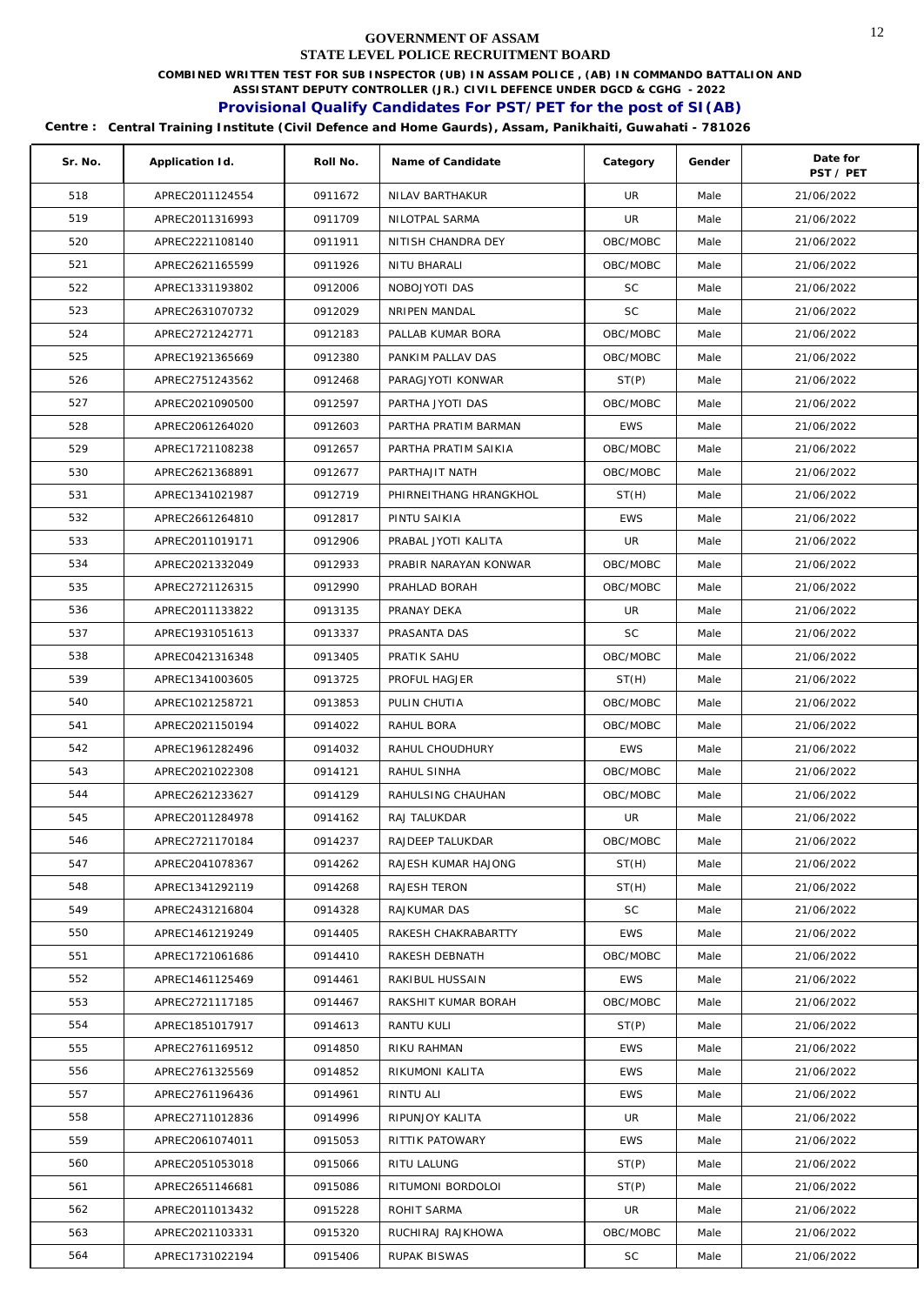**GOVERNMENT OF ASSAM**
**STATE LEVEL POLICE RECRUITMENT BOARD**

**COMBINED WRITTEN TEST FOR SUB INSPECTOR (UB) IN ASSAM POLICE , (AB) IN COMMANDO BATTALION AND ASSISTANT DEPUTY CONTROLLER (JR.) CIVIL DEFENCE UNDER DGCD & CGHG - 2022**

## Provisional Qualify Candidates For PST/PET for the post of SI(AB)

**Centre : Central Training Institute (Civil Defence and Home Gaurds), Assam, Panikhaiti, Guwahati - 781026**

| Sr. No. | Application Id. | Roll No. | Name of Candidate | Category | Gender | Date for PST / PET |
|---|---|---|---|---|---|---|
| 518 | APREC2011124554 | 0911672 | NILAV BARTHAKUR | UR | Male | 21/06/2022 |
| 519 | APREC2011316993 | 0911709 | NILOTPAL SARMA | UR | Male | 21/06/2022 |
| 520 | APREC2221108140 | 0911911 | NITISH CHANDRA DEY | OBC/MOBC | Male | 21/06/2022 |
| 521 | APREC2621165599 | 0911926 | NITU BHARALI | OBC/MOBC | Male | 21/06/2022 |
| 522 | APREC1331193802 | 0912006 | NOBOJYOTI DAS | SC | Male | 21/06/2022 |
| 523 | APREC2631070732 | 0912029 | NRIPEN MANDAL | SC | Male | 21/06/2022 |
| 524 | APREC2721242771 | 0912183 | PALLAB KUMAR BORA | OBC/MOBC | Male | 21/06/2022 |
| 525 | APREC1921365669 | 0912380 | PANKIM PALLAV DAS | OBC/MOBC | Male | 21/06/2022 |
| 526 | APREC2751243562 | 0912468 | PARAGJYOTI KONWAR | ST(P) | Male | 21/06/2022 |
| 527 | APREC2021090500 | 0912597 | PARTHA JYOTI DAS | OBC/MOBC | Male | 21/06/2022 |
| 528 | APREC2061264020 | 0912603 | PARTHA PRATIM BARMAN | EWS | Male | 21/06/2022 |
| 529 | APREC1721108238 | 0912657 | PARTHA PRATIM SAIKIA | OBC/MOBC | Male | 21/06/2022 |
| 530 | APREC2621368891 | 0912677 | PARTHAJIT NATH | OBC/MOBC | Male | 21/06/2022 |
| 531 | APREC1341021987 | 0912719 | PHIRNEITHANG HRANGKHOL | ST(H) | Male | 21/06/2022 |
| 532 | APREC2661264810 | 0912817 | PINTU SAIKIA | EWS | Male | 21/06/2022 |
| 533 | APREC2011019171 | 0912906 | PRABAL JYOTI KALITA | UR | Male | 21/06/2022 |
| 534 | APREC2021332049 | 0912933 | PRABIR NARAYAN KONWAR | OBC/MOBC | Male | 21/06/2022 |
| 535 | APREC2721126315 | 0912990 | PRAHLAD BORAH | OBC/MOBC | Male | 21/06/2022 |
| 536 | APREC2011133822 | 0913135 | PRANAY DEKA | UR | Male | 21/06/2022 |
| 537 | APREC1931051613 | 0913337 | PRASANTA DAS | SC | Male | 21/06/2022 |
| 538 | APREC0421316348 | 0913405 | PRATIK SAHU | OBC/MOBC | Male | 21/06/2022 |
| 539 | APREC1341003605 | 0913725 | PROFUL HAGJER | ST(H) | Male | 21/06/2022 |
| 540 | APREC1021258721 | 0913853 | PULIN CHUTIA | OBC/MOBC | Male | 21/06/2022 |
| 541 | APREC2021150194 | 0914022 | RAHUL BORA | OBC/MOBC | Male | 21/06/2022 |
| 542 | APREC1961282496 | 0914032 | RAHUL CHOUDHURY | EWS | Male | 21/06/2022 |
| 543 | APREC2021022308 | 0914121 | RAHUL SINHA | OBC/MOBC | Male | 21/06/2022 |
| 544 | APREC2621233627 | 0914129 | RAHULSING CHAUHAN | OBC/MOBC | Male | 21/06/2022 |
| 545 | APREC2011284978 | 0914162 | RAJ TALUKDAR | UR | Male | 21/06/2022 |
| 546 | APREC2721170184 | 0914237 | RAJDEEP TALUKDAR | OBC/MOBC | Male | 21/06/2022 |
| 547 | APREC2041078367 | 0914262 | RAJESH KUMAR HAJONG | ST(H) | Male | 21/06/2022 |
| 548 | APREC1341292119 | 0914268 | RAJESH TERON | ST(H) | Male | 21/06/2022 |
| 549 | APREC2431216804 | 0914328 | RAJKUMAR DAS | SC | Male | 21/06/2022 |
| 550 | APREC1461219249 | 0914405 | RAKESH CHAKRABARTTY | EWS | Male | 21/06/2022 |
| 551 | APREC1721061686 | 0914410 | RAKESH DEBNATH | OBC/MOBC | Male | 21/06/2022 |
| 552 | APREC1461125469 | 0914461 | RAKIBUL HUSSAIN | EWS | Male | 21/06/2022 |
| 553 | APREC2721117185 | 0914467 | RAKSHIT KUMAR BORAH | OBC/MOBC | Male | 21/06/2022 |
| 554 | APREC1851017917 | 0914613 | RANTU KULI | ST(P) | Male | 21/06/2022 |
| 555 | APREC2761169512 | 0914850 | RIKU RAHMAN | EWS | Male | 21/06/2022 |
| 556 | APREC2761325569 | 0914852 | RIKUMONI KALITA | EWS | Male | 21/06/2022 |
| 557 | APREC2761196436 | 0914961 | RINTU ALI | EWS | Male | 21/06/2022 |
| 558 | APREC2711012836 | 0914996 | RIPUNJOY KALITA | UR | Male | 21/06/2022 |
| 559 | APREC2061074011 | 0915053 | RITTIK PATOWARY | EWS | Male | 21/06/2022 |
| 560 | APREC2051053018 | 0915066 | RITU LALUNG | ST(P) | Male | 21/06/2022 |
| 561 | APREC2651146681 | 0915086 | RITUMONI BORDOLOI | ST(P) | Male | 21/06/2022 |
| 562 | APREC2011013432 | 0915228 | ROHIT SARMA | UR | Male | 21/06/2022 |
| 563 | APREC2021103331 | 0915320 | RUCHIRAJ RAJKHOWA | OBC/MOBC | Male | 21/06/2022 |
| 564 | APREC1731022194 | 0915406 | RUPAK BISWAS | SC | Male | 21/06/2022 |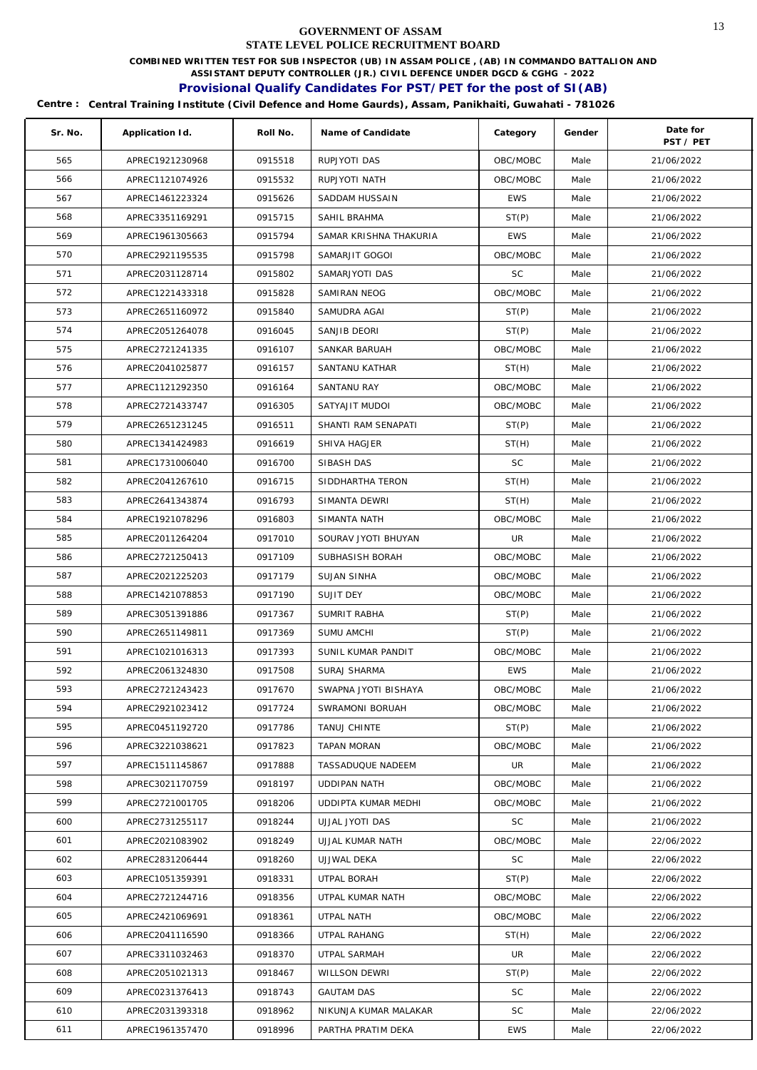# GOVERNMENT OF ASSAM

## STATE LEVEL POLICE RECRUITMENT BOARD

**COMBINED WRITTEN TEST FOR SUB INSPECTOR (UB) IN ASSAM POLICE , (AB) IN COMMANDO BATTALION AND ASSISTANT DEPUTY CONTROLLER (JR.) CIVIL DEFENCE UNDER DGCD & CGHG - 2022**

## Provisional Qualify Candidates For PST/PET for the post of SI(AB)

**Centre : Central Training Institute (Civil Defence and Home Gaurds), Assam, Panikhaiti, Guwahati - 781026**

| Sr. No. | Application Id. | Roll No. | Name of Candidate | Category | Gender | Date for PST / PET |
|---|---|---|---|---|---|---|
| 565 | APREC1921230968 | 0915518 | RUPJYOTI DAS | OBC/MOBC | Male | 21/06/2022 |
| 566 | APREC1121074926 | 0915532 | RUPJYOTI NATH | OBC/MOBC | Male | 21/06/2022 |
| 567 | APREC1461223324 | 0915626 | SADDAM HUSSAIN | EWS | Male | 21/06/2022 |
| 568 | APREC3351169291 | 0915715 | SAHIL BRAHMA | ST(P) | Male | 21/06/2022 |
| 569 | APREC1961305663 | 0915794 | SAMAR KRISHNA THAKURIA | EWS | Male | 21/06/2022 |
| 570 | APREC2921195535 | 0915798 | SAMARJIT GOGOI | OBC/MOBC | Male | 21/06/2022 |
| 571 | APREC2031128714 | 0915802 | SAMARJYOTI DAS | SC | Male | 21/06/2022 |
| 572 | APREC1221433318 | 0915828 | SAMIRAN NEOG | OBC/MOBC | Male | 21/06/2022 |
| 573 | APREC2651160972 | 0915840 | SAMUDRA AGAI | ST(P) | Male | 21/06/2022 |
| 574 | APREC2051264078 | 0916045 | SANJIB DEORI | ST(P) | Male | 21/06/2022 |
| 575 | APREC2721241335 | 0916107 | SANKAR BARUAH | OBC/MOBC | Male | 21/06/2022 |
| 576 | APREC2041025877 | 0916157 | SANTANU KATHAR | ST(H) | Male | 21/06/2022 |
| 577 | APREC1121292350 | 0916164 | SANTANU RAY | OBC/MOBC | Male | 21/06/2022 |
| 578 | APREC2721433747 | 0916305 | SATYAJIT MUDOI | OBC/MOBC | Male | 21/06/2022 |
| 579 | APREC2651231245 | 0916511 | SHANTI RAM SENAPATI | ST(P) | Male | 21/06/2022 |
| 580 | APREC1341424983 | 0916619 | SHIVA HAGJER | ST(H) | Male | 21/06/2022 |
| 581 | APREC1731006040 | 0916700 | SIBASH DAS | SC | Male | 21/06/2022 |
| 582 | APREC2041267610 | 0916715 | SIDDHARTHA TERON | ST(H) | Male | 21/06/2022 |
| 583 | APREC2641343874 | 0916793 | SIMANTA DEWRI | ST(H) | Male | 21/06/2022 |
| 584 | APREC1921078296 | 0916803 | SIMANTA NATH | OBC/MOBC | Male | 21/06/2022 |
| 585 | APREC2011264204 | 0917010 | SOURAV JYOTI BHUYAN | UR | Male | 21/06/2022 |
| 586 | APREC2721250413 | 0917109 | SUBHASISH BORAH | OBC/MOBC | Male | 21/06/2022 |
| 587 | APREC2021225203 | 0917179 | SUJAN SINHA | OBC/MOBC | Male | 21/06/2022 |
| 588 | APREC1421078853 | 0917190 | SUJIT DEY | OBC/MOBC | Male | 21/06/2022 |
| 589 | APREC3051391886 | 0917367 | SUMRIT RABHA | ST(P) | Male | 21/06/2022 |
| 590 | APREC2651149811 | 0917369 | SUMU AMCHI | ST(P) | Male | 21/06/2022 |
| 591 | APREC1021016313 | 0917393 | SUNIL KUMAR PANDIT | OBC/MOBC | Male | 21/06/2022 |
| 592 | APREC2061324830 | 0917508 | SURAJ SHARMA | EWS | Male | 21/06/2022 |
| 593 | APREC2721243423 | 0917670 | SWAPNA JYOTI BISHAYA | OBC/MOBC | Male | 21/06/2022 |
| 594 | APREC2921023412 | 0917724 | SWRAMONI BORUAH | OBC/MOBC | Male | 21/06/2022 |
| 595 | APREC0451192720 | 0917786 | TANUJ CHINTE | ST(P) | Male | 21/06/2022 |
| 596 | APREC3221038621 | 0917823 | TAPAN MORAN | OBC/MOBC | Male | 21/06/2022 |
| 597 | APREC1511145867 | 0917888 | TASSADUQUE NADEEM | UR | Male | 21/06/2022 |
| 598 | APREC3021170759 | 0918197 | UDDIPAN NATH | OBC/MOBC | Male | 21/06/2022 |
| 599 | APREC2721001705 | 0918206 | UDDIPTA KUMAR MEDHI | OBC/MOBC | Male | 21/06/2022 |
| 600 | APREC2731255117 | 0918244 | UJJAL JYOTI DAS | SC | Male | 21/06/2022 |
| 601 | APREC2021083902 | 0918249 | UJJAL KUMAR NATH | OBC/MOBC | Male | 22/06/2022 |
| 602 | APREC2831206444 | 0918260 | UJJWAL DEKA | SC | Male | 22/06/2022 |
| 603 | APREC1051359391 | 0918331 | UTPAL BORAH | ST(P) | Male | 22/06/2022 |
| 604 | APREC2721244716 | 0918356 | UTPAL KUMAR NATH | OBC/MOBC | Male | 22/06/2022 |
| 605 | APREC2421069691 | 0918361 | UTPAL NATH | OBC/MOBC | Male | 22/06/2022 |
| 606 | APREC2041116590 | 0918366 | UTPAL RAHANG | ST(H) | Male | 22/06/2022 |
| 607 | APREC3311032463 | 0918370 | UTPAL SARMAH | UR | Male | 22/06/2022 |
| 608 | APREC2051021313 | 0918467 | WILLSON DEWRI | ST(P) | Male | 22/06/2022 |
| 609 | APREC0231376413 | 0918743 | GAUTAM DAS | SC | Male | 22/06/2022 |
| 610 | APREC2031393318 | 0918962 | NIKUNJA KUMAR MALAKAR | SC | Male | 22/06/2022 |
| 611 | APREC1961357470 | 0918996 | PARTHA PRATIM DEKA | EWS | Male | 22/06/2022 |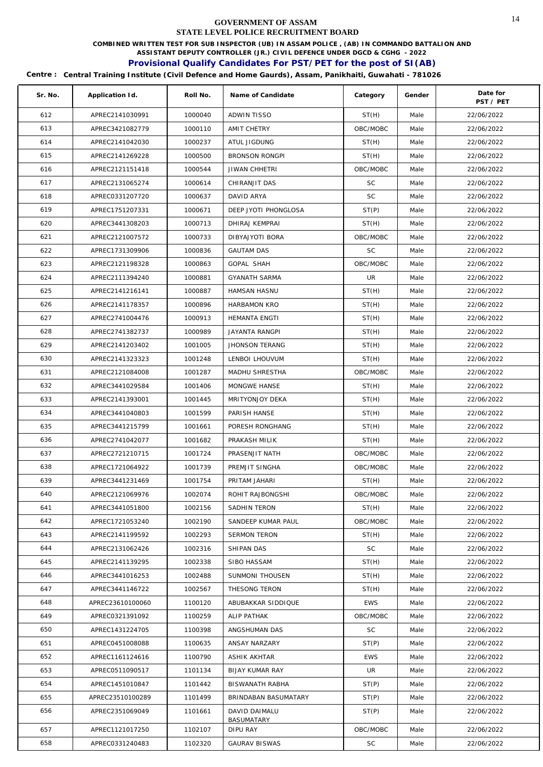# GOVERNMENT OF ASSAM

## STATE LEVEL POLICE RECRUITMENT BOARD

**COMBINED WRITTEN TEST FOR SUB INSPECTOR (UB) IN ASSAM POLICE , (AB) IN COMMANDO BATTALION AND ASSISTANT DEPUTY CONTROLLER (JR.) CIVIL DEFENCE UNDER DGCD & CGHG - 2022**

### Provisional Qualify Candidates For PST/PET for the post of SI(AB)

**Centre : Central Training Institute (Civil Defence and Home Gaurds), Assam, Panikhaiti, Guwahati - 781026**

| Sr. No. | Application Id. | Roll No. | Name of Candidate | Category | Gender | Date for PST / PET |
|---|---|---|---|---|---|---|
| 612 | APREC2141030991 | 1000040 | ADWIN TISSO | ST(H) | Male | 22/06/2022 |
| 613 | APREC3421082779 | 1000110 | AMIT CHETRY | OBC/MOBC | Male | 22/06/2022 |
| 614 | APREC2141042030 | 1000237 | ATUL JIGDUNG | ST(H) | Male | 22/06/2022 |
| 615 | APREC2141269228 | 1000500 | BRONSON RONGPI | ST(H) | Male | 22/06/2022 |
| 616 | APREC2121151418 | 1000544 | JIWAN CHHETRI | OBC/MOBC | Male | 22/06/2022 |
| 617 | APREC2131065274 | 1000614 | CHIRANJIT DAS | SC | Male | 22/06/2022 |
| 618 | APREC0331207720 | 1000637 | DAVID ARYA | SC | Male | 22/06/2022 |
| 619 | APREC1751207331 | 1000671 | DEEP JYOTI PHONGLOSA | ST(P) | Male | 22/06/2022 |
| 620 | APREC3441308203 | 1000713 | DHIRAJ KEMPRAI | ST(H) | Male | 22/06/2022 |
| 621 | APREC2121007572 | 1000733 | DIBYAJYOTI BORA | OBC/MOBC | Male | 22/06/2022 |
| 622 | APREC1731309906 | 1000836 | GAUTAM DAS | SC | Male | 22/06/2022 |
| 623 | APREC2121198328 | 1000863 | GOPAL SHAH | OBC/MOBC | Male | 22/06/2022 |
| 624 | APREC2111394240 | 1000881 | GYANATH SARMA | UR | Male | 22/06/2022 |
| 625 | APREC2141216141 | 1000887 | HAMSAN HASNU | ST(H) | Male | 22/06/2022 |
| 626 | APREC2141178357 | 1000896 | HARBAMON KRO | ST(H) | Male | 22/06/2022 |
| 627 | APREC2741004476 | 1000913 | HEMANTA ENGTI | ST(H) | Male | 22/06/2022 |
| 628 | APREC2741382737 | 1000989 | JAYANTA RANGPI | ST(H) | Male | 22/06/2022 |
| 629 | APREC2141203402 | 1001005 | JHONSON TERANG | ST(H) | Male | 22/06/2022 |
| 630 | APREC2141323323 | 1001248 | LENBOI LHOUVUM | ST(H) | Male | 22/06/2022 |
| 631 | APREC2121084008 | 1001287 | MADHU SHRESTHA | OBC/MOBC | Male | 22/06/2022 |
| 632 | APREC3441029584 | 1001406 | MONGWE HANSE | ST(H) | Male | 22/06/2022 |
| 633 | APREC2141393001 | 1001445 | MRITYONJOY DEKA | ST(H) | Male | 22/06/2022 |
| 634 | APREC3441040803 | 1001599 | PARISH HANSE | ST(H) | Male | 22/06/2022 |
| 635 | APREC3441215799 | 1001661 | PORESH RONGHANG | ST(H) | Male | 22/06/2022 |
| 636 | APREC2741042077 | 1001682 | PRAKASH MILIK | ST(H) | Male | 22/06/2022 |
| 637 | APREC2721210715 | 1001724 | PRASENJIT NATH | OBC/MOBC | Male | 22/06/2022 |
| 638 | APREC1721064922 | 1001739 | PREMJIT SINGHA | OBC/MOBC | Male | 22/06/2022 |
| 639 | APREC3441231469 | 1001754 | PRITAM JAHARI | ST(H) | Male | 22/06/2022 |
| 640 | APREC2121069976 | 1002074 | ROHIT RAJBONGSHI | OBC/MOBC | Male | 22/06/2022 |
| 641 | APREC3441051800 | 1002156 | SADHIN TERON | ST(H) | Male | 22/06/2022 |
| 642 | APREC1721053240 | 1002190 | SANDEEP KUMAR PAUL | OBC/MOBC | Male | 22/06/2022 |
| 643 | APREC2141199592 | 1002293 | SERMON TERON | ST(H) | Male | 22/06/2022 |
| 644 | APREC2131062426 | 1002316 | SHIPAN DAS | SC | Male | 22/06/2022 |
| 645 | APREC2141139295 | 1002338 | SIBO HASSAM | ST(H) | Male | 22/06/2022 |
| 646 | APREC3441016253 | 1002488 | SUNMONI THOUSEN | ST(H) | Male | 22/06/2022 |
| 647 | APREC3441146722 | 1002567 | THESONG TERON | ST(H) | Male | 22/06/2022 |
| 648 | APREC23610100060 | 1100120 | ABUBAKKAR SIDDIQUE | EWS | Male | 22/06/2022 |
| 649 | APREC0321391092 | 1100259 | ALIP PATHAK | OBC/MOBC | Male | 22/06/2022 |
| 650 | APREC1431224705 | 1100398 | ANGSHUMAN DAS | SC | Male | 22/06/2022 |
| 651 | APREC0451008088 | 1100635 | ANSAY NARZARY | ST(P) | Male | 22/06/2022 |
| 652 | APREC1161124616 | 1100790 | ASHIK AKHTAR | EWS | Male | 22/06/2022 |
| 653 | APREC0511090517 | 1101134 | BIJAY KUMAR RAY | UR | Male | 22/06/2022 |
| 654 | APREC1451010847 | 1101442 | BISWANATH RABHA | ST(P) | Male | 22/06/2022 |
| 655 | APREC23510100289 | 1101499 | BRINDABAN BASUMATARY | ST(P) | Male | 22/06/2022 |
| 656 | APREC2351069049 | 1101661 | DAVID DAIMALU BASUMATARY | ST(P) | Male | 22/06/2022 |
| 657 | APREC1121017250 | 1102107 | DIPU RAY | OBC/MOBC | Male | 22/06/2022 |
| 658 | APREC0331240483 | 1102320 | GAURAV BISWAS | SC | Male | 22/06/2022 |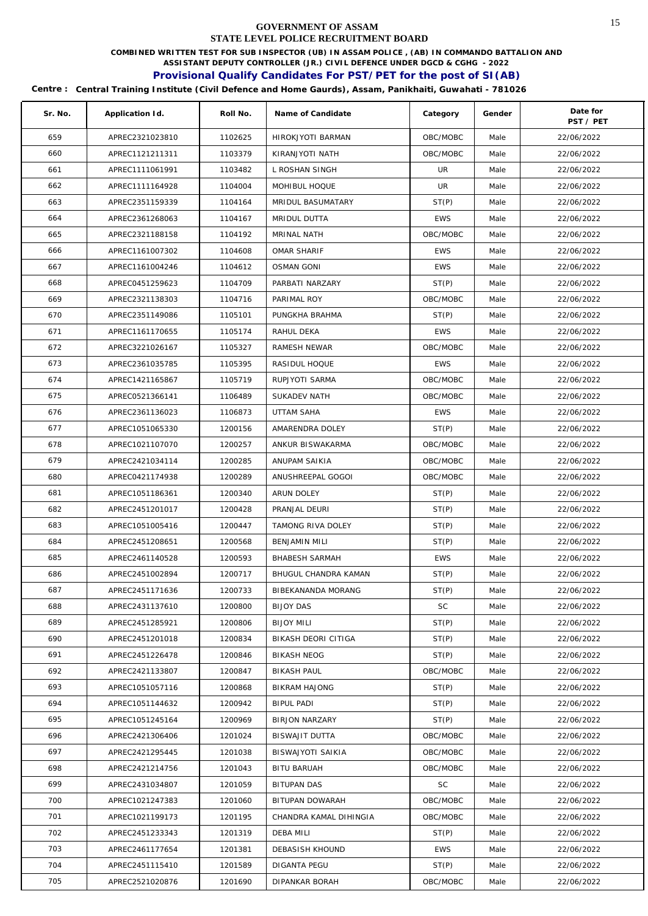GOVERNMENT OF ASSAM

STATE LEVEL POLICE RECRUITMENT BOARD

**COMBINED WRITTEN TEST FOR SUB INSPECTOR (UB) IN ASSAM POLICE , (AB) IN COMMANDO BATTALION AND ASSISTANT DEPUTY CONTROLLER (JR.) CIVIL DEFENCE UNDER DGCD & CGHG - 2022**

**Provisional Qualify Candidates For PST/PET for the post of SI(AB)**

**Centre : Central Training Institute (Civil Defence and Home Gaurds), Assam, Panikhaiti, Guwahati - 781026**

| Sr. No. | Application Id. | Roll No. | Name of Candidate | Category | Gender | Date for PST / PET |
|---|---|---|---|---|---|---|
| 659 | APREC2321023810 | 1102625 | HIROKJYOTI BARMAN | OBC/MOBC | Male | 22/06/2022 |
| 660 | APREC1121211311 | 1103379 | KIRANJYOTI NATH | OBC/MOBC | Male | 22/06/2022 |
| 661 | APREC1111061991 | 1103482 | L ROSHAN SINGH | UR | Male | 22/06/2022 |
| 662 | APREC1111164928 | 1104004 | MOHIBUL HOQUE | UR | Male | 22/06/2022 |
| 663 | APREC2351159339 | 1104164 | MRIDUL BASUMATARY | ST(P) | Male | 22/06/2022 |
| 664 | APREC2361268063 | 1104167 | MRIDUL DUTTA | EWS | Male | 22/06/2022 |
| 665 | APREC2321188158 | 1104192 | MRINAL NATH | OBC/MOBC | Male | 22/06/2022 |
| 666 | APREC1161007302 | 1104608 | OMAR SHARIF | EWS | Male | 22/06/2022 |
| 667 | APREC1161004246 | 1104612 | OSMAN GONI | EWS | Male | 22/06/2022 |
| 668 | APREC0451259623 | 1104709 | PARBATI NARZARY | ST(P) | Male | 22/06/2022 |
| 669 | APREC2321138303 | 1104716 | PARIMAL ROY | OBC/MOBC | Male | 22/06/2022 |
| 670 | APREC2351149086 | 1105101 | PUNGKHA BRAHMA | ST(P) | Male | 22/06/2022 |
| 671 | APREC1161170655 | 1105174 | RAHUL DEKA | EWS | Male | 22/06/2022 |
| 672 | APREC3221026167 | 1105327 | RAMESH NEWAR | OBC/MOBC | Male | 22/06/2022 |
| 673 | APREC2361035785 | 1105395 | RASIDUL HOQUE | EWS | Male | 22/06/2022 |
| 674 | APREC1421165867 | 1105719 | RUPJYOTI SARMA | OBC/MOBC | Male | 22/06/2022 |
| 675 | APREC0521366141 | 1106489 | SUKADEV NATH | OBC/MOBC | Male | 22/06/2022 |
| 676 | APREC2361136023 | 1106873 | UTTAM SAHA | EWS | Male | 22/06/2022 |
| 677 | APREC1051065330 | 1200156 | AMARENDRA DOLEY | ST(P) | Male | 22/06/2022 |
| 678 | APREC1021107070 | 1200257 | ANKUR BISWAKARMA | OBC/MOBC | Male | 22/06/2022 |
| 679 | APREC2421034114 | 1200285 | ANUPAM SAIKIA | OBC/MOBC | Male | 22/06/2022 |
| 680 | APREC0421174938 | 1200289 | ANUSHREEPAL GOGOI | OBC/MOBC | Male | 22/06/2022 |
| 681 | APREC1051186361 | 1200340 | ARUN DOLEY | ST(P) | Male | 22/06/2022 |
| 682 | APREC2451201017 | 1200428 | PRANJAL DEURI | ST(P) | Male | 22/06/2022 |
| 683 | APREC1051005416 | 1200447 | TAMONG RIVA DOLEY | ST(P) | Male | 22/06/2022 |
| 684 | APREC2451208651 | 1200568 | BENJAMIN MILI | ST(P) | Male | 22/06/2022 |
| 685 | APREC2461140528 | 1200593 | BHABESH SARMAH | EWS | Male | 22/06/2022 |
| 686 | APREC2451002894 | 1200717 | BHUGUL CHANDRA KAMAN | ST(P) | Male | 22/06/2022 |
| 687 | APREC2451171636 | 1200733 | BIBEKANANDA MORANG | ST(P) | Male | 22/06/2022 |
| 688 | APREC2431137610 | 1200800 | BIJOY DAS | SC | Male | 22/06/2022 |
| 689 | APREC2451285921 | 1200806 | BIJOY MILI | ST(P) | Male | 22/06/2022 |
| 690 | APREC2451201018 | 1200834 | BIKASH DEORI CITIGA | ST(P) | Male | 22/06/2022 |
| 691 | APREC2451226478 | 1200846 | BIKASH NEOG | ST(P) | Male | 22/06/2022 |
| 692 | APREC2421133807 | 1200847 | BIKASH PAUL | OBC/MOBC | Male | 22/06/2022 |
| 693 | APREC1051057116 | 1200868 | BIKRAM HAJONG | ST(P) | Male | 22/06/2022 |
| 694 | APREC1051144632 | 1200942 | BIPUL PADI | ST(P) | Male | 22/06/2022 |
| 695 | APREC1051245164 | 1200969 | BIRJON NARZARY | ST(P) | Male | 22/06/2022 |
| 696 | APREC2421306406 | 1201024 | BISWAJIT DUTTA | OBC/MOBC | Male | 22/06/2022 |
| 697 | APREC2421295445 | 1201038 | BISWAJYOTI SAIKIA | OBC/MOBC | Male | 22/06/2022 |
| 698 | APREC2421214756 | 1201043 | BITU BARUAH | OBC/MOBC | Male | 22/06/2022 |
| 699 | APREC2431034807 | 1201059 | BITUPAN DAS | SC | Male | 22/06/2022 |
| 700 | APREC1021247383 | 1201060 | BITUPAN DOWARAH | OBC/MOBC | Male | 22/06/2022 |
| 701 | APREC1021199173 | 1201195 | CHANDRA KAMAL DIHINGIA | OBC/MOBC | Male | 22/06/2022 |
| 702 | APREC2451233343 | 1201319 | DEBA MILI | ST(P) | Male | 22/06/2022 |
| 703 | APREC2461177654 | 1201381 | DEBASISH KHOUND | EWS | Male | 22/06/2022 |
| 704 | APREC2451115410 | 1201589 | DIGANTA PEGU | ST(P) | Male | 22/06/2022 |
| 705 | APREC2521020876 | 1201690 | DIPANKAR BORAH | OBC/MOBC | Male | 22/06/2022 |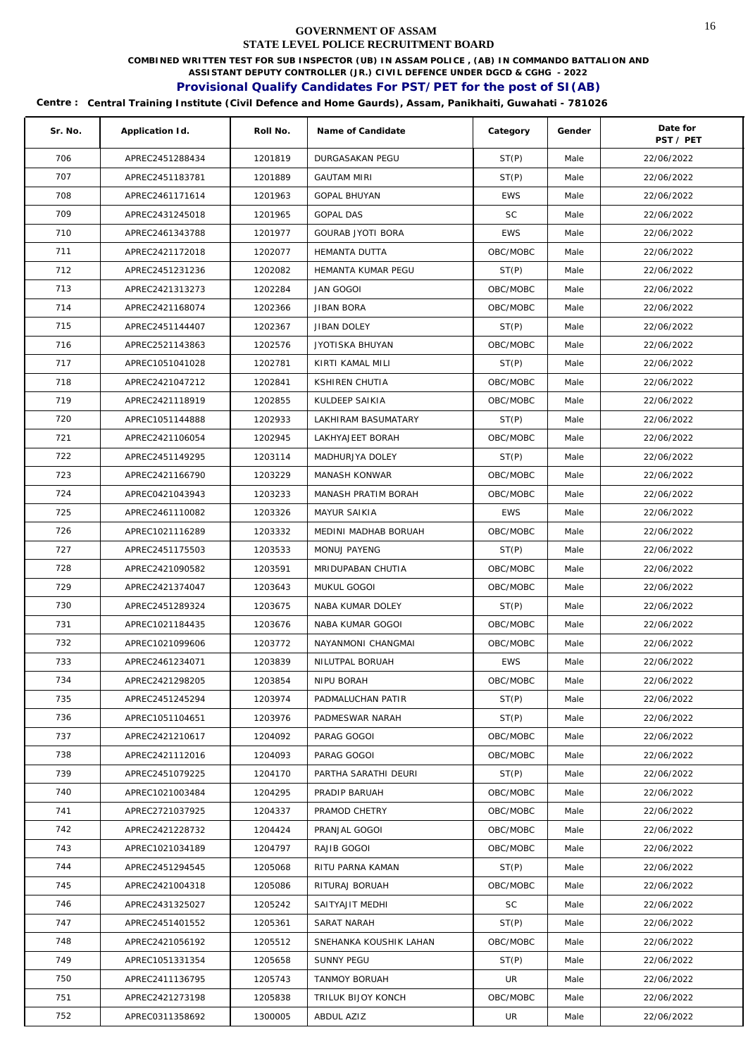# GOVERNMENT OF ASSAM
# STATE LEVEL POLICE RECRUITMENT BOARD

**COMBINED WRITTEN TEST FOR SUB INSPECTOR (UB) IN ASSAM POLICE , (AB) IN COMMANDO BATTALION AND ASSISTANT DEPUTY CONTROLLER (JR.) CIVIL DEFENCE UNDER DGCD & CGHG - 2022**

## Provisional Qualify Candidates For PST/PET for the post of SI(AB)

**Centre : Central Training Institute (Civil Defence and Home Gaurds), Assam, Panikhaiti, Guwahati - 781026**

| Sr. No. | Application Id. | Roll No. | Name of Candidate | Category | Gender | Date for PST / PET |
|---|---|---|---|---|---|---|
| 706 | APREC2451288434 | 1201819 | DURGASAKAN PEGU | ST(P) | Male | 22/06/2022 |
| 707 | APREC2451183781 | 1201889 | GAUTAM MIRI | ST(P) | Male | 22/06/2022 |
| 708 | APREC2461171614 | 1201963 | GOPAL BHUYAN | EWS | Male | 22/06/2022 |
| 709 | APREC2431245018 | 1201965 | GOPAL DAS | SC | Male | 22/06/2022 |
| 710 | APREC2461343788 | 1201977 | GOURAB JYOTI BORA | EWS | Male | 22/06/2022 |
| 711 | APREC2421172018 | 1202077 | HEMANTA DUTTA | OBC/MOBC | Male | 22/06/2022 |
| 712 | APREC2451231236 | 1202082 | HEMANTA KUMAR PEGU | ST(P) | Male | 22/06/2022 |
| 713 | APREC2421313273 | 1202284 | JAN GOGOI | OBC/MOBC | Male | 22/06/2022 |
| 714 | APREC2421168074 | 1202366 | JIBAN BORA | OBC/MOBC | Male | 22/06/2022 |
| 715 | APREC2451144407 | 1202367 | JIBAN DOLEY | ST(P) | Male | 22/06/2022 |
| 716 | APREC2521143863 | 1202576 | JYOTISKA BHUYAN | OBC/MOBC | Male | 22/06/2022 |
| 717 | APREC1051041028 | 1202781 | KIRTI KAMAL MILI | ST(P) | Male | 22/06/2022 |
| 718 | APREC2421047212 | 1202841 | KSHIREN CHUTIA | OBC/MOBC | Male | 22/06/2022 |
| 719 | APREC2421118919 | 1202855 | KULDEEP SAIKIA | OBC/MOBC | Male | 22/06/2022 |
| 720 | APREC1051144888 | 1202933 | LAKHIRAM BASUMATARY | ST(P) | Male | 22/06/2022 |
| 721 | APREC2421106054 | 1202945 | LAKHYAJEET BORAH | OBC/MOBC | Male | 22/06/2022 |
| 722 | APREC2451149295 | 1203114 | MADHURJYA DOLEY | ST(P) | Male | 22/06/2022 |
| 723 | APREC2421166790 | 1203229 | MANASH KONWAR | OBC/MOBC | Male | 22/06/2022 |
| 724 | APREC0421043943 | 1203233 | MANASH PRATIM BORAH | OBC/MOBC | Male | 22/06/2022 |
| 725 | APREC2461110082 | 1203326 | MAYUR SAIKIA | EWS | Male | 22/06/2022 |
| 726 | APREC1021116289 | 1203332 | MEDINI MADHAB BORUAH | OBC/MOBC | Male | 22/06/2022 |
| 727 | APREC2451175503 | 1203533 | MONUJ PAYENG | ST(P) | Male | 22/06/2022 |
| 728 | APREC2421090582 | 1203591 | MRIDUPABAN CHUTIA | OBC/MOBC | Male | 22/06/2022 |
| 729 | APREC2421374047 | 1203643 | MUKUL GOGOI | OBC/MOBC | Male | 22/06/2022 |
| 730 | APREC2451289324 | 1203675 | NABA KUMAR DOLEY | ST(P) | Male | 22/06/2022 |
| 731 | APREC1021184435 | 1203676 | NABA KUMAR GOGOI | OBC/MOBC | Male | 22/06/2022 |
| 732 | APREC1021099606 | 1203772 | NAYANMONI CHANGMAI | OBC/MOBC | Male | 22/06/2022 |
| 733 | APREC2461234071 | 1203839 | NILUTPAL BORUAH | EWS | Male | 22/06/2022 |
| 734 | APREC2421298205 | 1203854 | NIPU BORAH | OBC/MOBC | Male | 22/06/2022 |
| 735 | APREC2451245294 | 1203974 | PADMALUCHAN PATIR | ST(P) | Male | 22/06/2022 |
| 736 | APREC1051104651 | 1203976 | PADMESWAR NARAH | ST(P) | Male | 22/06/2022 |
| 737 | APREC2421210617 | 1204092 | PARAG GOGOI | OBC/MOBC | Male | 22/06/2022 |
| 738 | APREC2421112016 | 1204093 | PARAG GOGOI | OBC/MOBC | Male | 22/06/2022 |
| 739 | APREC2451079225 | 1204170 | PARTHA SARATHI DEURI | ST(P) | Male | 22/06/2022 |
| 740 | APREC1021003484 | 1204295 | PRADIP BARUAH | OBC/MOBC | Male | 22/06/2022 |
| 741 | APREC2721037925 | 1204337 | PRAMOD CHETRY | OBC/MOBC | Male | 22/06/2022 |
| 742 | APREC2421228732 | 1204424 | PRANJAL GOGOI | OBC/MOBC | Male | 22/06/2022 |
| 743 | APREC1021034189 | 1204797 | RAJIB GOGOI | OBC/MOBC | Male | 22/06/2022 |
| 744 | APREC2451294545 | 1205068 | RITU PARNA KAMAN | ST(P) | Male | 22/06/2022 |
| 745 | APREC2421004318 | 1205086 | RITURAJ BORUAH | OBC/MOBC | Male | 22/06/2022 |
| 746 | APREC2431325027 | 1205242 | SAITYAJIT MEDHI | SC | Male | 22/06/2022 |
| 747 | APREC2451401552 | 1205361 | SARAT NARAH | ST(P) | Male | 22/06/2022 |
| 748 | APREC2421056192 | 1205512 | SNEHANKA KOUSHIK LAHAN | OBC/MOBC | Male | 22/06/2022 |
| 749 | APREC1051331354 | 1205658 | SUNNY PEGU | ST(P) | Male | 22/06/2022 |
| 750 | APREC2411136795 | 1205743 | TANMOY BORUAH | UR | Male | 22/06/2022 |
| 751 | APREC2421273198 | 1205838 | TRILUK BIJOY KONCH | OBC/MOBC | Male | 22/06/2022 |
| 752 | APREC0311358692 | 1300005 | ABDUL AZIZ | UR | Male | 22/06/2022 |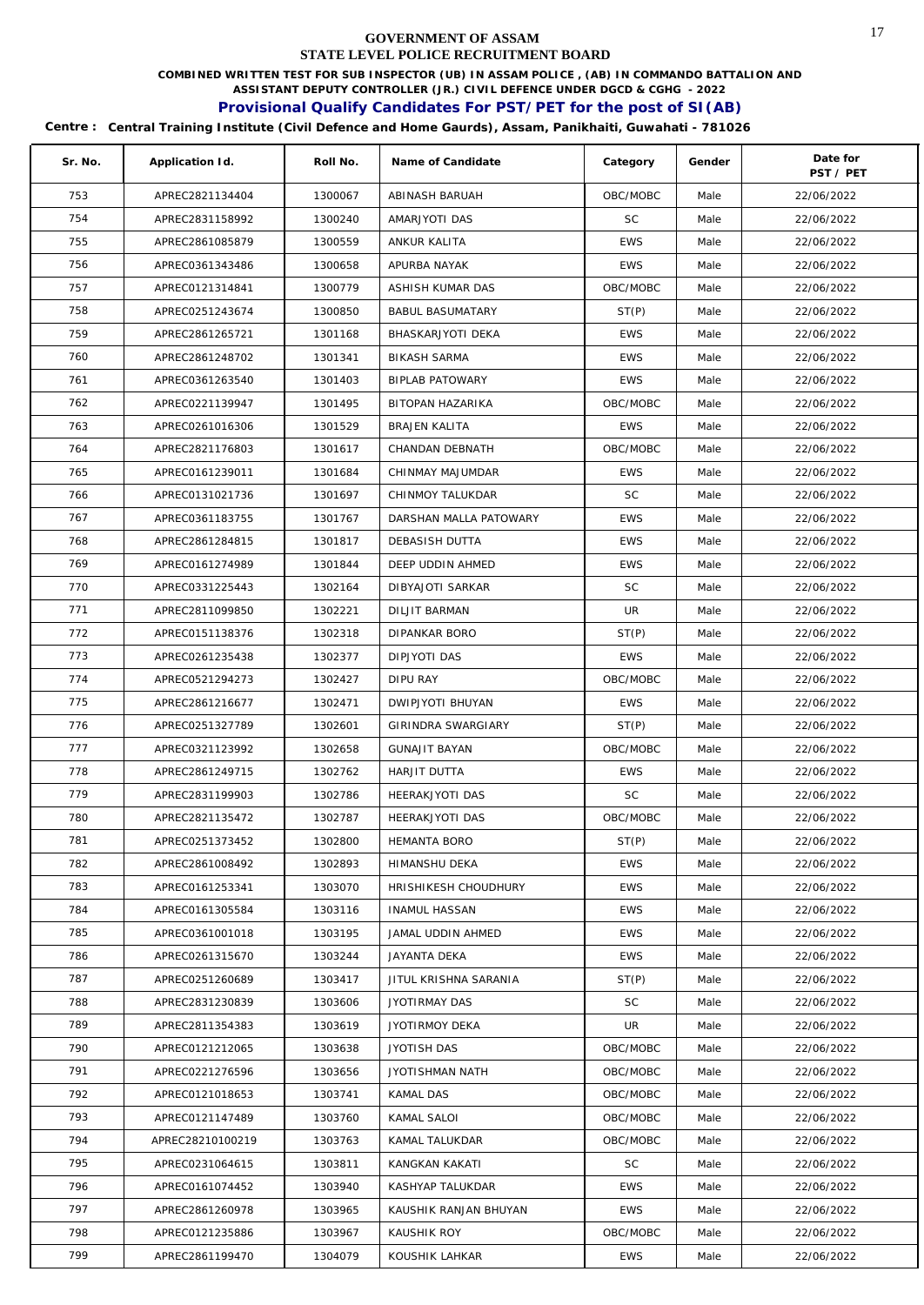# GOVERNMENT OF ASSAM
## STATE LEVEL POLICE RECRUITMENT BOARD

**COMBINED WRITTEN TEST FOR SUB INSPECTOR (UB) IN ASSAM POLICE , (AB) IN COMMANDO BATTALION AND ASSISTANT DEPUTY CONTROLLER (JR.) CIVIL DEFENCE UNDER DGCD & CGHG - 2022**

**Provisional Qualify Candidates For PST/PET for the post of SI(AB)**

**Centre : Central Training Institute (Civil Defence and Home Gaurds), Assam, Panikhaiti, Guwahati - 781026**

| Sr. No. | Application Id. | Roll No. | Name of Candidate | Category | Gender | Date for PST / PET |
|---|---|---|---|---|---|---|
| 753 | APREC2821134404 | 1300067 | ABINASH BARUAH | OBC/MOBC | Male | 22/06/2022 |
| 754 | APREC2831158992 | 1300240 | AMARJYOTI DAS | SC | Male | 22/06/2022 |
| 755 | APREC2861085879 | 1300559 | ANKUR KALITA | EWS | Male | 22/06/2022 |
| 756 | APREC0361343486 | 1300658 | APURBA NAYAK | EWS | Male | 22/06/2022 |
| 757 | APREC0121314841 | 1300779 | ASHISH KUMAR DAS | OBC/MOBC | Male | 22/06/2022 |
| 758 | APREC0251243674 | 1300850 | BABUL BASUMATARY | ST(P) | Male | 22/06/2022 |
| 759 | APREC2861265721 | 1301168 | BHASKARJYOTI DEKA | EWS | Male | 22/06/2022 |
| 760 | APREC2861248702 | 1301341 | BIKASH SARMA | EWS | Male | 22/06/2022 |
| 761 | APREC0361263540 | 1301403 | BIPLAB PATOWARY | EWS | Male | 22/06/2022 |
| 762 | APREC0221139947 | 1301495 | BITOPAN HAZARIKA | OBC/MOBC | Male | 22/06/2022 |
| 763 | APREC0261016306 | 1301529 | BRAJEN KALITA | EWS | Male | 22/06/2022 |
| 764 | APREC2821176803 | 1301617 | CHANDAN DEBNATH | OBC/MOBC | Male | 22/06/2022 |
| 765 | APREC0161239011 | 1301684 | CHINMAY MAJUMDAR | EWS | Male | 22/06/2022 |
| 766 | APREC0131021736 | 1301697 | CHINMOY TALUKDAR | SC | Male | 22/06/2022 |
| 767 | APREC0361183755 | 1301767 | DARSHAN MALLA PATOWARY | EWS | Male | 22/06/2022 |
| 768 | APREC2861284815 | 1301817 | DEBASISH DUTTA | EWS | Male | 22/06/2022 |
| 769 | APREC0161274989 | 1301844 | DEEP UDDIN AHMED | EWS | Male | 22/06/2022 |
| 770 | APREC0331225443 | 1302164 | DIBYAJOTI SARKAR | SC | Male | 22/06/2022 |
| 771 | APREC2811099850 | 1302221 | DILJIT BARMAN | UR | Male | 22/06/2022 |
| 772 | APREC0151138376 | 1302318 | DIPANKAR BORO | ST(P) | Male | 22/06/2022 |
| 773 | APREC0261235438 | 1302377 | DIPJYOTI DAS | EWS | Male | 22/06/2022 |
| 774 | APREC0521294273 | 1302427 | DIPU RAY | OBC/MOBC | Male | 22/06/2022 |
| 775 | APREC2861216677 | 1302471 | DWIPJYOTI BHUYAN | EWS | Male | 22/06/2022 |
| 776 | APREC0251327789 | 1302601 | GIRINDRA SWARGIARY | ST(P) | Male | 22/06/2022 |
| 777 | APREC0321123992 | 1302658 | GUNAJIT BAYAN | OBC/MOBC | Male | 22/06/2022 |
| 778 | APREC2861249715 | 1302762 | HARJIT DUTTA | EWS | Male | 22/06/2022 |
| 779 | APREC2831199903 | 1302786 | HEERAKJYOTI DAS | SC | Male | 22/06/2022 |
| 780 | APREC2821135472 | 1302787 | HEERAKJYOTI DAS | OBC/MOBC | Male | 22/06/2022 |
| 781 | APREC0251373452 | 1302800 | HEMANTA BORO | ST(P) | Male | 22/06/2022 |
| 782 | APREC2861008492 | 1302893 | HIMANSHU DEKA | EWS | Male | 22/06/2022 |
| 783 | APREC0161253341 | 1303070 | HRISHIKESH CHOUDHURY | EWS | Male | 22/06/2022 |
| 784 | APREC0161305584 | 1303116 | INAMUL HASSAN | EWS | Male | 22/06/2022 |
| 785 | APREC0361001018 | 1303195 | JAMAL UDDIN AHMED | EWS | Male | 22/06/2022 |
| 786 | APREC0261315670 | 1303244 | JAYANTA DEKA | EWS | Male | 22/06/2022 |
| 787 | APREC0251260689 | 1303417 | JITUL KRISHNA SARANIA | ST(P) | Male | 22/06/2022 |
| 788 | APREC2831230839 | 1303606 | JYOTIRMAY DAS | SC | Male | 22/06/2022 |
| 789 | APREC2811354383 | 1303619 | JYOTIRMOY DEKA | UR | Male | 22/06/2022 |
| 790 | APREC0121212065 | 1303638 | JYOTISH DAS | OBC/MOBC | Male | 22/06/2022 |
| 791 | APREC0221276596 | 1303656 | JYOTISHMAN NATH | OBC/MOBC | Male | 22/06/2022 |
| 792 | APREC0121018653 | 1303741 | KAMAL DAS | OBC/MOBC | Male | 22/06/2022 |
| 793 | APREC0121147489 | 1303760 | KAMAL SALOI | OBC/MOBC | Male | 22/06/2022 |
| 794 | APREC28210100219 | 1303763 | KAMAL TALUKDAR | OBC/MOBC | Male | 22/06/2022 |
| 795 | APREC0231064615 | 1303811 | KANGKAN KAKATI | SC | Male | 22/06/2022 |
| 796 | APREC0161074452 | 1303940 | KASHYAP TALUKDAR | EWS | Male | 22/06/2022 |
| 797 | APREC2861260978 | 1303965 | KAUSHIK RANJAN BHUYAN | EWS | Male | 22/06/2022 |
| 798 | APREC0121235886 | 1303967 | KAUSHIK ROY | OBC/MOBC | Male | 22/06/2022 |
| 799 | APREC2861199470 | 1304079 | KOUSHIK LAHKAR | EWS | Male | 22/06/2022 |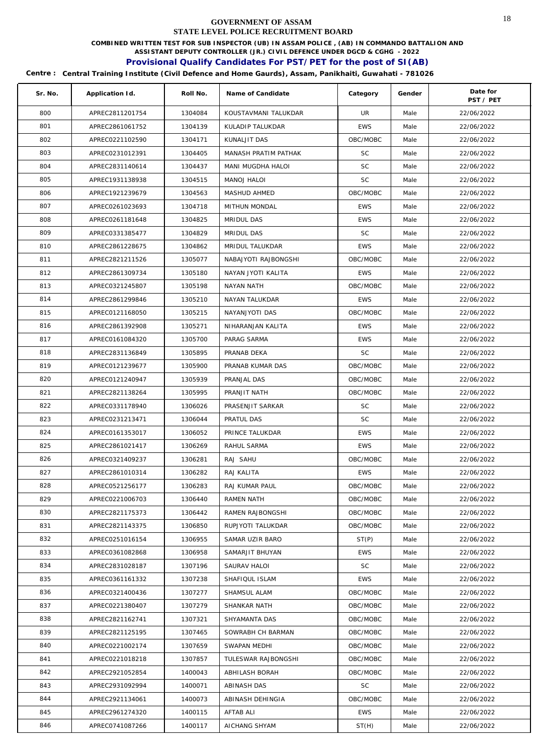**GOVERNMENT OF ASSAM**

**STATE LEVEL POLICE RECRUITMENT BOARD**

**COMBINED WRITTEN TEST FOR SUB INSPECTOR (UB) IN ASSAM POLICE , (AB) IN COMMANDO BATTALION AND ASSISTANT DEPUTY CONTROLLER (JR.) CIVIL DEFENCE UNDER DGCD & CGHG - 2022**

**Provisional Qualify Candidates For PST/PET for the post of SI(AB)**

**Centre : Central Training Institute (Civil Defence and Home Gaurds), Assam, Panikhaiti, Guwahati - 781026**

| Sr. No. | Application Id. | Roll No. | Name of Candidate | Category | Gender | Date for PST / PET |
|---|---|---|---|---|---|---|
| 800 | APREC2811201754 | 1304084 | KOUSTAVMANI TALUKDAR | UR | Male | 22/06/2022 |
| 801 | APREC2861061752 | 1304139 | KULADIP TALUKDAR | EWS | Male | 22/06/2022 |
| 802 | APREC0221102590 | 1304171 | KUNALJIT DAS | OBC/MOBC | Male | 22/06/2022 |
| 803 | APREC0231012391 | 1304405 | MANASH PRATIM PATHAK | SC | Male | 22/06/2022 |
| 804 | APREC2831140614 | 1304437 | MANI MUGDHA HALOI | SC | Male | 22/06/2022 |
| 805 | APREC1931138938 | 1304515 | MANOJ HALOI | SC | Male | 22/06/2022 |
| 806 | APREC1921239679 | 1304563 | MASHUD AHMED | OBC/MOBC | Male | 22/06/2022 |
| 807 | APREC0261023693 | 1304718 | MITHUN MONDAL | EWS | Male | 22/06/2022 |
| 808 | APREC0261181648 | 1304825 | MRIDUL DAS | EWS | Male | 22/06/2022 |
| 809 | APREC0331385477 | 1304829 | MRIDUL DAS | SC | Male | 22/06/2022 |
| 810 | APREC2861228675 | 1304862 | MRIDUL TALUKDAR | EWS | Male | 22/06/2022 |
| 811 | APREC2821211526 | 1305077 | NABAJYOTI RAJBONGSHI | OBC/MOBC | Male | 22/06/2022 |
| 812 | APREC2861309734 | 1305180 | NAYAN JYOTI KALITA | EWS | Male | 22/06/2022 |
| 813 | APREC0321245807 | 1305198 | NAYAN NATH | OBC/MOBC | Male | 22/06/2022 |
| 814 | APREC2861299846 | 1305210 | NAYAN TALUKDAR | EWS | Male | 22/06/2022 |
| 815 | APREC0121168050 | 1305215 | NAYANJYOTI DAS | OBC/MOBC | Male | 22/06/2022 |
| 816 | APREC2861392908 | 1305271 | NIHARANJAN KALITA | EWS | Male | 22/06/2022 |
| 817 | APREC0161084320 | 1305700 | PARAG SARMA | EWS | Male | 22/06/2022 |
| 818 | APREC2831136849 | 1305895 | PRANAB DEKA | SC | Male | 22/06/2022 |
| 819 | APREC0121239677 | 1305900 | PRANAB KUMAR DAS | OBC/MOBC | Male | 22/06/2022 |
| 820 | APREC0121240947 | 1305939 | PRANJAL DAS | OBC/MOBC | Male | 22/06/2022 |
| 821 | APREC2821138264 | 1305995 | PRANJIT NATH | OBC/MOBC | Male | 22/06/2022 |
| 822 | APREC0331178940 | 1306026 | PRASENJIT SARKAR | SC | Male | 22/06/2022 |
| 823 | APREC0231213471 | 1306044 | PRATUL DAS | SC | Male | 22/06/2022 |
| 824 | APREC0161353017 | 1306052 | PRINCE TALUKDAR | EWS | Male | 22/06/2022 |
| 825 | APREC2861021417 | 1306269 | RAHUL SARMA | EWS | Male | 22/06/2022 |
| 826 | APREC0321409237 | 1306281 | RAJ SAHU | OBC/MOBC | Male | 22/06/2022 |
| 827 | APREC2861010314 | 1306282 | RAJ KALITA | EWS | Male | 22/06/2022 |
| 828 | APREC0521256177 | 1306283 | RAJ KUMAR PAUL | OBC/MOBC | Male | 22/06/2022 |
| 829 | APREC0221006703 | 1306440 | RAMEN NATH | OBC/MOBC | Male | 22/06/2022 |
| 830 | APREC2821175373 | 1306442 | RAMEN RAJBONGSHI | OBC/MOBC | Male | 22/06/2022 |
| 831 | APREC2821143375 | 1306850 | RUPJYOTI TALUKDAR | OBC/MOBC | Male | 22/06/2022 |
| 832 | APREC0251016154 | 1306955 | SAMAR UZIR BARO | ST(P) | Male | 22/06/2022 |
| 833 | APREC0361082868 | 1306958 | SAMARJIT BHUYAN | EWS | Male | 22/06/2022 |
| 834 | APREC2831028187 | 1307196 | SAURAV HALOI | SC | Male | 22/06/2022 |
| 835 | APREC0361161332 | 1307238 | SHAFIQUL ISLAM | EWS | Male | 22/06/2022 |
| 836 | APREC0321400436 | 1307277 | SHAMSUL ALAM | OBC/MOBC | Male | 22/06/2022 |
| 837 | APREC0221380407 | 1307279 | SHANKAR NATH | OBC/MOBC | Male | 22/06/2022 |
| 838 | APREC2821162741 | 1307321 | SHYAMANTA DAS | OBC/MOBC | Male | 22/06/2022 |
| 839 | APREC2821125195 | 1307465 | SOWRABH CH BARMAN | OBC/MOBC | Male | 22/06/2022 |
| 840 | APREC0221002174 | 1307659 | SWAPAN MEDHI | OBC/MOBC | Male | 22/06/2022 |
| 841 | APREC0221018218 | 1307857 | TULESWAR RAJBONGSHI | OBC/MOBC | Male | 22/06/2022 |
| 842 | APREC2921052854 | 1400043 | ABHILASH BORAH | OBC/MOBC | Male | 22/06/2022 |
| 843 | APREC2931092994 | 1400071 | ABINASH DAS | SC | Male | 22/06/2022 |
| 844 | APREC2921134061 | 1400073 | ABINASH DEHINGIA | OBC/MOBC | Male | 22/06/2022 |
| 845 | APREC2961274320 | 1400115 | AFTAB ALI | EWS | Male | 22/06/2022 |
| 846 | APREC0741087266 | 1400117 | AICHANG SHYAM | ST(H) | Male | 22/06/2022 |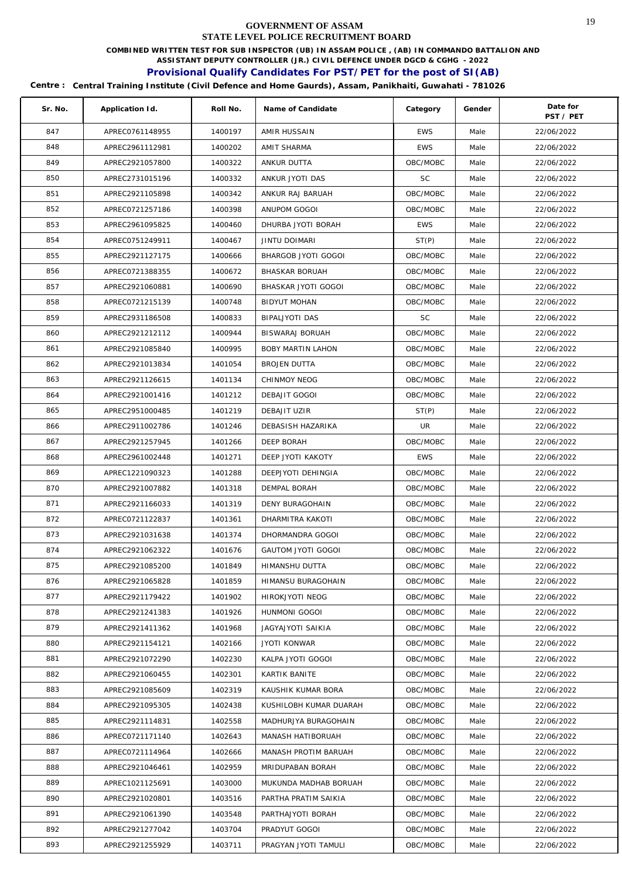# GOVERNMENT OF ASSAM
## STATE LEVEL POLICE RECRUITMENT BOARD

**COMBINED WRITTEN TEST FOR SUB INSPECTOR (UB) IN ASSAM POLICE , (AB) IN COMMANDO BATTALION AND ASSISTANT DEPUTY CONTROLLER (JR.) CIVIL DEFENCE UNDER DGCD & CGHG - 2022**

**Provisional Qualify Candidates For PST/PET for the post of SI(AB)**

**Centre : Central Training Institute (Civil Defence and Home Gaurds), Assam, Panikhaiti, Guwahati - 781026**

| Sr. No. | Application Id. | Roll No. | Name of Candidate | Category | Gender | Date for PST / PET |
|---|---|---|---|---|---|---|
| 847 | APREC0761148955 | 1400197 | AMIR HUSSAIN | EWS | Male | 22/06/2022 |
| 848 | APREC2961112981 | 1400202 | AMIT SHARMA | EWS | Male | 22/06/2022 |
| 849 | APREC2921057800 | 1400322 | ANKUR DUTTA | OBC/MOBC | Male | 22/06/2022 |
| 850 | APREC2731015196 | 1400332 | ANKUR JYOTI DAS | SC | Male | 22/06/2022 |
| 851 | APREC2921105898 | 1400342 | ANKUR RAJ BARUAH | OBC/MOBC | Male | 22/06/2022 |
| 852 | APREC0721257186 | 1400398 | ANUPOM GOGOI | OBC/MOBC | Male | 22/06/2022 |
| 853 | APREC2961095825 | 1400460 | DHURBA JYOTI BORAH | EWS | Male | 22/06/2022 |
| 854 | APREC0751249911 | 1400467 | JINTU DOIMARI | ST(P) | Male | 22/06/2022 |
| 855 | APREC2921127175 | 1400666 | BHARGOB JYOTI GOGOI | OBC/MOBC | Male | 22/06/2022 |
| 856 | APREC0721388355 | 1400672 | BHASKAR BORUAH | OBC/MOBC | Male | 22/06/2022 |
| 857 | APREC2921060881 | 1400690 | BHASKAR JYOTI GOGOI | OBC/MOBC | Male | 22/06/2022 |
| 858 | APREC0721215139 | 1400748 | BIDYUT MOHAN | OBC/MOBC | Male | 22/06/2022 |
| 859 | APREC2931186508 | 1400833 | BIPALJYOTI DAS | SC | Male | 22/06/2022 |
| 860 | APREC2921212112 | 1400944 | BISWARAJ BORUAH | OBC/MOBC | Male | 22/06/2022 |
| 861 | APREC2921085840 | 1400995 | BOBY MARTIN LAHON | OBC/MOBC | Male | 22/06/2022 |
| 862 | APREC2921013834 | 1401054 | BROJEN DUTTA | OBC/MOBC | Male | 22/06/2022 |
| 863 | APREC2921126615 | 1401134 | CHINMOY NEOG | OBC/MOBC | Male | 22/06/2022 |
| 864 | APREC2921001416 | 1401212 | DEBAJIT GOGOI | OBC/MOBC | Male | 22/06/2022 |
| 865 | APREC2951000485 | 1401219 | DEBAJIT UZIR | ST(P) | Male | 22/06/2022 |
| 866 | APREC2911002786 | 1401246 | DEBASISH HAZARIKA | UR | Male | 22/06/2022 |
| 867 | APREC2921257945 | 1401266 | DEEP BORAH | OBC/MOBC | Male | 22/06/2022 |
| 868 | APREC2961002448 | 1401271 | DEEP JYOTI KAKOTY | EWS | Male | 22/06/2022 |
| 869 | APREC1221090323 | 1401288 | DEEPJYOTI DEHINGIA | OBC/MOBC | Male | 22/06/2022 |
| 870 | APREC2921007882 | 1401318 | DEMPAL BORAH | OBC/MOBC | Male | 22/06/2022 |
| 871 | APREC2921166033 | 1401319 | DENY BURAGOHAIN | OBC/MOBC | Male | 22/06/2022 |
| 872 | APREC0721122837 | 1401361 | DHARMITRA KAKOTI | OBC/MOBC | Male | 22/06/2022 |
| 873 | APREC2921031638 | 1401374 | DHORMANDRA GOGOI | OBC/MOBC | Male | 22/06/2022 |
| 874 | APREC2921062322 | 1401676 | GAUTOM JYOTI GOGOI | OBC/MOBC | Male | 22/06/2022 |
| 875 | APREC2921085200 | 1401849 | HIMANSHU DUTTA | OBC/MOBC | Male | 22/06/2022 |
| 876 | APREC2921065828 | 1401859 | HIMANSU BURAGOHAIN | OBC/MOBC | Male | 22/06/2022 |
| 877 | APREC2921179422 | 1401902 | HIROKJYOTI NEOG | OBC/MOBC | Male | 22/06/2022 |
| 878 | APREC2921241383 | 1401926 | HUNMONI GOGOI | OBC/MOBC | Male | 22/06/2022 |
| 879 | APREC2921411362 | 1401968 | JAGYAJYOTI SAIKIA | OBC/MOBC | Male | 22/06/2022 |
| 880 | APREC2921154121 | 1402166 | JYOTI KONWAR | OBC/MOBC | Male | 22/06/2022 |
| 881 | APREC2921072290 | 1402230 | KALPA JYOTI GOGOI | OBC/MOBC | Male | 22/06/2022 |
| 882 | APREC2921060455 | 1402301 | KARTIK BANITE | OBC/MOBC | Male | 22/06/2022 |
| 883 | APREC2921085609 | 1402319 | KAUSHIK KUMAR BORA | OBC/MOBC | Male | 22/06/2022 |
| 884 | APREC2921095305 | 1402438 | KUSHILOBH KUMAR DUARAH | OBC/MOBC | Male | 22/06/2022 |
| 885 | APREC2921114831 | 1402558 | MADHURJYA BURAGOHAIN | OBC/MOBC | Male | 22/06/2022 |
| 886 | APREC0721171140 | 1402643 | MANASH HATIBORUAH | OBC/MOBC | Male | 22/06/2022 |
| 887 | APREC0721114964 | 1402666 | MANASH PROTIM BARUAH | OBC/MOBC | Male | 22/06/2022 |
| 888 | APREC2921046461 | 1402959 | MRIDUPABAN BORAH | OBC/MOBC | Male | 22/06/2022 |
| 889 | APREC1021125691 | 1403000 | MUKUNDA MADHAB BORUAH | OBC/MOBC | Male | 22/06/2022 |
| 890 | APREC2921020801 | 1403516 | PARTHA PRATIM SAIKIA | OBC/MOBC | Male | 22/06/2022 |
| 891 | APREC2921061390 | 1403548 | PARTHAJYOTI BORAH | OBC/MOBC | Male | 22/06/2022 |
| 892 | APREC2921277042 | 1403704 | PRADYUT GOGOI | OBC/MOBC | Male | 22/06/2022 |
| 893 | APREC2921255929 | 1403711 | PRAGYAN JYOTI TAMULI | OBC/MOBC | Male | 22/06/2022 |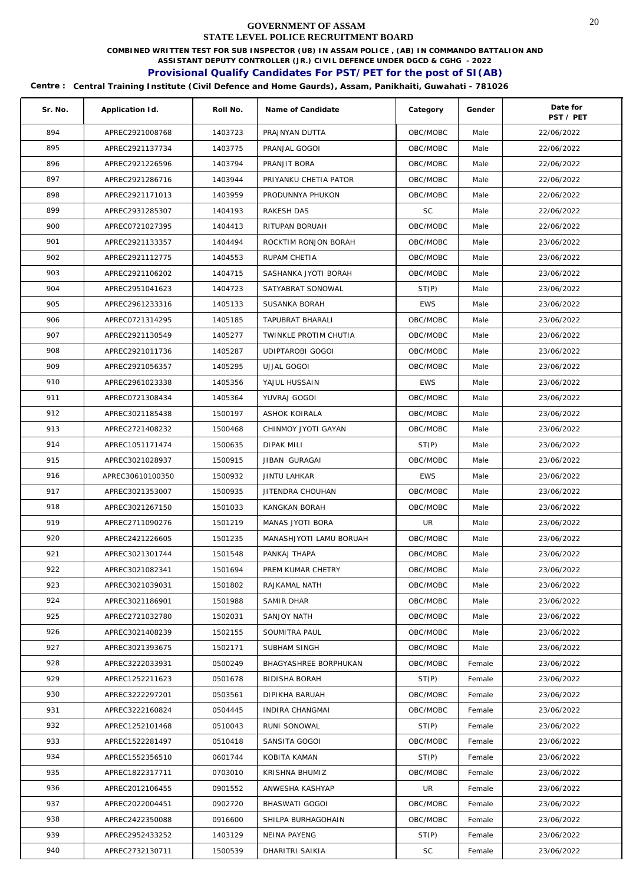# GOVERNMENT OF ASSAM
## STATE LEVEL POLICE RECRUITMENT BOARD

**COMBINED WRITTEN TEST FOR SUB INSPECTOR (UB) IN ASSAM POLICE , (AB) IN COMMANDO BATTALION AND ASSISTANT DEPUTY CONTROLLER (JR.) CIVIL DEFENCE UNDER DGCD & CGHG - 2022**

**Provisional Qualify Candidates For PST/PET for the post of SI(AB)**

**Centre : Central Training Institute (Civil Defence and Home Gaurds), Assam, Panikhaiti, Guwahati - 781026**

| Sr. No. | Application Id. | Roll No. | Name of Candidate | Category | Gender | Date for PST / PET |
|---|---|---|---|---|---|---|
| 894 | APREC2921008768 | 1403723 | PRAJNYAN DUTTA | OBC/MOBC | Male | 22/06/2022 |
| 895 | APREC2921137734 | 1403775 | PRANJAL GOGOI | OBC/MOBC | Male | 22/06/2022 |
| 896 | APREC2921226596 | 1403794 | PRANJIT BORA | OBC/MOBC | Male | 22/06/2022 |
| 897 | APREC2921286716 | 1403944 | PRIYANKU CHETIA PATOR | OBC/MOBC | Male | 22/06/2022 |
| 898 | APREC2921171013 | 1403959 | PRODUNNYA PHUKON | OBC/MOBC | Male | 22/06/2022 |
| 899 | APREC2931285307 | 1404193 | RAKESH DAS | SC | Male | 22/06/2022 |
| 900 | APREC0721027395 | 1404413 | RITUPAN BORUAH | OBC/MOBC | Male | 22/06/2022 |
| 901 | APREC2921133357 | 1404494 | ROCKTIM RONJON BORAH | OBC/MOBC | Male | 23/06/2022 |
| 902 | APREC2921112775 | 1404553 | RUPAM CHETIA | OBC/MOBC | Male | 23/06/2022 |
| 903 | APREC2921106202 | 1404715 | SASHANKA JYOTI BORAH | OBC/MOBC | Male | 23/06/2022 |
| 904 | APREC2951041623 | 1404723 | SATYABRAT SONOWAL | ST(P) | Male | 23/06/2022 |
| 905 | APREC2961233316 | 1405133 | SUSANKA BORAH | EWS | Male | 23/06/2022 |
| 906 | APREC0721314295 | 1405185 | TAPUBRAT BHARALI | OBC/MOBC | Male | 23/06/2022 |
| 907 | APREC2921130549 | 1405277 | TWINKLE PROTIM CHUTIA | OBC/MOBC | Male | 23/06/2022 |
| 908 | APREC2921011736 | 1405287 | UDIPTAROBI GOGOI | OBC/MOBC | Male | 23/06/2022 |
| 909 | APREC2921056357 | 1405295 | UJJAL GOGOI | OBC/MOBC | Male | 23/06/2022 |
| 910 | APREC2961023338 | 1405356 | YAJUL HUSSAIN | EWS | Male | 23/06/2022 |
| 911 | APREC0721308434 | 1405364 | YUVRAJ GOGOI | OBC/MOBC | Male | 23/06/2022 |
| 912 | APREC3021185438 | 1500197 | ASHOK KOIRALA | OBC/MOBC | Male | 23/06/2022 |
| 913 | APREC2721408232 | 1500468 | CHINMOY JYOTI GAYAN | OBC/MOBC | Male | 23/06/2022 |
| 914 | APREC1051171474 | 1500635 | DIPAK MILI | ST(P) | Male | 23/06/2022 |
| 915 | APREC3021028937 | 1500915 | JIBAN GURAGAI | OBC/MOBC | Male | 23/06/2022 |
| 916 | APREC30610100350 | 1500932 | JINTU LAHKAR | EWS | Male | 23/06/2022 |
| 917 | APREC3021353007 | 1500935 | JITENDRA CHOUHAN | OBC/MOBC | Male | 23/06/2022 |
| 918 | APREC3021267150 | 1501033 | KANGKAN BORAH | OBC/MOBC | Male | 23/06/2022 |
| 919 | APREC2711090276 | 1501219 | MANAS JYOTI BORA | UR | Male | 23/06/2022 |
| 920 | APREC2421226605 | 1501235 | MANASHJYOTI LAMU BORUAH | OBC/MOBC | Male | 23/06/2022 |
| 921 | APREC3021301744 | 1501548 | PANKAJ THAPA | OBC/MOBC | Male | 23/06/2022 |
| 922 | APREC3021082341 | 1501694 | PREM KUMAR CHETRY | OBC/MOBC | Male | 23/06/2022 |
| 923 | APREC3021039031 | 1501802 | RAJKAMAL NATH | OBC/MOBC | Male | 23/06/2022 |
| 924 | APREC3021186901 | 1501988 | SAMIR DHAR | OBC/MOBC | Male | 23/06/2022 |
| 925 | APREC2721032780 | 1502031 | SANJOY NATH | OBC/MOBC | Male | 23/06/2022 |
| 926 | APREC3021408239 | 1502155 | SOUMITRA PAUL | OBC/MOBC | Male | 23/06/2022 |
| 927 | APREC3021393675 | 1502171 | SUBHAM SINGH | OBC/MOBC | Male | 23/06/2022 |
| 928 | APREC3222033931 | 0500249 | BHAGYASHREE BORPHUKAN | OBC/MOBC | Female | 23/06/2022 |
| 929 | APREC1252211623 | 0501678 | BIDISHA BORAH | ST(P) | Female | 23/06/2022 |
| 930 | APREC3222297201 | 0503561 | DIPIKHA BARUAH | OBC/MOBC | Female | 23/06/2022 |
| 931 | APREC3222160824 | 0504445 | INDIRA CHANGMAI | OBC/MOBC | Female | 23/06/2022 |
| 932 | APREC1252101468 | 0510043 | RUNI SONOWAL | ST(P) | Female | 23/06/2022 |
| 933 | APREC1522281497 | 0510418 | SANSITA GOGOI | OBC/MOBC | Female | 23/06/2022 |
| 934 | APREC1552356510 | 0601744 | KOBITA KAMAN | ST(P) | Female | 23/06/2022 |
| 935 | APREC1822317711 | 0703010 | KRISHNA BHUMIZ | OBC/MOBC | Female | 23/06/2022 |
| 936 | APREC2012106455 | 0901552 | ANWESHA KASHYAP | UR | Female | 23/06/2022 |
| 937 | APREC2022004451 | 0902720 | BHASWATI GOGOI | OBC/MOBC | Female | 23/06/2022 |
| 938 | APREC2422350088 | 0916600 | SHILPA BURHAGOHAIN | OBC/MOBC | Female | 23/06/2022 |
| 939 | APREC2952433252 | 1403129 | NEINA PAYENG | ST(P) | Female | 23/06/2022 |
| 940 | APREC2732130711 | 1500539 | DHARITRI SAIKIA | SC | Female | 23/06/2022 |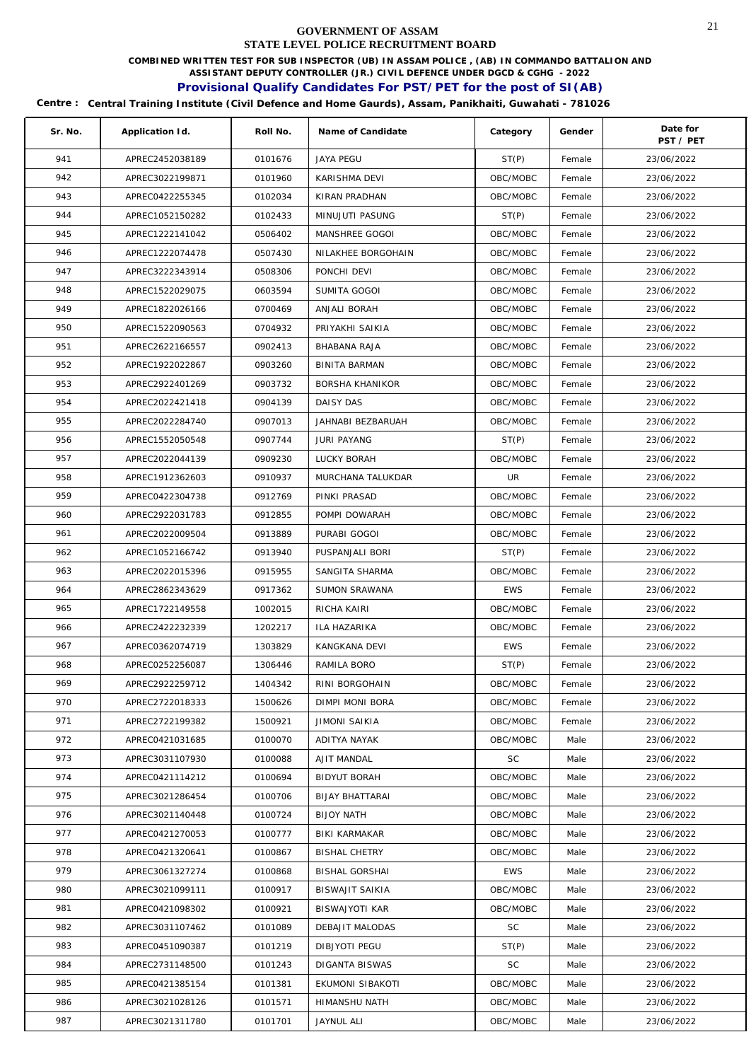# GOVERNMENT OF ASSAM

## STATE LEVEL POLICE RECRUITMENT BOARD

**COMBINED WRITTEN TEST FOR SUB INSPECTOR (UB) IN ASSAM POLICE , (AB) IN COMMANDO BATTALION AND ASSISTANT DEPUTY CONTROLLER (JR.) CIVIL DEFENCE UNDER DGCD & CGHG - 2022**

**Provisional Qualify Candidates For PST/PET for the post of SI(AB)**

**Centre : Central Training Institute (Civil Defence and Home Gaurds), Assam, Panikhaiti, Guwahati - 781026**

| Sr. No. | Application Id. | Roll No. | Name of Candidate | Category | Gender | Date for PST / PET |
|---|---|---|---|---|---|---|
| 941 | APREC2452038189 | 0101676 | JAYA PEGU | ST(P) | Female | 23/06/2022 |
| 942 | APREC3022199871 | 0101960 | KARISHMA DEVI | OBC/MOBC | Female | 23/06/2022 |
| 943 | APREC0422255345 | 0102034 | KIRAN PRADHAN | OBC/MOBC | Female | 23/06/2022 |
| 944 | APREC1052150282 | 0102433 | MINUJUTI PASUNG | ST(P) | Female | 23/06/2022 |
| 945 | APREC1222141042 | 0506402 | MANSHREE GOGOI | OBC/MOBC | Female | 23/06/2022 |
| 946 | APREC1222074478 | 0507430 | NILAKHEE BORGOHAIN | OBC/MOBC | Female | 23/06/2022 |
| 947 | APREC3222343914 | 0508306 | PONCHI DEVI | OBC/MOBC | Female | 23/06/2022 |
| 948 | APREC1522029075 | 0603594 | SUMITA GOGOI | OBC/MOBC | Female | 23/06/2022 |
| 949 | APREC1822026166 | 0700469 | ANJALI BORAH | OBC/MOBC | Female | 23/06/2022 |
| 950 | APREC1522090563 | 0704932 | PRIYAKHI SAIKIA | OBC/MOBC | Female | 23/06/2022 |
| 951 | APREC2622166557 | 0902413 | BHABANA RAJA | OBC/MOBC | Female | 23/06/2022 |
| 952 | APREC1922022867 | 0903260 | BINITA BARMAN | OBC/MOBC | Female | 23/06/2022 |
| 953 | APREC2922401269 | 0903732 | BORSHA KHANIKOR | OBC/MOBC | Female | 23/06/2022 |
| 954 | APREC2022421418 | 0904139 | DAISY DAS | OBC/MOBC | Female | 23/06/2022 |
| 955 | APREC2022284740 | 0907013 | JAHNABI BEZBARUAH | OBC/MOBC | Female | 23/06/2022 |
| 956 | APREC1552050548 | 0907744 | JURI PAYANG | ST(P) | Female | 23/06/2022 |
| 957 | APREC2022044139 | 0909230 | LUCKY BORAH | OBC/MOBC | Female | 23/06/2022 |
| 958 | APREC1912362603 | 0910937 | MURCHANA TALUKDAR | UR | Female | 23/06/2022 |
| 959 | APREC0422304738 | 0912769 | PINKI PRASAD | OBC/MOBC | Female | 23/06/2022 |
| 960 | APREC2922031783 | 0912855 | POMPI DOWARAH | OBC/MOBC | Female | 23/06/2022 |
| 961 | APREC2022009504 | 0913889 | PURABI GOGOI | OBC/MOBC | Female | 23/06/2022 |
| 962 | APREC1052166742 | 0913940 | PUSPANJALI BORI | ST(P) | Female | 23/06/2022 |
| 963 | APREC2022015396 | 0915955 | SANGITA SHARMA | OBC/MOBC | Female | 23/06/2022 |
| 964 | APREC2862343629 | 0917362 | SUMON SRAWANA | EWS | Female | 23/06/2022 |
| 965 | APREC1722149558 | 1002015 | RICHA KAIRI | OBC/MOBC | Female | 23/06/2022 |
| 966 | APREC2422232339 | 1202217 | ILA HAZARIKA | OBC/MOBC | Female | 23/06/2022 |
| 967 | APREC0362074719 | 1303829 | KANGKANA DEVI | EWS | Female | 23/06/2022 |
| 968 | APREC0252256087 | 1306446 | RAMILA BORO | ST(P) | Female | 23/06/2022 |
| 969 | APREC2922259712 | 1404342 | RINI BORGOHAIN | OBC/MOBC | Female | 23/06/2022 |
| 970 | APREC2722018333 | 1500626 | DIMPI MONI BORA | OBC/MOBC | Female | 23/06/2022 |
| 971 | APREC2722199382 | 1500921 | JIMONI SAIKIA | OBC/MOBC | Female | 23/06/2022 |
| 972 | APREC0421031685 | 0100070 | ADITYA NAYAK | OBC/MOBC | Male | 23/06/2022 |
| 973 | APREC3031107930 | 0100088 | AJIT MANDAL | SC | Male | 23/06/2022 |
| 974 | APREC0421114212 | 0100694 | BIDYUT BORAH | OBC/MOBC | Male | 23/06/2022 |
| 975 | APREC3021286454 | 0100706 | BIJAY BHATTARAI | OBC/MOBC | Male | 23/06/2022 |
| 976 | APREC3021140448 | 0100724 | BIJOY NATH | OBC/MOBC | Male | 23/06/2022 |
| 977 | APREC0421270053 | 0100777 | BIKI KARMAKAR | OBC/MOBC | Male | 23/06/2022 |
| 978 | APREC0421320641 | 0100867 | BISHAL CHETRY | OBC/MOBC | Male | 23/06/2022 |
| 979 | APREC3061327274 | 0100868 | BISHAL GORSHAI | EWS | Male | 23/06/2022 |
| 980 | APREC3021099111 | 0100917 | BISWAJIT SAIKIA | OBC/MOBC | Male | 23/06/2022 |
| 981 | APREC0421098302 | 0100921 | BISWAJYOTI KAR | OBC/MOBC | Male | 23/06/2022 |
| 982 | APREC3031107462 | 0101089 | DEBAJIT MALODAS | SC | Male | 23/06/2022 |
| 983 | APREC0451090387 | 0101219 | DIBJYOTI PEGU | ST(P) | Male | 23/06/2022 |
| 984 | APREC2731148500 | 0101243 | DIGANTA BISWAS | SC | Male | 23/06/2022 |
| 985 | APREC0421385154 | 0101381 | EKUMONI SIBAKOTI | OBC/MOBC | Male | 23/06/2022 |
| 986 | APREC3021028126 | 0101571 | HIMANSHU NATH | OBC/MOBC | Male | 23/06/2022 |
| 987 | APREC3021311780 | 0101701 | JAYNUL ALI | OBC/MOBC | Male | 23/06/2022 |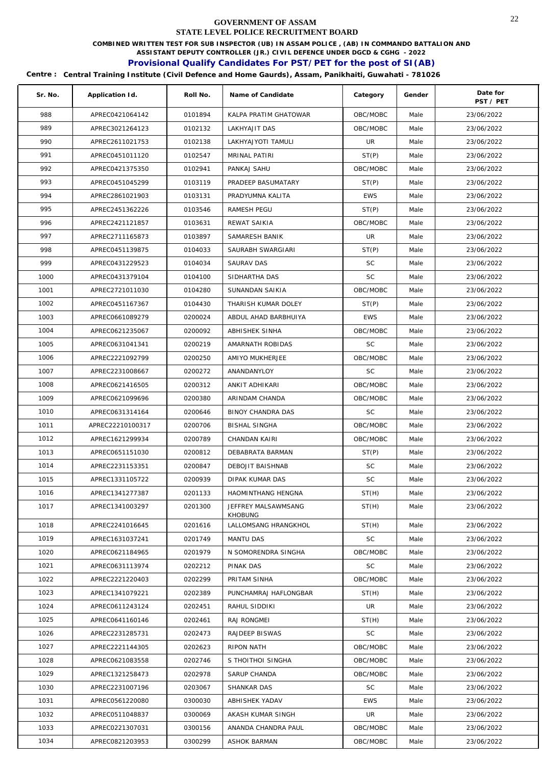**GOVERNMENT OF ASSAM**

**STATE LEVEL POLICE RECRUITMENT BOARD**

**COMBINED WRITTEN TEST FOR SUB INSPECTOR (UB) IN ASSAM POLICE , (AB) IN COMMANDO BATTALION AND ASSISTANT DEPUTY CONTROLLER (JR.) CIVIL DEFENCE UNDER DGCD & CGHG - 2022**

## Provisional Qualify Candidates For PST/PET for the post of SI(AB)

**Centre : Central Training Institute (Civil Defence and Home Gaurds), Assam, Panikhaiti, Guwahati - 781026**

| Sr. No. | Application Id. | Roll No. | Name of Candidate | Category | Gender | Date for PST / PET |
|---|---|---|---|---|---|---|
| 988 | APREC0421064142 | 0101894 | KALPA PRATIM GHATOWAR | OBC/MOBC | Male | 23/06/2022 |
| 989 | APREC3021264123 | 0102132 | LAKHYAJIT DAS | OBC/MOBC | Male | 23/06/2022 |
| 990 | APREC2611021753 | 0102138 | LAKHYAJYOTI TAMULI | UR | Male | 23/06/2022 |
| 991 | APREC0451011120 | 0102547 | MRINAL PATIRI | ST(P) | Male | 23/06/2022 |
| 992 | APREC0421375350 | 0102941 | PANKAJ SAHU | OBC/MOBC | Male | 23/06/2022 |
| 993 | APREC0451045299 | 0103119 | PRADEEP BASUMATARY | ST(P) | Male | 23/06/2022 |
| 994 | APREC2861021903 | 0103131 | PRADYUMNA KALITA | EWS | Male | 23/06/2022 |
| 995 | APREC2451362226 | 0103546 | RAMESH PEGU | ST(P) | Male | 23/06/2022 |
| 996 | APREC2421121857 | 0103631 | REWAT SAIKIA | OBC/MOBC | Male | 23/06/2022 |
| 997 | APREC2711165873 | 0103897 | SAMARESH BANIK | UR | Male | 23/06/2022 |
| 998 | APREC0451139875 | 0104033 | SAURABH SWARGIARI | ST(P) | Male | 23/06/2022 |
| 999 | APREC0431229523 | 0104034 | SAURAV DAS | SC | Male | 23/06/2022 |
| 1000 | APREC0431379104 | 0104100 | SIDHARTHA DAS | SC | Male | 23/06/2022 |
| 1001 | APREC2721011030 | 0104280 | SUNANDAN SAIKIA | OBC/MOBC | Male | 23/06/2022 |
| 1002 | APREC0451167367 | 0104430 | THARISH KUMAR DOLEY | ST(P) | Male | 23/06/2022 |
| 1003 | APREC0661089279 | 0200024 | ABDUL AHAD BARBHUIYA | EWS | Male | 23/06/2022 |
| 1004 | APREC0621235067 | 0200092 | ABHISHEK SINHA | OBC/MOBC | Male | 23/06/2022 |
| 1005 | APREC0631041341 | 0200219 | AMARNATH ROBIDAS | SC | Male | 23/06/2022 |
| 1006 | APREC2221092799 | 0200250 | AMIYO MUKHERJEE | OBC/MOBC | Male | 23/06/2022 |
| 1007 | APREC2231008667 | 0200272 | ANANDANYLOY | SC | Male | 23/06/2022 |
| 1008 | APREC0621416505 | 0200312 | ANKIT ADHIKARI | OBC/MOBC | Male | 23/06/2022 |
| 1009 | APREC0621099696 | 0200380 | ARINDAM CHANDA | OBC/MOBC | Male | 23/06/2022 |
| 1010 | APREC0631314164 | 0200646 | BINOY CHANDRA DAS | SC | Male | 23/06/2022 |
| 1011 | APREC22210100317 | 0200706 | BISHAL SINGHA | OBC/MOBC | Male | 23/06/2022 |
| 1012 | APREC1621299934 | 0200789 | CHANDAN KAIRI | OBC/MOBC | Male | 23/06/2022 |
| 1013 | APREC0651151030 | 0200812 | DEBABRATA BARMAN | ST(P) | Male | 23/06/2022 |
| 1014 | APREC2231153351 | 0200847 | DEBOJIT BAISHNAB | SC | Male | 23/06/2022 |
| 1015 | APREC1331105722 | 0200939 | DIPAK KUMAR DAS | SC | Male | 23/06/2022 |
| 1016 | APREC1341277387 | 0201133 | HAOMINTHANG HENGNA | ST(H) | Male | 23/06/2022 |
| 1017 | APREC1341003297 | 0201300 | JEFFREY MALSAWMSANG KHOBUNG | ST(H) | Male | 23/06/2022 |
| 1018 | APREC2241016645 | 0201616 | LALLOMSANG HRANGKHOL | ST(H) | Male | 23/06/2022 |
| 1019 | APREC1631037241 | 0201749 | MANTU DAS | SC | Male | 23/06/2022 |
| 1020 | APREC0621184965 | 0201979 | N SOMORENDRA SINGHA | OBC/MOBC | Male | 23/06/2022 |
| 1021 | APREC0631113974 | 0202212 | PINAK DAS | SC | Male | 23/06/2022 |
| 1022 | APREC2221220403 | 0202299 | PRITAM SINHA | OBC/MOBC | Male | 23/06/2022 |
| 1023 | APREC1341079221 | 0202389 | PUNCHAMRAJ HAFLONGBAR | ST(H) | Male | 23/06/2022 |
| 1024 | APREC0611243124 | 0202451 | RAHUL SIDDIKI | UR | Male | 23/06/2022 |
| 1025 | APREC0641160146 | 0202461 | RAJ RONGMEI | ST(H) | Male | 23/06/2022 |
| 1026 | APREC2231285731 | 0202473 | RAJDEEP BISWAS | SC | Male | 23/06/2022 |
| 1027 | APREC2221144305 | 0202623 | RIPON NATH | OBC/MOBC | Male | 23/06/2022 |
| 1028 | APREC0621083558 | 0202746 | S THOITHOI SINGHA | OBC/MOBC | Male | 23/06/2022 |
| 1029 | APREC1321258473 | 0202978 | SARUP CHANDA | OBC/MOBC | Male | 23/06/2022 |
| 1030 | APREC2231007196 | 0203067 | SHANKAR DAS | SC | Male | 23/06/2022 |
| 1031 | APREC0561220080 | 0300030 | ABHISHEK YADAV | EWS | Male | 23/06/2022 |
| 1032 | APREC0511048837 | 0300069 | AKASH KUMAR SINGH | UR | Male | 23/06/2022 |
| 1033 | APREC0221307031 | 0300156 | ANANDA CHANDRA PAUL | OBC/MOBC | Male | 23/06/2022 |
| 1034 | APREC0821203953 | 0300299 | ASHOK BARMAN | OBC/MOBC | Male | 23/06/2022 |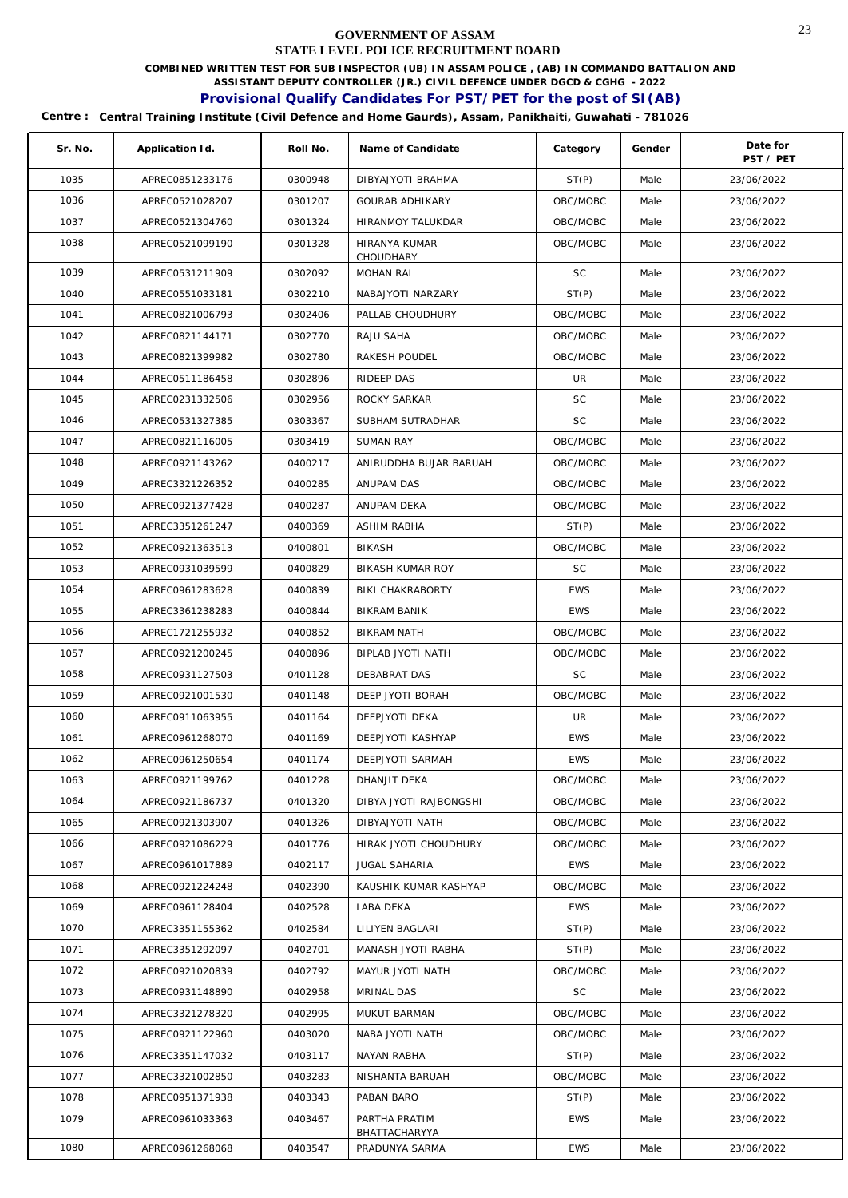GOVERNMENT OF ASSAM

STATE LEVEL POLICE RECRUITMENT BOARD

**COMBINED WRITTEN TEST FOR SUB INSPECTOR (UB) IN ASSAM POLICE , (AB) IN COMMANDO BATTALION AND ASSISTANT DEPUTY CONTROLLER (JR.) CIVIL DEFENCE UNDER DGCD & CGHG - 2022**

## Provisional Qualify Candidates For PST/PET for the post of SI(AB)

**Centre : Central Training Institute (Civil Defence and Home Gaurds), Assam, Panikhaiti, Guwahati - 781026**

| Sr. No. | Application Id. | Roll No. | Name of Candidate | Category | Gender | Date for PST / PET |
|---|---|---|---|---|---|---|
| 1035 | APREC0851233176 | 0300948 | DIBYAJYOTI BRAHMA | ST(P) | Male | 23/06/2022 |
| 1036 | APREC0521028207 | 0301207 | GOURAB ADHIKARY | OBC/MOBC | Male | 23/06/2022 |
| 1037 | APREC0521304760 | 0301324 | HIRANMOY TALUKDAR | OBC/MOBC | Male | 23/06/2022 |
| 1038 | APREC0521099190 | 0301328 | HIRANYA KUMAR CHOUDHARY | OBC/MOBC | Male | 23/06/2022 |
| 1039 | APREC0531211909 | 0302092 | MOHAN RAI | SC | Male | 23/06/2022 |
| 1040 | APREC0551033181 | 0302210 | NABAJYOTI NARZARY | ST(P) | Male | 23/06/2022 |
| 1041 | APREC0821006793 | 0302406 | PALLAB CHOUDHURY | OBC/MOBC | Male | 23/06/2022 |
| 1042 | APREC0821144171 | 0302770 | RAJU SAHA | OBC/MOBC | Male | 23/06/2022 |
| 1043 | APREC0821399982 | 0302780 | RAKESH POUDEL | OBC/MOBC | Male | 23/06/2022 |
| 1044 | APREC0511186458 | 0302896 | RIDEEP DAS | UR | Male | 23/06/2022 |
| 1045 | APREC0231332506 | 0302956 | ROCKY SARKAR | SC | Male | 23/06/2022 |
| 1046 | APREC0531327385 | 0303367 | SUBHAM SUTRADHAR | SC | Male | 23/06/2022 |
| 1047 | APREC0821116005 | 0303419 | SUMAN RAY | OBC/MOBC | Male | 23/06/2022 |
| 1048 | APREC0921143262 | 0400217 | ANIRUDDHA BUJAR BARUAH | OBC/MOBC | Male | 23/06/2022 |
| 1049 | APREC3321226352 | 0400285 | ANUPAM DAS | OBC/MOBC | Male | 23/06/2022 |
| 1050 | APREC0921377428 | 0400287 | ANUPAM DEKA | OBC/MOBC | Male | 23/06/2022 |
| 1051 | APREC3351261247 | 0400369 | ASHIM RABHA | ST(P) | Male | 23/06/2022 |
| 1052 | APREC0921363513 | 0400801 | BIKASH | OBC/MOBC | Male | 23/06/2022 |
| 1053 | APREC0931039599 | 0400829 | BIKASH KUMAR ROY | SC | Male | 23/06/2022 |
| 1054 | APREC0961283628 | 0400839 | BIKI CHAKRABORTY | EWS | Male | 23/06/2022 |
| 1055 | APREC3361238283 | 0400844 | BIKRAM BANIK | EWS | Male | 23/06/2022 |
| 1056 | APREC1721255932 | 0400852 | BIKRAM NATH | OBC/MOBC | Male | 23/06/2022 |
| 1057 | APREC0921200245 | 0400896 | BIPLAB JYOTI NATH | OBC/MOBC | Male | 23/06/2022 |
| 1058 | APREC0931127503 | 0401128 | DEBABRAT DAS | SC | Male | 23/06/2022 |
| 1059 | APREC0921001530 | 0401148 | DEEP JYOTI BORAH | OBC/MOBC | Male | 23/06/2022 |
| 1060 | APREC0911063955 | 0401164 | DEEPJYOTI DEKA | UR | Male | 23/06/2022 |
| 1061 | APREC0961268070 | 0401169 | DEEPJYOTI KASHYAP | EWS | Male | 23/06/2022 |
| 1062 | APREC0961250654 | 0401174 | DEEPJYOTI SARMAH | EWS | Male | 23/06/2022 |
| 1063 | APREC0921199762 | 0401228 | DHANJIT DEKA | OBC/MOBC | Male | 23/06/2022 |
| 1064 | APREC0921186737 | 0401320 | DIBYA JYOTI RAJBONGSHI | OBC/MOBC | Male | 23/06/2022 |
| 1065 | APREC0921303907 | 0401326 | DIBYAJYOTI NATH | OBC/MOBC | Male | 23/06/2022 |
| 1066 | APREC0921086229 | 0401776 | HIRAK JYOTI CHOUDHURY | OBC/MOBC | Male | 23/06/2022 |
| 1067 | APREC0961017889 | 0402117 | JUGAL SAHARIA | EWS | Male | 23/06/2022 |
| 1068 | APREC0921224248 | 0402390 | KAUSHIK KUMAR KASHYAP | OBC/MOBC | Male | 23/06/2022 |
| 1069 | APREC0961128404 | 0402528 | LABA DEKA | EWS | Male | 23/06/2022 |
| 1070 | APREC3351155362 | 0402584 | LILIYEN BAGLARI | ST(P) | Male | 23/06/2022 |
| 1071 | APREC3351292097 | 0402701 | MANASH JYOTI RABHA | ST(P) | Male | 23/06/2022 |
| 1072 | APREC0921020839 | 0402792 | MAYUR JYOTI NATH | OBC/MOBC | Male | 23/06/2022 |
| 1073 | APREC0931148890 | 0402958 | MRINAL DAS | SC | Male | 23/06/2022 |
| 1074 | APREC3321278320 | 0402995 | MUKUT BARMAN | OBC/MOBC | Male | 23/06/2022 |
| 1075 | APREC0921122960 | 0403020 | NABA JYOTI NATH | OBC/MOBC | Male | 23/06/2022 |
| 1076 | APREC3351147032 | 0403117 | NAYAN RABHA | ST(P) | Male | 23/06/2022 |
| 1077 | APREC3321002850 | 0403283 | NISHANTA BARUAH | OBC/MOBC | Male | 23/06/2022 |
| 1078 | APREC0951371938 | 0403343 | PABAN BARO | ST(P) | Male | 23/06/2022 |
| 1079 | APREC0961033363 | 0403467 | PARTHA PRATIM BHATTACHARYYA | EWS | Male | 23/06/2022 |
| 1080 | APREC0961268068 | 0403547 | PRADUNYA SARMA | EWS | Male | 23/06/2022 |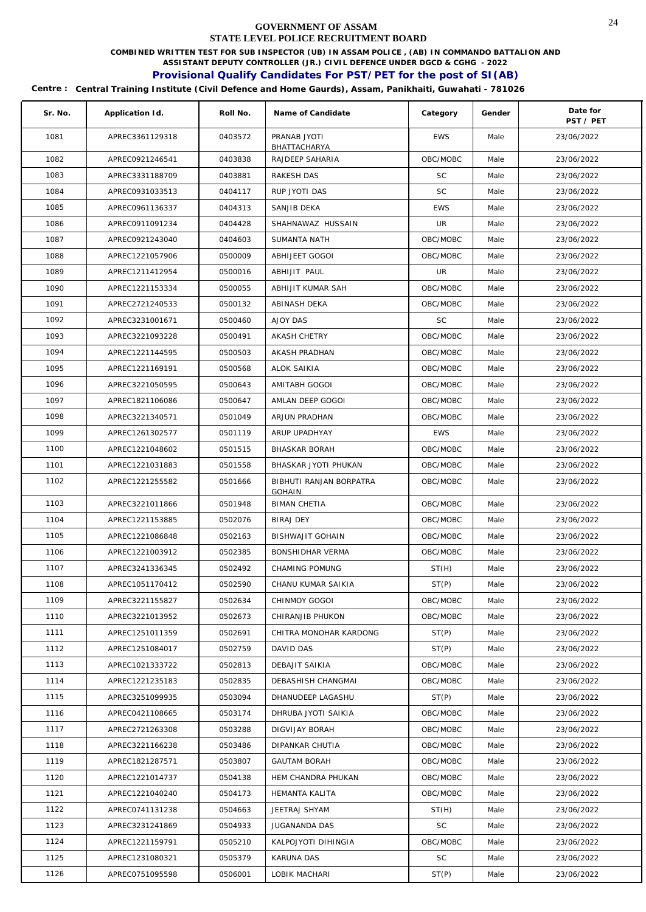# GOVERNMENT OF ASSAM
## STATE LEVEL POLICE RECRUITMENT BOARD

**COMBINED WRITTEN TEST FOR SUB INSPECTOR (UB) IN ASSAM POLICE , (AB) IN COMMANDO BATTALION AND ASSISTANT DEPUTY CONTROLLER (JR.) CIVIL DEFENCE UNDER DGCD & CGHG - 2022**

### Provisional Qualify Candidates For PST/PET for the post of SI(AB)

**Centre : Central Training Institute (Civil Defence and Home Gaurds), Assam, Panikhaiti, Guwahati - 781026**

| Sr. No. | Application Id. | Roll No. | Name of Candidate | Category | Gender | Date for PST / PET |
|---|---|---|---|---|---|---|
| 1081 | APREC3361129318 | 0403572 | PRANAB JYOTI BHATTACHARYA | EWS | Male | 23/06/2022 |
| 1082 | APREC0921246541 | 0403838 | RAJDEEP SAHARIA | OBC/MOBC | Male | 23/06/2022 |
| 1083 | APREC3331188709 | 0403881 | RAKESH DAS | SC | Male | 23/06/2022 |
| 1084 | APREC0931033513 | 0404117 | RUP JYOTI DAS | SC | Male | 23/06/2022 |
| 1085 | APREC0961136337 | 0404313 | SANJIB DEKA | EWS | Male | 23/06/2022 |
| 1086 | APREC0911091234 | 0404428 | SHAHNAWAZ HUSSAIN | UR | Male | 23/06/2022 |
| 1087 | APREC0921243040 | 0404603 | SUMANTA NATH | OBC/MOBC | Male | 23/06/2022 |
| 1088 | APREC1221057906 | 0500009 | ABHIJEET GOGOI | OBC/MOBC | Male | 23/06/2022 |
| 1089 | APREC1211412954 | 0500016 | ABHIJIT PAUL | UR | Male | 23/06/2022 |
| 1090 | APREC1221153334 | 0500055 | ABHIJIT KUMAR SAH | OBC/MOBC | Male | 23/06/2022 |
| 1091 | APREC2721240533 | 0500132 | ABINASH DEKA | OBC/MOBC | Male | 23/06/2022 |
| 1092 | APREC3231001671 | 0500460 | AJOY DAS | SC | Male | 23/06/2022 |
| 1093 | APREC3221093228 | 0500491 | AKASH CHETRY | OBC/MOBC | Male | 23/06/2022 |
| 1094 | APREC1221144595 | 0500503 | AKASH PRADHAN | OBC/MOBC | Male | 23/06/2022 |
| 1095 | APREC1221169191 | 0500568 | ALOK SAIKIA | OBC/MOBC | Male | 23/06/2022 |
| 1096 | APREC3221050595 | 0500643 | AMITABH GOGOI | OBC/MOBC | Male | 23/06/2022 |
| 1097 | APREC1821106086 | 0500647 | AMLAN DEEP GOGOI | OBC/MOBC | Male | 23/06/2022 |
| 1098 | APREC3221340571 | 0501049 | ARJUN PRADHAN | OBC/MOBC | Male | 23/06/2022 |
| 1099 | APREC1261302577 | 0501119 | ARUP UPADHYAY | EWS | Male | 23/06/2022 |
| 1100 | APREC1221048602 | 0501515 | BHASKAR BORAH | OBC/MOBC | Male | 23/06/2022 |
| 1101 | APREC1221031883 | 0501558 | BHASKAR JYOTI PHUKAN | OBC/MOBC | Male | 23/06/2022 |
| 1102 | APREC1221255582 | 0501666 | BIBHUTI RANJAN BORPATRA GOHAIN | OBC/MOBC | Male | 23/06/2022 |
| 1103 | APREC3221011866 | 0501948 | BIMAN CHETIA | OBC/MOBC | Male | 23/06/2022 |
| 1104 | APREC1221153885 | 0502076 | BIRAJ DEY | OBC/MOBC | Male | 23/06/2022 |
| 1105 | APREC1221086848 | 0502163 | BISHWAJIT GOHAIN | OBC/MOBC | Male | 23/06/2022 |
| 1106 | APREC1221003912 | 0502385 | BONSHIDHAR VERMA | OBC/MOBC | Male | 23/06/2022 |
| 1107 | APREC3241336345 | 0502492 | CHAMING POMUNG | ST(H) | Male | 23/06/2022 |
| 1108 | APREC1051170412 | 0502590 | CHANU KUMAR SAIKIA | ST(P) | Male | 23/06/2022 |
| 1109 | APREC3221155827 | 0502634 | CHINMOY GOGOI | OBC/MOBC | Male | 23/06/2022 |
| 1110 | APREC3221013952 | 0502673 | CHIRANJIB PHUKON | OBC/MOBC | Male | 23/06/2022 |
| 1111 | APREC1251011359 | 0502691 | CHITRA MONOHAR KARDONG | ST(P) | Male | 23/06/2022 |
| 1112 | APREC1251084017 | 0502759 | DAVID DAS | ST(P) | Male | 23/06/2022 |
| 1113 | APREC1021333722 | 0502813 | DEBAJIT SAIKIA | OBC/MOBC | Male | 23/06/2022 |
| 1114 | APREC1221235183 | 0502835 | DEBASHISH CHANGMAI | OBC/MOBC | Male | 23/06/2022 |
| 1115 | APREC3251099935 | 0503094 | DHANUDEEP LAGASHU | ST(P) | Male | 23/06/2022 |
| 1116 | APREC0421108665 | 0503174 | DHRUBA JYOTI SAIKIA | OBC/MOBC | Male | 23/06/2022 |
| 1117 | APREC2721263308 | 0503288 | DIGVIJAY BORAH | OBC/MOBC | Male | 23/06/2022 |
| 1118 | APREC3221166238 | 0503486 | DIPANKAR CHUTIA | OBC/MOBC | Male | 23/06/2022 |
| 1119 | APREC1821287571 | 0503807 | GAUTAM BORAH | OBC/MOBC | Male | 23/06/2022 |
| 1120 | APREC1221014737 | 0504138 | HEM CHANDRA PHUKAN | OBC/MOBC | Male | 23/06/2022 |
| 1121 | APREC1221040240 | 0504173 | HEMANTA KALITA | OBC/MOBC | Male | 23/06/2022 |
| 1122 | APREC0741131238 | 0504663 | JEETRAJ SHYAM | ST(H) | Male | 23/06/2022 |
| 1123 | APREC3231241869 | 0504933 | JUGANANDA DAS | SC | Male | 23/06/2022 |
| 1124 | APREC1221159791 | 0505210 | KALPOJYOTI DIHINGIA | OBC/MOBC | Male | 23/06/2022 |
| 1125 | APREC1231080321 | 0505379 | KARUNA DAS | SC | Male | 23/06/2022 |
| 1126 | APREC0751095598 | 0506001 | LOBIK MACHARI | ST(P) | Male | 23/06/2022 |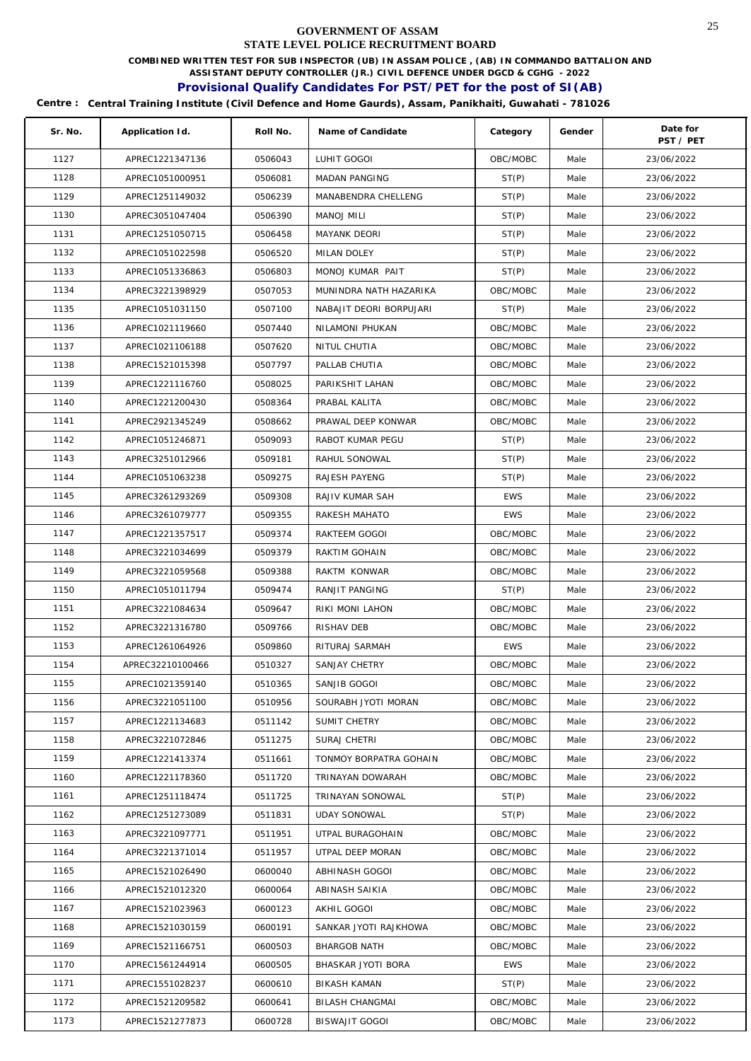GOVERNMENT OF ASSAM

STATE LEVEL POLICE RECRUITMENT BOARD

**COMBINED WRITTEN TEST FOR SUB INSPECTOR (UB) IN ASSAM POLICE , (AB) IN COMMANDO BATTALION AND ASSISTANT DEPUTY CONTROLLER (JR.) CIVIL DEFENCE UNDER DGCD & CGHG - 2022**

## Provisional Qualify Candidates For PST/PET for the post of SI(AB)

**Centre : Central Training Institute (Civil Defence and Home Gaurds), Assam, Panikhaiti, Guwahati - 781026**

| Sr. No. | Application Id. | Roll No. | Name of Candidate | Category | Gender | Date for PST / PET |
|---|---|---|---|---|---|---|
| 1127 | APREC1221347136 | 0506043 | LUHIT GOGOI | OBC/MOBC | Male | 23/06/2022 |
| 1128 | APREC1051000951 | 0506081 | MADAN PANGING | ST(P) | Male | 23/06/2022 |
| 1129 | APREC1251149032 | 0506239 | MANABENDRA CHELLENG | ST(P) | Male | 23/06/2022 |
| 1130 | APREC3051047404 | 0506390 | MANOJ MILI | ST(P) | Male | 23/06/2022 |
| 1131 | APREC1251050715 | 0506458 | MAYANK DEORI | ST(P) | Male | 23/06/2022 |
| 1132 | APREC1051022598 | 0506520 | MILAN DOLEY | ST(P) | Male | 23/06/2022 |
| 1133 | APREC1051336863 | 0506803 | MONOJ KUMAR PAIT | ST(P) | Male | 23/06/2022 |
| 1134 | APREC3221398929 | 0507053 | MUNINDRA NATH HAZARIKA | OBC/MOBC | Male | 23/06/2022 |
| 1135 | APREC1051031150 | 0507100 | NABAJIT DEORI BORPUJARI | ST(P) | Male | 23/06/2022 |
| 1136 | APREC1021119660 | 0507440 | NILAMONI PHUKAN | OBC/MOBC | Male | 23/06/2022 |
| 1137 | APREC1021106188 | 0507620 | NITUL CHUTIA | OBC/MOBC | Male | 23/06/2022 |
| 1138 | APREC1521015398 | 0507797 | PALLAB CHUTIA | OBC/MOBC | Male | 23/06/2022 |
| 1139 | APREC1221116760 | 0508025 | PARIKSHIT LAHAN | OBC/MOBC | Male | 23/06/2022 |
| 1140 | APREC1221200430 | 0508364 | PRABAL KALITA | OBC/MOBC | Male | 23/06/2022 |
| 1141 | APREC2921345249 | 0508662 | PRAWAL DEEP KONWAR | OBC/MOBC | Male | 23/06/2022 |
| 1142 | APREC1051246871 | 0509093 | RABOT KUMAR PEGU | ST(P) | Male | 23/06/2022 |
| 1143 | APREC3251012966 | 0509181 | RAHUL SONOWAL | ST(P) | Male | 23/06/2022 |
| 1144 | APREC1051063238 | 0509275 | RAJESH PAYENG | ST(P) | Male | 23/06/2022 |
| 1145 | APREC3261293269 | 0509308 | RAJIV KUMAR SAH | EWS | Male | 23/06/2022 |
| 1146 | APREC3261079777 | 0509355 | RAKESH MAHATO | EWS | Male | 23/06/2022 |
| 1147 | APREC1221357517 | 0509374 | RAKTEEM GOGOI | OBC/MOBC | Male | 23/06/2022 |
| 1148 | APREC3221034699 | 0509379 | RAKTIM GOHAIN | OBC/MOBC | Male | 23/06/2022 |
| 1149 | APREC3221059568 | 0509388 | RAKTM KONWAR | OBC/MOBC | Male | 23/06/2022 |
| 1150 | APREC1051011794 | 0509474 | RANJIT PANGING | ST(P) | Male | 23/06/2022 |
| 1151 | APREC3221084634 | 0509647 | RIKI MONI LAHON | OBC/MOBC | Male | 23/06/2022 |
| 1152 | APREC3221316780 | 0509766 | RISHAV DEB | OBC/MOBC | Male | 23/06/2022 |
| 1153 | APREC1261064926 | 0509860 | RITURAJ SARMAH | EWS | Male | 23/06/2022 |
| 1154 | APREC32210100466 | 0510327 | SANJAY CHETRY | OBC/MOBC | Male | 23/06/2022 |
| 1155 | APREC1021359140 | 0510365 | SANJIB GOGOI | OBC/MOBC | Male | 23/06/2022 |
| 1156 | APREC3221051100 | 0510956 | SOURABH JYOTI MORAN | OBC/MOBC | Male | 23/06/2022 |
| 1157 | APREC1221134683 | 0511142 | SUMIT CHETRY | OBC/MOBC | Male | 23/06/2022 |
| 1158 | APREC3221072846 | 0511275 | SURAJ CHETRI | OBC/MOBC | Male | 23/06/2022 |
| 1159 | APREC1221413374 | 0511661 | TONMOY BORPATRA GOHAIN | OBC/MOBC | Male | 23/06/2022 |
| 1160 | APREC1221178360 | 0511720 | TRINAYAN DOWARAH | OBC/MOBC | Male | 23/06/2022 |
| 1161 | APREC1251118474 | 0511725 | TRINAYAN SONOWAL | ST(P) | Male | 23/06/2022 |
| 1162 | APREC1251273089 | 0511831 | UDAY SONOWAL | ST(P) | Male | 23/06/2022 |
| 1163 | APREC3221097771 | 0511951 | UTPAL BURAGOHAIN | OBC/MOBC | Male | 23/06/2022 |
| 1164 | APREC3221371014 | 0511957 | UTPAL DEEP MORAN | OBC/MOBC | Male | 23/06/2022 |
| 1165 | APREC1521026490 | 0600040 | ABHINASH GOGOI | OBC/MOBC | Male | 23/06/2022 |
| 1166 | APREC1521012320 | 0600064 | ABINASH SAIKIA | OBC/MOBC | Male | 23/06/2022 |
| 1167 | APREC1521023963 | 0600123 | AKHIL GOGOI | OBC/MOBC | Male | 23/06/2022 |
| 1168 | APREC1521030159 | 0600191 | SANKAR JYOTI RAJKHOWA | OBC/MOBC | Male | 23/06/2022 |
| 1169 | APREC1521166751 | 0600503 | BHARGOB NATH | OBC/MOBC | Male | 23/06/2022 |
| 1170 | APREC1561244914 | 0600505 | BHASKAR JYOTI BORA | EWS | Male | 23/06/2022 |
| 1171 | APREC1551028237 | 0600610 | BIKASH KAMAN | ST(P) | Male | 23/06/2022 |
| 1172 | APREC1521209582 | 0600641 | BILASH CHANGMAI | OBC/MOBC | Male | 23/06/2022 |
| 1173 | APREC1521277873 | 0600728 | BISWAJIT GOGOI | OBC/MOBC | Male | 23/06/2022 |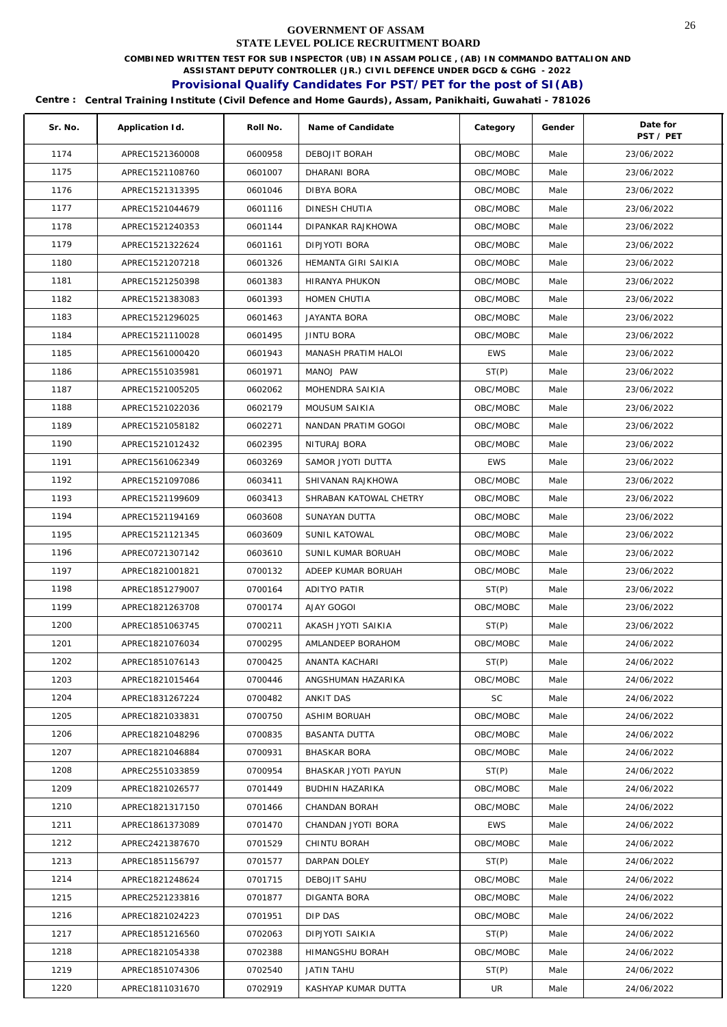GOVERNMENT OF ASSAM

STATE LEVEL POLICE RECRUITMENT BOARD

COMBINED WRITTEN TEST FOR SUB INSPECTOR (UB) IN ASSAM POLICE , (AB) IN COMMANDO BATTALION AND ASSISTANT DEPUTY CONTROLLER (JR.) CIVIL DEFENCE UNDER DGCD & CGHG - 2022

**Provisional Qualify Candidates For PST/PET for the post of SI(AB)**

**Centre : Central Training Institute (Civil Defence and Home Gaurds), Assam, Panikhaiti, Guwahati - 781026**

| Sr. No. | Application Id. | Roll No. | Name of Candidate | Category | Gender | Date for PST / PET |
|---|---|---|---|---|---|---|
| 1174 | APREC1521360008 | 0600958 | DEBOJIT BORAH | OBC/MOBC | Male | 23/06/2022 |
| 1175 | APREC1521108760 | 0601007 | DHARANI BORA | OBC/MOBC | Male | 23/06/2022 |
| 1176 | APREC1521313395 | 0601046 | DIBYA BORA | OBC/MOBC | Male | 23/06/2022 |
| 1177 | APREC1521044679 | 0601116 | DINESH CHUTIA | OBC/MOBC | Male | 23/06/2022 |
| 1178 | APREC1521240353 | 0601144 | DIPANKAR RAJKHOWA | OBC/MOBC | Male | 23/06/2022 |
| 1179 | APREC1521322624 | 0601161 | DIPJYOTI BORA | OBC/MOBC | Male | 23/06/2022 |
| 1180 | APREC1521207218 | 0601326 | HEMANTA GIRI SAIKIA | OBC/MOBC | Male | 23/06/2022 |
| 1181 | APREC1521250398 | 0601383 | HIRANYA PHUKON | OBC/MOBC | Male | 23/06/2022 |
| 1182 | APREC1521383083 | 0601393 | HOMEN CHUTIA | OBC/MOBC | Male | 23/06/2022 |
| 1183 | APREC1521296025 | 0601463 | JAYANTA BORA | OBC/MOBC | Male | 23/06/2022 |
| 1184 | APREC1521110028 | 0601495 | JINTU BORA | OBC/MOBC | Male | 23/06/2022 |
| 1185 | APREC1561000420 | 0601943 | MANASH PRATIM HALOI | EWS | Male | 23/06/2022 |
| 1186 | APREC1551035981 | 0601971 | MANOJ PAW | ST(P) | Male | 23/06/2022 |
| 1187 | APREC1521005205 | 0602062 | MOHENDRA SAIKIA | OBC/MOBC | Male | 23/06/2022 |
| 1188 | APREC1521022036 | 0602179 | MOUSUM SAIKIA | OBC/MOBC | Male | 23/06/2022 |
| 1189 | APREC1521058182 | 0602271 | NANDAN PRATIM GOGOI | OBC/MOBC | Male | 23/06/2022 |
| 1190 | APREC1521012432 | 0602395 | NITURAJ BORA | OBC/MOBC | Male | 23/06/2022 |
| 1191 | APREC1561062349 | 0603269 | SAMOR JYOTI DUTTA | EWS | Male | 23/06/2022 |
| 1192 | APREC1521097086 | 0603411 | SHIVANAN RAJKHOWA | OBC/MOBC | Male | 23/06/2022 |
| 1193 | APREC1521199609 | 0603413 | SHRABAN KATOWAL CHETRY | OBC/MOBC | Male | 23/06/2022 |
| 1194 | APREC1521194169 | 0603608 | SUNAYAN DUTTA | OBC/MOBC | Male | 23/06/2022 |
| 1195 | APREC1521121345 | 0603609 | SUNIL KATOWAL | OBC/MOBC | Male | 23/06/2022 |
| 1196 | APREC0721307142 | 0603610 | SUNIL KUMAR BORUAH | OBC/MOBC | Male | 23/06/2022 |
| 1197 | APREC1821001821 | 0700132 | ADEEP KUMAR BORUAH | OBC/MOBC | Male | 23/06/2022 |
| 1198 | APREC1851279007 | 0700164 | ADITYO PATIR | ST(P) | Male | 23/06/2022 |
| 1199 | APREC1821263708 | 0700174 | AJAY GOGOI | OBC/MOBC | Male | 23/06/2022 |
| 1200 | APREC1851063745 | 0700211 | AKASH JYOTI SAIKIA | ST(P) | Male | 23/06/2022 |
| 1201 | APREC1821076034 | 0700295 | AMLANDEEP BORAHOM | OBC/MOBC | Male | 24/06/2022 |
| 1202 | APREC1851076143 | 0700425 | ANANTA KACHARI | ST(P) | Male | 24/06/2022 |
| 1203 | APREC1821015464 | 0700446 | ANGSHUMAN HAZARIKA | OBC/MOBC | Male | 24/06/2022 |
| 1204 | APREC1831267224 | 0700482 | ANKIT DAS | SC | Male | 24/06/2022 |
| 1205 | APREC1821033831 | 0700750 | ASHIM BORUAH | OBC/MOBC | Male | 24/06/2022 |
| 1206 | APREC1821048296 | 0700835 | BASANTA DUTTA | OBC/MOBC | Male | 24/06/2022 |
| 1207 | APREC1821046884 | 0700931 | BHASKAR BORA | OBC/MOBC | Male | 24/06/2022 |
| 1208 | APREC2551033859 | 0700954 | BHASKAR JYOTI PAYUN | ST(P) | Male | 24/06/2022 |
| 1209 | APREC1821026577 | 0701449 | BUDHIN HAZARIKA | OBC/MOBC | Male | 24/06/2022 |
| 1210 | APREC1821317150 | 0701466 | CHANDAN BORAH | OBC/MOBC | Male | 24/06/2022 |
| 1211 | APREC1861373089 | 0701470 | CHANDAN JYOTI BORA | EWS | Male | 24/06/2022 |
| 1212 | APREC2421387670 | 0701529 | CHINTU BORAH | OBC/MOBC | Male | 24/06/2022 |
| 1213 | APREC1851156797 | 0701577 | DARPAN DOLEY | ST(P) | Male | 24/06/2022 |
| 1214 | APREC1821248624 | 0701715 | DEBOJIT SAHU | OBC/MOBC | Male | 24/06/2022 |
| 1215 | APREC2521233816 | 0701877 | DIGANTA BORA | OBC/MOBC | Male | 24/06/2022 |
| 1216 | APREC1821024223 | 0701951 | DIP DAS | OBC/MOBC | Male | 24/06/2022 |
| 1217 | APREC1851216560 | 0702063 | DIPJYOTI SAIKIA | ST(P) | Male | 24/06/2022 |
| 1218 | APREC1821054338 | 0702388 | HIMANGSHU BORAH | OBC/MOBC | Male | 24/06/2022 |
| 1219 | APREC1851074306 | 0702540 | JATIN TAHU | ST(P) | Male | 24/06/2022 |
| 1220 | APREC1811031670 | 0702919 | KASHYAP KUMAR DUTTA | UR | Male | 24/06/2022 |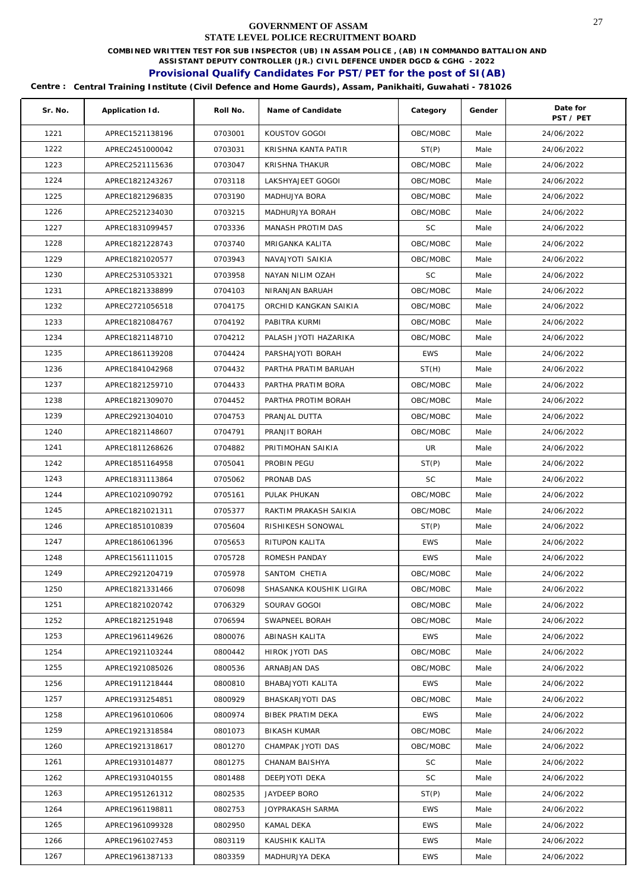**GOVERNMENT OF ASSAM**

**STATE LEVEL POLICE RECRUITMENT BOARD**

**COMBINED WRITTEN TEST FOR SUB INSPECTOR (UB) IN ASSAM POLICE , (AB) IN COMMANDO BATTALION AND ASSISTANT DEPUTY CONTROLLER (JR.) CIVIL DEFENCE UNDER DGCD & CGHG - 2022**

**Provisional Qualify Candidates For PST/PET for the post of SI(AB)**

**Centre : Central Training Institute (Civil Defence and Home Gaurds), Assam, Panikhaiti, Guwahati - 781026**

| Sr. No. | Application Id. | Roll No. | Name of Candidate | Category | Gender | Date for PST / PET |
|---|---|---|---|---|---|---|
| 1221 | APREC1521138196 | 0703001 | KOUSTOV GOGOI | OBC/MOBC | Male | 24/06/2022 |
| 1222 | APREC2451000042 | 0703031 | KRISHNA KANTA PATIR | ST(P) | Male | 24/06/2022 |
| 1223 | APREC2521115636 | 0703047 | KRISHNA THAKUR | OBC/MOBC | Male | 24/06/2022 |
| 1224 | APREC1821243267 | 0703118 | LAKSHYAJEET GOGOI | OBC/MOBC | Male | 24/06/2022 |
| 1225 | APREC1821296835 | 0703190 | MADHUJYA BORA | OBC/MOBC | Male | 24/06/2022 |
| 1226 | APREC2521234030 | 0703215 | MADHURJYA BORAH | OBC/MOBC | Male | 24/06/2022 |
| 1227 | APREC1831099457 | 0703336 | MANASH PROTIM DAS | SC | Male | 24/06/2022 |
| 1228 | APREC1821228743 | 0703740 | MRIGANKA KALITA | OBC/MOBC | Male | 24/06/2022 |
| 1229 | APREC1821020577 | 0703943 | NAVAJYOTI SAIKIA | OBC/MOBC | Male | 24/06/2022 |
| 1230 | APREC2531053321 | 0703958 | NAYAN NILIM OZAH | SC | Male | 24/06/2022 |
| 1231 | APREC1821338899 | 0704103 | NIRANJAN BARUAH | OBC/MOBC | Male | 24/06/2022 |
| 1232 | APREC2721056518 | 0704175 | ORCHID KANGKAN SAIKIA | OBC/MOBC | Male | 24/06/2022 |
| 1233 | APREC1821084767 | 0704192 | PABITRA KURMI | OBC/MOBC | Male | 24/06/2022 |
| 1234 | APREC1821148710 | 0704212 | PALASH JYOTI HAZARIKA | OBC/MOBC | Male | 24/06/2022 |
| 1235 | APREC1861139208 | 0704424 | PARSHAJYOTI BORAH | EWS | Male | 24/06/2022 |
| 1236 | APREC1841042968 | 0704432 | PARTHA PRATIM BARUAH | ST(H) | Male | 24/06/2022 |
| 1237 | APREC1821259710 | 0704433 | PARTHA PRATIM BORA | OBC/MOBC | Male | 24/06/2022 |
| 1238 | APREC1821309070 | 0704452 | PARTHA PROTIM BORAH | OBC/MOBC | Male | 24/06/2022 |
| 1239 | APREC2921304010 | 0704753 | PRANJAL DUTTA | OBC/MOBC | Male | 24/06/2022 |
| 1240 | APREC1821148607 | 0704791 | PRANJIT BORAH | OBC/MOBC | Male | 24/06/2022 |
| 1241 | APREC1811268626 | 0704882 | PRITIMOHAN SAIKIA | UR | Male | 24/06/2022 |
| 1242 | APREC1851164958 | 0705041 | PROBIN PEGU | ST(P) | Male | 24/06/2022 |
| 1243 | APREC1831113864 | 0705062 | PRONAB DAS | SC | Male | 24/06/2022 |
| 1244 | APREC1021090792 | 0705161 | PULAK PHUKAN | OBC/MOBC | Male | 24/06/2022 |
| 1245 | APREC1821021311 | 0705377 | RAKTIM PRAKASH SAIKIA | OBC/MOBC | Male | 24/06/2022 |
| 1246 | APREC1851010839 | 0705604 | RISHIKESH SONOWAL | ST(P) | Male | 24/06/2022 |
| 1247 | APREC1861061396 | 0705653 | RITUPON KALITA | EWS | Male | 24/06/2022 |
| 1248 | APREC1561111015 | 0705728 | ROMESH PANDAY | EWS | Male | 24/06/2022 |
| 1249 | APREC2921204719 | 0705978 | SANTOM CHETIA | OBC/MOBC | Male | 24/06/2022 |
| 1250 | APREC1821331466 | 0706098 | SHASANKA KOUSHIK LIGIRA | OBC/MOBC | Male | 24/06/2022 |
| 1251 | APREC1821020742 | 0706329 | SOURAV GOGOI | OBC/MOBC | Male | 24/06/2022 |
| 1252 | APREC1821251948 | 0706594 | SWAPNEEL BORAH | OBC/MOBC | Male | 24/06/2022 |
| 1253 | APREC1961149626 | 0800076 | ABINASH KALITA | EWS | Male | 24/06/2022 |
| 1254 | APREC1921103244 | 0800442 | HIROK JYOTI DAS | OBC/MOBC | Male | 24/06/2022 |
| 1255 | APREC1921085026 | 0800536 | ARNABJAN DAS | OBC/MOBC | Male | 24/06/2022 |
| 1256 | APREC1911218444 | 0800810 | BHABAJYOTI KALITA | EWS | Male | 24/06/2022 |
| 1257 | APREC1931254851 | 0800929 | BHASKARJYOTI DAS | OBC/MOBC | Male | 24/06/2022 |
| 1258 | APREC1961010606 | 0800974 | BIBEK PRATIM DEKA | EWS | Male | 24/06/2022 |
| 1259 | APREC1921318584 | 0801073 | BIKASH KUMAR | OBC/MOBC | Male | 24/06/2022 |
| 1260 | APREC1921318617 | 0801270 | CHAMPAK JYOTI DAS | OBC/MOBC | Male | 24/06/2022 |
| 1261 | APREC1931014877 | 0801275 | CHANAM BAISHYA | SC | Male | 24/06/2022 |
| 1262 | APREC1931040155 | 0801488 | DEEPJYOTI DEKA | SC | Male | 24/06/2022 |
| 1263 | APREC1951261312 | 0802535 | JAYDEEP BORO | ST(P) | Male | 24/06/2022 |
| 1264 | APREC1961198811 | 0802753 | JOYPRAKASH SARMA | EWS | Male | 24/06/2022 |
| 1265 | APREC1961099328 | 0802950 | KAMAL DEKA | EWS | Male | 24/06/2022 |
| 1266 | APREC1961027453 | 0803119 | KAUSHIK KALITA | EWS | Male | 24/06/2022 |
| 1267 | APREC1961387133 | 0803359 | MADHURJYA DEKA | EWS | Male | 24/06/2022 |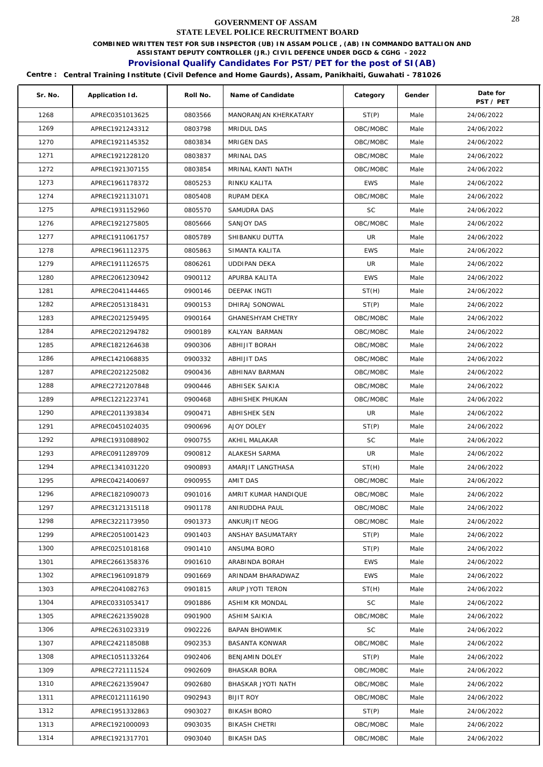# GOVERNMENT OF ASSAM
## STATE LEVEL POLICE RECRUITMENT BOARD

**COMBINED WRITTEN TEST FOR SUB INSPECTOR (UB) IN ASSAM POLICE , (AB) IN COMMANDO BATTALION AND ASSISTANT DEPUTY CONTROLLER (JR.) CIVIL DEFENCE UNDER DGCD & CGHG - 2022**

### Provisional Qualify Candidates For PST/PET for the post of SI(AB)

**Centre : Central Training Institute (Civil Defence and Home Gaurds), Assam, Panikhaiti, Guwahati - 781026**

| Sr. No. | Application Id. | Roll No. | Name of Candidate | Category | Gender | Date for PST / PET |
|---|---|---|---|---|---|---|
| 1268 | APREC0351013625 | 0803566 | MANORANJAN KHERKATARY | ST(P) | Male | 24/06/2022 |
| 1269 | APREC1921243312 | 0803798 | MRIDUL DAS | OBC/MOBC | Male | 24/06/2022 |
| 1270 | APREC1921145352 | 0803834 | MRIGEN DAS | OBC/MOBC | Male | 24/06/2022 |
| 1271 | APREC1921228120 | 0803837 | MRINAL DAS | OBC/MOBC | Male | 24/06/2022 |
| 1272 | APREC1921307155 | 0803854 | MRINAL KANTI NATH | OBC/MOBC | Male | 24/06/2022 |
| 1273 | APREC1961178372 | 0805253 | RINKU KALITA | EWS | Male | 24/06/2022 |
| 1274 | APREC1921131071 | 0805408 | RUPAM DEKA | OBC/MOBC | Male | 24/06/2022 |
| 1275 | APREC1931152960 | 0805570 | SAMUDRA DAS | SC | Male | 24/06/2022 |
| 1276 | APREC1921275805 | 0805666 | SANJOY DAS | OBC/MOBC | Male | 24/06/2022 |
| 1277 | APREC1911061757 | 0805789 | SHIBANKU DUTTA | UR | Male | 24/06/2022 |
| 1278 | APREC1961112375 | 0805863 | SIMANTA KALITA | EWS | Male | 24/06/2022 |
| 1279 | APREC1911126575 | 0806261 | UDDIPAN DEKA | UR | Male | 24/06/2022 |
| 1280 | APREC2061230942 | 0900112 | APURBA KALITA | EWS | Male | 24/06/2022 |
| 1281 | APREC2041144465 | 0900146 | DEEPAK INGTI | ST(H) | Male | 24/06/2022 |
| 1282 | APREC2051318431 | 0900153 | DHIRAJ SONOWAL | ST(P) | Male | 24/06/2022 |
| 1283 | APREC2021259495 | 0900164 | GHANESHYAM CHETRY | OBC/MOBC | Male | 24/06/2022 |
| 1284 | APREC2021294782 | 0900189 | KALYAN BARMAN | OBC/MOBC | Male | 24/06/2022 |
| 1285 | APREC1821264638 | 0900306 | ABHIJIT BORAH | OBC/MOBC | Male | 24/06/2022 |
| 1286 | APREC1421068835 | 0900332 | ABHIJIT DAS | OBC/MOBC | Male | 24/06/2022 |
| 1287 | APREC2021225082 | 0900436 | ABHINAV BARMAN | OBC/MOBC | Male | 24/06/2022 |
| 1288 | APREC2721207848 | 0900446 | ABHISEK SAIKIA | OBC/MOBC | Male | 24/06/2022 |
| 1289 | APREC1221223741 | 0900468 | ABHISHEK PHUKAN | OBC/MOBC | Male | 24/06/2022 |
| 1290 | APREC2011393834 | 0900471 | ABHISHEK SEN | UR | Male | 24/06/2022 |
| 1291 | APREC0451024035 | 0900696 | AJOY DOLEY | ST(P) | Male | 24/06/2022 |
| 1292 | APREC1931088902 | 0900755 | AKHIL MALAKAR | SC | Male | 24/06/2022 |
| 1293 | APREC0911289709 | 0900812 | ALAKESH SARMA | UR | Male | 24/06/2022 |
| 1294 | APREC1341031220 | 0900893 | AMARJIT LANGTHASA | ST(H) | Male | 24/06/2022 |
| 1295 | APREC0421400697 | 0900955 | AMIT DAS | OBC/MOBC | Male | 24/06/2022 |
| 1296 | APREC1821090073 | 0901016 | AMRIT KUMAR HANDIQUE | OBC/MOBC | Male | 24/06/2022 |
| 1297 | APREC3121315118 | 0901178 | ANIRUDDHA PAUL | OBC/MOBC | Male | 24/06/2022 |
| 1298 | APREC3221173950 | 0901373 | ANKURJIT NEOG | OBC/MOBC | Male | 24/06/2022 |
| 1299 | APREC2051001423 | 0901403 | ANSHAY BASUMATARY | ST(P) | Male | 24/06/2022 |
| 1300 | APREC0251018168 | 0901410 | ANSUMA BORO | ST(P) | Male | 24/06/2022 |
| 1301 | APREC2661358376 | 0901610 | ARABINDA BORAH | EWS | Male | 24/06/2022 |
| 1302 | APREC1961091879 | 0901669 | ARINDAM BHARADWAZ | EWS | Male | 24/06/2022 |
| 1303 | APREC2041082763 | 0901815 | ARUP JYOTI TERON | ST(H) | Male | 24/06/2022 |
| 1304 | APREC0331053417 | 0901886 | ASHIM KR MONDAL | SC | Male | 24/06/2022 |
| 1305 | APREC2621359028 | 0901900 | ASHIM SAIKIA | OBC/MOBC | Male | 24/06/2022 |
| 1306 | APREC2631023319 | 0902226 | BAPAN BHOWMIK | SC | Male | 24/06/2022 |
| 1307 | APREC2421185088 | 0902353 | BASANTA KONWAR | OBC/MOBC | Male | 24/06/2022 |
| 1308 | APREC1051133264 | 0902406 | BENJAMIN DOLEY | ST(P) | Male | 24/06/2022 |
| 1309 | APREC2721111524 | 0902609 | BHASKAR BORA | OBC/MOBC | Male | 24/06/2022 |
| 1310 | APREC2621359047 | 0902680 | BHASKAR JYOTI NATH | OBC/MOBC | Male | 24/06/2022 |
| 1311 | APREC0121116190 | 0902943 | BIJIT ROY | OBC/MOBC | Male | 24/06/2022 |
| 1312 | APREC1951332863 | 0903027 | BIKASH BORO | ST(P) | Male | 24/06/2022 |
| 1313 | APREC1921000093 | 0903035 | BIKASH CHETRI | OBC/MOBC | Male | 24/06/2022 |
| 1314 | APREC1921317701 | 0903040 | BIKASH DAS | OBC/MOBC | Male | 24/06/2022 |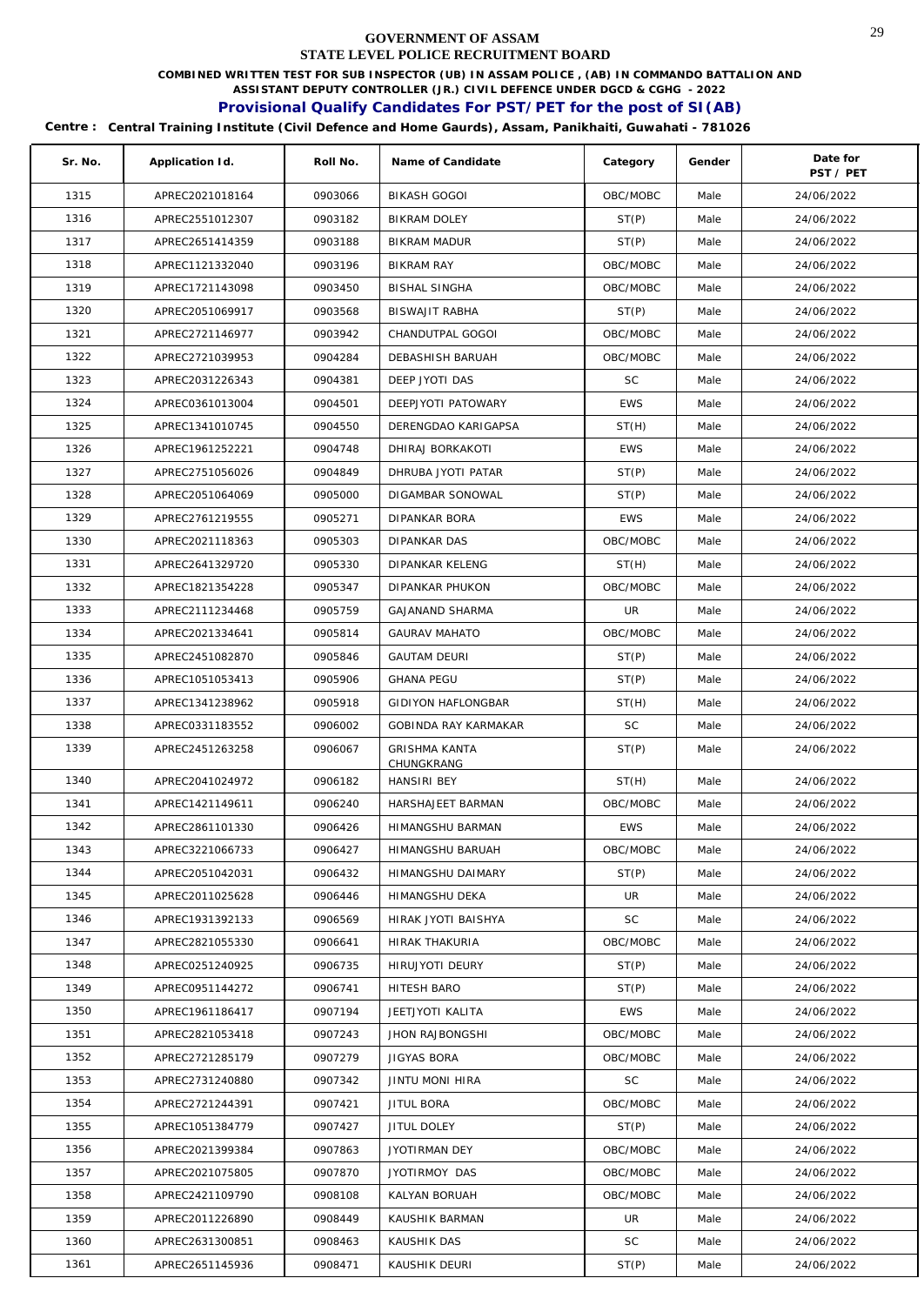# GOVERNMENT OF ASSAM
## STATE LEVEL POLICE RECRUITMENT BOARD

**COMBINED WRITTEN TEST FOR SUB INSPECTOR (UB) IN ASSAM POLICE , (AB) IN COMMANDO BATTALION AND ASSISTANT DEPUTY CONTROLLER (JR.) CIVIL DEFENCE UNDER DGCD & CGHG - 2022**

## Provisional Qualify Candidates For PST/PET for the post of SI(AB)

**Centre : Central Training Institute (Civil Defence and Home Gaurds), Assam, Panikhaiti, Guwahati - 781026**

| Sr. No. | Application Id. | Roll No. | Name of Candidate | Category | Gender | Date for PST / PET |
|---|---|---|---|---|---|---|
| 1315 | APREC2021018164 | 0903066 | BIKASH GOGOI | OBC/MOBC | Male | 24/06/2022 |
| 1316 | APREC2551012307 | 0903182 | BIKRAM DOLEY | ST(P) | Male | 24/06/2022 |
| 1317 | APREC2651414359 | 0903188 | BIKRAM MADUR | ST(P) | Male | 24/06/2022 |
| 1318 | APREC1121332040 | 0903196 | BIKRAM RAY | OBC/MOBC | Male | 24/06/2022 |
| 1319 | APREC1721143098 | 0903450 | BISHAL SINGHA | OBC/MOBC | Male | 24/06/2022 |
| 1320 | APREC2051069917 | 0903568 | BISWAJIT RABHA | ST(P) | Male | 24/06/2022 |
| 1321 | APREC2721146977 | 0903942 | CHANDUTPAL GOGOI | OBC/MOBC | Male | 24/06/2022 |
| 1322 | APREC2721039953 | 0904284 | DEBASHISH BARUAH | OBC/MOBC | Male | 24/06/2022 |
| 1323 | APREC2031226343 | 0904381 | DEEP JYOTI DAS | SC | Male | 24/06/2022 |
| 1324 | APREC0361013004 | 0904501 | DEEPJYOTI PATOWARY | EWS | Male | 24/06/2022 |
| 1325 | APREC1341010745 | 0904550 | DERENGDAO KARIGAPSA | ST(H) | Male | 24/06/2022 |
| 1326 | APREC1961252221 | 0904748 | DHIRAJ BORKAKOTI | EWS | Male | 24/06/2022 |
| 1327 | APREC2751056026 | 0904849 | DHRUBA JYOTI PATAR | ST(P) | Male | 24/06/2022 |
| 1328 | APREC2051064069 | 0905000 | DIGAMBAR SONOWAL | ST(P) | Male | 24/06/2022 |
| 1329 | APREC2761219555 | 0905271 | DIPANKAR BORA | EWS | Male | 24/06/2022 |
| 1330 | APREC2021118363 | 0905303 | DIPANKAR DAS | OBC/MOBC | Male | 24/06/2022 |
| 1331 | APREC2641329720 | 0905330 | DIPANKAR KELENG | ST(H) | Male | 24/06/2022 |
| 1332 | APREC1821354228 | 0905347 | DIPANKAR PHUKON | OBC/MOBC | Male | 24/06/2022 |
| 1333 | APREC2111234468 | 0905759 | GAJANAND SHARMA | UR | Male | 24/06/2022 |
| 1334 | APREC2021334641 | 0905814 | GAURAV MAHATO | OBC/MOBC | Male | 24/06/2022 |
| 1335 | APREC2451082870 | 0905846 | GAUTAM DEURI | ST(P) | Male | 24/06/2022 |
| 1336 | APREC1051053413 | 0905906 | GHANA PEGU | ST(P) | Male | 24/06/2022 |
| 1337 | APREC1341238962 | 0905918 | GIDIYON HAFLONGBAR | ST(H) | Male | 24/06/2022 |
| 1338 | APREC0331183552 | 0906002 | GOBINDA RAY KARMAKAR | SC | Male | 24/06/2022 |
| 1339 | APREC2451263258 | 0906067 | GRISHMA KANTA CHUNGKRANG | ST(P) | Male | 24/06/2022 |
| 1340 | APREC2041024972 | 0906182 | HANSIRI BEY | ST(H) | Male | 24/06/2022 |
| 1341 | APREC1421149611 | 0906240 | HARSHAJEET BARMAN | OBC/MOBC | Male | 24/06/2022 |
| 1342 | APREC2861101330 | 0906426 | HIMANGSHU BARMAN | EWS | Male | 24/06/2022 |
| 1343 | APREC3221066733 | 0906427 | HIMANGSHU BARUAH | OBC/MOBC | Male | 24/06/2022 |
| 1344 | APREC2051042031 | 0906432 | HIMANGSHU DAIMARY | ST(P) | Male | 24/06/2022 |
| 1345 | APREC2011025628 | 0906446 | HIMANGSHU DEKA | UR | Male | 24/06/2022 |
| 1346 | APREC1931392133 | 0906569 | HIRAK JYOTI BAISHYA | SC | Male | 24/06/2022 |
| 1347 | APREC2821055330 | 0906641 | HIRAK THAKURIA | OBC/MOBC | Male | 24/06/2022 |
| 1348 | APREC0251240925 | 0906735 | HIRUJYOTI DEURY | ST(P) | Male | 24/06/2022 |
| 1349 | APREC0951144272 | 0906741 | HITESH BARO | ST(P) | Male | 24/06/2022 |
| 1350 | APREC1961186417 | 0907194 | JEETJYOTI KALITA | EWS | Male | 24/06/2022 |
| 1351 | APREC2821053418 | 0907243 | JHON RAJBONGSHI | OBC/MOBC | Male | 24/06/2022 |
| 1352 | APREC2721285179 | 0907279 | JIGYAS BORA | OBC/MOBC | Male | 24/06/2022 |
| 1353 | APREC2731240880 | 0907342 | JINTU MONI HIRA | SC | Male | 24/06/2022 |
| 1354 | APREC2721244391 | 0907421 | JITUL BORA | OBC/MOBC | Male | 24/06/2022 |
| 1355 | APREC1051384779 | 0907427 | JITUL DOLEY | ST(P) | Male | 24/06/2022 |
| 1356 | APREC2021399384 | 0907863 | JYOTIRMAN DEY | OBC/MOBC | Male | 24/06/2022 |
| 1357 | APREC2021075805 | 0907870 | JYOTIRMOY DAS | OBC/MOBC | Male | 24/06/2022 |
| 1358 | APREC2421109790 | 0908108 | KALYAN BORUAH | OBC/MOBC | Male | 24/06/2022 |
| 1359 | APREC2011226890 | 0908449 | KAUSHIK BARMAN | UR | Male | 24/06/2022 |
| 1360 | APREC2631300851 | 0908463 | KAUSHIK DAS | SC | Male | 24/06/2022 |
| 1361 | APREC2651145936 | 0908471 | KAUSHIK DEURI | ST(P) | Male | 24/06/2022 |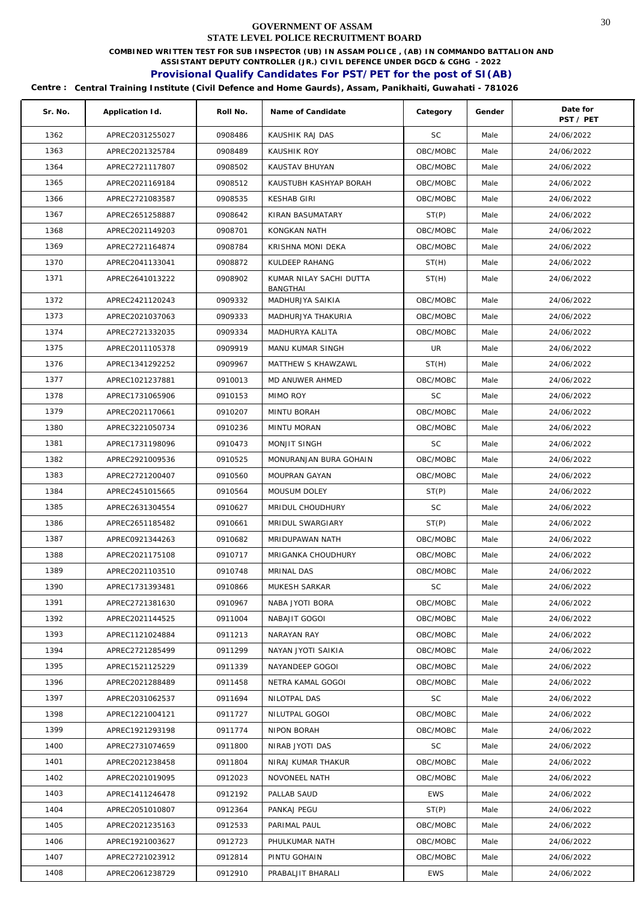# GOVERNMENT OF ASSAM
## STATE LEVEL POLICE RECRUITMENT BOARD

**COMBINED WRITTEN TEST FOR SUB INSPECTOR (UB) IN ASSAM POLICE , (AB) IN COMMANDO BATTALION AND ASSISTANT DEPUTY CONTROLLER (JR.) CIVIL DEFENCE UNDER DGCD & CGHG - 2022**

**Provisional Qualify Candidates For PST/PET for the post of SI(AB)**

**Centre : Central Training Institute (Civil Defence and Home Gaurds), Assam, Panikhaiti, Guwahati - 781026**

| Sr. No. | Application Id. | Roll No. | Name of Candidate | Category | Gender | Date for PST / PET |
|---|---|---|---|---|---|---|
| 1362 | APREC2031255027 | 0908486 | KAUSHIK RAJ DAS | SC | Male | 24/06/2022 |
| 1363 | APREC2021325784 | 0908489 | KAUSHIK ROY | OBC/MOBC | Male | 24/06/2022 |
| 1364 | APREC2721117807 | 0908502 | KAUSTAV BHUYAN | OBC/MOBC | Male | 24/06/2022 |
| 1365 | APREC2021169184 | 0908512 | KAUSTUBH KASHYAP BORAH | OBC/MOBC | Male | 24/06/2022 |
| 1366 | APREC2721083587 | 0908535 | KESHAB GIRI | OBC/MOBC | Male | 24/06/2022 |
| 1367 | APREC2651258887 | 0908642 | KIRAN BASUMATARY | ST(P) | Male | 24/06/2022 |
| 1368 | APREC2021149203 | 0908701 | KONGKAN NATH | OBC/MOBC | Male | 24/06/2022 |
| 1369 | APREC2721164874 | 0908784 | KRISHNA MONI DEKA | OBC/MOBC | Male | 24/06/2022 |
| 1370 | APREC2041133041 | 0908872 | KULDEEP RAHANG | ST(H) | Male | 24/06/2022 |
| 1371 | APREC2641013222 | 0908902 | KUMAR NILAY SACHI DUTTA BANGTHAI | ST(H) | Male | 24/06/2022 |
| 1372 | APREC2421120243 | 0909332 | MADHURJYA SAIKIA | OBC/MOBC | Male | 24/06/2022 |
| 1373 | APREC2021037063 | 0909333 | MADHURJYA THAKURIA | OBC/MOBC | Male | 24/06/2022 |
| 1374 | APREC2721332035 | 0909334 | MADHURYA KALITA | OBC/MOBC | Male | 24/06/2022 |
| 1375 | APREC2011105378 | 0909919 | MANU KUMAR SINGH | UR | Male | 24/06/2022 |
| 1376 | APREC1341292252 | 0909967 | MATTHEW S KHAWZAWL | ST(H) | Male | 24/06/2022 |
| 1377 | APREC1021237881 | 0910013 | MD ANUWER AHMED | OBC/MOBC | Male | 24/06/2022 |
| 1378 | APREC1731065906 | 0910153 | MIMO ROY | SC | Male | 24/06/2022 |
| 1379 | APREC2021170661 | 0910207 | MINTU BORAH | OBC/MOBC | Male | 24/06/2022 |
| 1380 | APREC3221050734 | 0910236 | MINTU MORAN | OBC/MOBC | Male | 24/06/2022 |
| 1381 | APREC1731198096 | 0910473 | MONJIT SINGH | SC | Male | 24/06/2022 |
| 1382 | APREC2921009536 | 0910525 | MONURANJAN BURA GOHAIN | OBC/MOBC | Male | 24/06/2022 |
| 1383 | APREC2721200407 | 0910560 | MOUPRAN GAYAN | OBC/MOBC | Male | 24/06/2022 |
| 1384 | APREC2451015665 | 0910564 | MOUSUM DOLEY | ST(P) | Male | 24/06/2022 |
| 1385 | APREC2631304554 | 0910627 | MRIDUL CHOUDHURY | SC | Male | 24/06/2022 |
| 1386 | APREC2651185482 | 0910661 | MRIDUL SWARGIARY | ST(P) | Male | 24/06/2022 |
| 1387 | APREC0921344263 | 0910682 | MRIDUPAWAN NATH | OBC/MOBC | Male | 24/06/2022 |
| 1388 | APREC2021175108 | 0910717 | MRIGANKA CHOUDHURY | OBC/MOBC | Male | 24/06/2022 |
| 1389 | APREC2021103510 | 0910748 | MRINAL DAS | OBC/MOBC | Male | 24/06/2022 |
| 1390 | APREC1731393481 | 0910866 | MUKESH SARKAR | SC | Male | 24/06/2022 |
| 1391 | APREC2721381630 | 0910967 | NABA JYOTI BORA | OBC/MOBC | Male | 24/06/2022 |
| 1392 | APREC2021144525 | 0911004 | NABAJIT GOGOI | OBC/MOBC | Male | 24/06/2022 |
| 1393 | APREC1121024884 | 0911213 | NARAYAN RAY | OBC/MOBC | Male | 24/06/2022 |
| 1394 | APREC2721285499 | 0911299 | NAYAN JYOTI SAIKIA | OBC/MOBC | Male | 24/06/2022 |
| 1395 | APREC1521125229 | 0911339 | NAYANDEEP GOGOI | OBC/MOBC | Male | 24/06/2022 |
| 1396 | APREC2021288489 | 0911458 | NETRA KAMAL GOGOI | OBC/MOBC | Male | 24/06/2022 |
| 1397 | APREC2031062537 | 0911694 | NILOTPAL DAS | SC | Male | 24/06/2022 |
| 1398 | APREC1221004121 | 0911727 | NILUTPAL GOGOI | OBC/MOBC | Male | 24/06/2022 |
| 1399 | APREC1921293198 | 0911774 | NIPON BORAH | OBC/MOBC | Male | 24/06/2022 |
| 1400 | APREC2731074659 | 0911800 | NIRAB JYOTI DAS | SC | Male | 24/06/2022 |
| 1401 | APREC2021238458 | 0911804 | NIRAJ KUMAR THAKUR | OBC/MOBC | Male | 24/06/2022 |
| 1402 | APREC2021019095 | 0912023 | NOVONEEL NATH | OBC/MOBC | Male | 24/06/2022 |
| 1403 | APREC1411246478 | 0912192 | PALLAB SAUD | EWS | Male | 24/06/2022 |
| 1404 | APREC2051010807 | 0912364 | PANKAJ PEGU | ST(P) | Male | 24/06/2022 |
| 1405 | APREC2021235163 | 0912533 | PARIMAL PAUL | OBC/MOBC | Male | 24/06/2022 |
| 1406 | APREC1921003627 | 0912723 | PHULKUMAR NATH | OBC/MOBC | Male | 24/06/2022 |
| 1407 | APREC2721023912 | 0912814 | PINTU GOHAIN | OBC/MOBC | Male | 24/06/2022 |
| 1408 | APREC2061238729 | 0912910 | PRABALJIT BHARALI | EWS | Male | 24/06/2022 |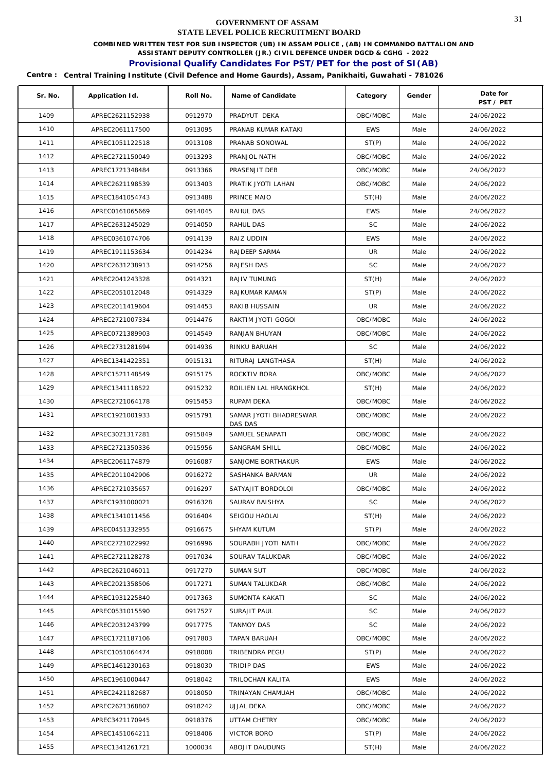# GOVERNMENT OF ASSAM
## STATE LEVEL POLICE RECRUITMENT BOARD

**COMBINED WRITTEN TEST FOR SUB INSPECTOR (UB) IN ASSAM POLICE , (AB) IN COMMANDO BATTALION AND ASSISTANT DEPUTY CONTROLLER (JR.) CIVIL DEFENCE UNDER DGCD & CGHG - 2022**

**Provisional Qualify Candidates For PST/PET for the post of SI(AB)**

**Centre : Central Training Institute (Civil Defence and Home Gaurds), Assam, Panikhaiti, Guwahati - 781026**

| Sr. No. | Application Id. | Roll No. | Name of Candidate | Category | Gender | Date for PST / PET |
|---|---|---|---|---|---|---|
| 1409 | APREC2621152938 | 0912970 | PRADYUT DEKA | OBC/MOBC | Male | 24/06/2022 |
| 1410 | APREC2061117500 | 0913095 | PRANAB KUMAR KATAKI | EWS | Male | 24/06/2022 |
| 1411 | APREC1051122518 | 0913108 | PRANAB SONOWAL | ST(P) | Male | 24/06/2022 |
| 1412 | APREC2721150049 | 0913293 | PRANJOL NATH | OBC/MOBC | Male | 24/06/2022 |
| 1413 | APREC1721348484 | 0913366 | PRASENJIT DEB | OBC/MOBC | Male | 24/06/2022 |
| 1414 | APREC2621198539 | 0913403 | PRATIK JYOTI LAHAN | OBC/MOBC | Male | 24/06/2022 |
| 1415 | APREC1841054743 | 0913488 | PRINCE MAIO | ST(H) | Male | 24/06/2022 |
| 1416 | APREC0161065669 | 0914045 | RAHUL DAS | EWS | Male | 24/06/2022 |
| 1417 | APREC2631245029 | 0914050 | RAHUL DAS | SC | Male | 24/06/2022 |
| 1418 | APREC0361074706 | 0914139 | RAIZ UDDIN | EWS | Male | 24/06/2022 |
| 1419 | APREC1911153634 | 0914234 | RAJDEEP SARMA | UR | Male | 24/06/2022 |
| 1420 | APREC2631238913 | 0914256 | RAJESH DAS | SC | Male | 24/06/2022 |
| 1421 | APREC2041243328 | 0914321 | RAJIV TUMUNG | ST(H) | Male | 24/06/2022 |
| 1422 | APREC2051012048 | 0914329 | RAJKUMAR KAMAN | ST(P) | Male | 24/06/2022 |
| 1423 | APREC2011419604 | 0914453 | RAKIB HUSSAIN | UR | Male | 24/06/2022 |
| 1424 | APREC2721007334 | 0914476 | RAKTIM JYOTI GOGOI | OBC/MOBC | Male | 24/06/2022 |
| 1425 | APREC0721389903 | 0914549 | RANJAN BHUYAN | OBC/MOBC | Male | 24/06/2022 |
| 1426 | APREC2731281694 | 0914936 | RINKU BARUAH | SC | Male | 24/06/2022 |
| 1427 | APREC1341422351 | 0915131 | RITURAJ LANGTHASA | ST(H) | Male | 24/06/2022 |
| 1428 | APREC1521148549 | 0915175 | ROCKTIV BORA | OBC/MOBC | Male | 24/06/2022 |
| 1429 | APREC1341118522 | 0915232 | ROILIEN LAL HRANGKHOL | ST(H) | Male | 24/06/2022 |
| 1430 | APREC2721064178 | 0915453 | RUPAM DEKA | OBC/MOBC | Male | 24/06/2022 |
| 1431 | APREC1921001933 | 0915791 | SAMAR JYOTI BHADRESWAR DAS DAS | OBC/MOBC | Male | 24/06/2022 |
| 1432 | APREC3021317281 | 0915849 | SAMUEL SENAPATI | OBC/MOBC | Male | 24/06/2022 |
| 1433 | APREC2721350336 | 0915956 | SANGRAM SHILL | OBC/MOBC | Male | 24/06/2022 |
| 1434 | APREC2061174879 | 0916087 | SANJOME BORTHAKUR | EWS | Male | 24/06/2022 |
| 1435 | APREC2011042906 | 0916272 | SASHANKA BARMAN | UR | Male | 24/06/2022 |
| 1436 | APREC2721035657 | 0916297 | SATYAJIT BORDOLOI | OBC/MOBC | Male | 24/06/2022 |
| 1437 | APREC1931000021 | 0916328 | SAURAV BAISHYA | SC | Male | 24/06/2022 |
| 1438 | APREC1341011456 | 0916404 | SEIGOU HAOLAI | ST(H) | Male | 24/06/2022 |
| 1439 | APREC0451332955 | 0916675 | SHYAM KUTUM | ST(P) | Male | 24/06/2022 |
| 1440 | APREC2721022992 | 0916996 | SOURABH JYOTI NATH | OBC/MOBC | Male | 24/06/2022 |
| 1441 | APREC2721128278 | 0917034 | SOURAV TALUKDAR | OBC/MOBC | Male | 24/06/2022 |
| 1442 | APREC2621046011 | 0917270 | SUMAN SUT | OBC/MOBC | Male | 24/06/2022 |
| 1443 | APREC2021358506 | 0917271 | SUMAN TALUKDAR | OBC/MOBC | Male | 24/06/2022 |
| 1444 | APREC1931225840 | 0917363 | SUMONTA KAKATI | SC | Male | 24/06/2022 |
| 1445 | APREC0531015590 | 0917527 | SURAJIT PAUL | SC | Male | 24/06/2022 |
| 1446 | APREC2031243799 | 0917775 | TANMOY DAS | SC | Male | 24/06/2022 |
| 1447 | APREC1721187106 | 0917803 | TAPAN BARUAH | OBC/MOBC | Male | 24/06/2022 |
| 1448 | APREC1051064474 | 0918008 | TRIBENDRA PEGU | ST(P) | Male | 24/06/2022 |
| 1449 | APREC1461230163 | 0918030 | TRIDIP DAS | EWS | Male | 24/06/2022 |
| 1450 | APREC1961000447 | 0918042 | TRILOCHAN KALITA | EWS | Male | 24/06/2022 |
| 1451 | APREC2421182687 | 0918050 | TRINAYAN CHAMUAH | OBC/MOBC | Male | 24/06/2022 |
| 1452 | APREC2621368807 | 0918242 | UJJAL DEKA | OBC/MOBC | Male | 24/06/2022 |
| 1453 | APREC3421170945 | 0918376 | UTTAM CHETRY | OBC/MOBC | Male | 24/06/2022 |
| 1454 | APREC1451064211 | 0918406 | VICTOR BORO | ST(P) | Male | 24/06/2022 |
| 1455 | APREC1341261721 | 1000034 | ABOJIT DAUDUNG | ST(H) | Male | 24/06/2022 |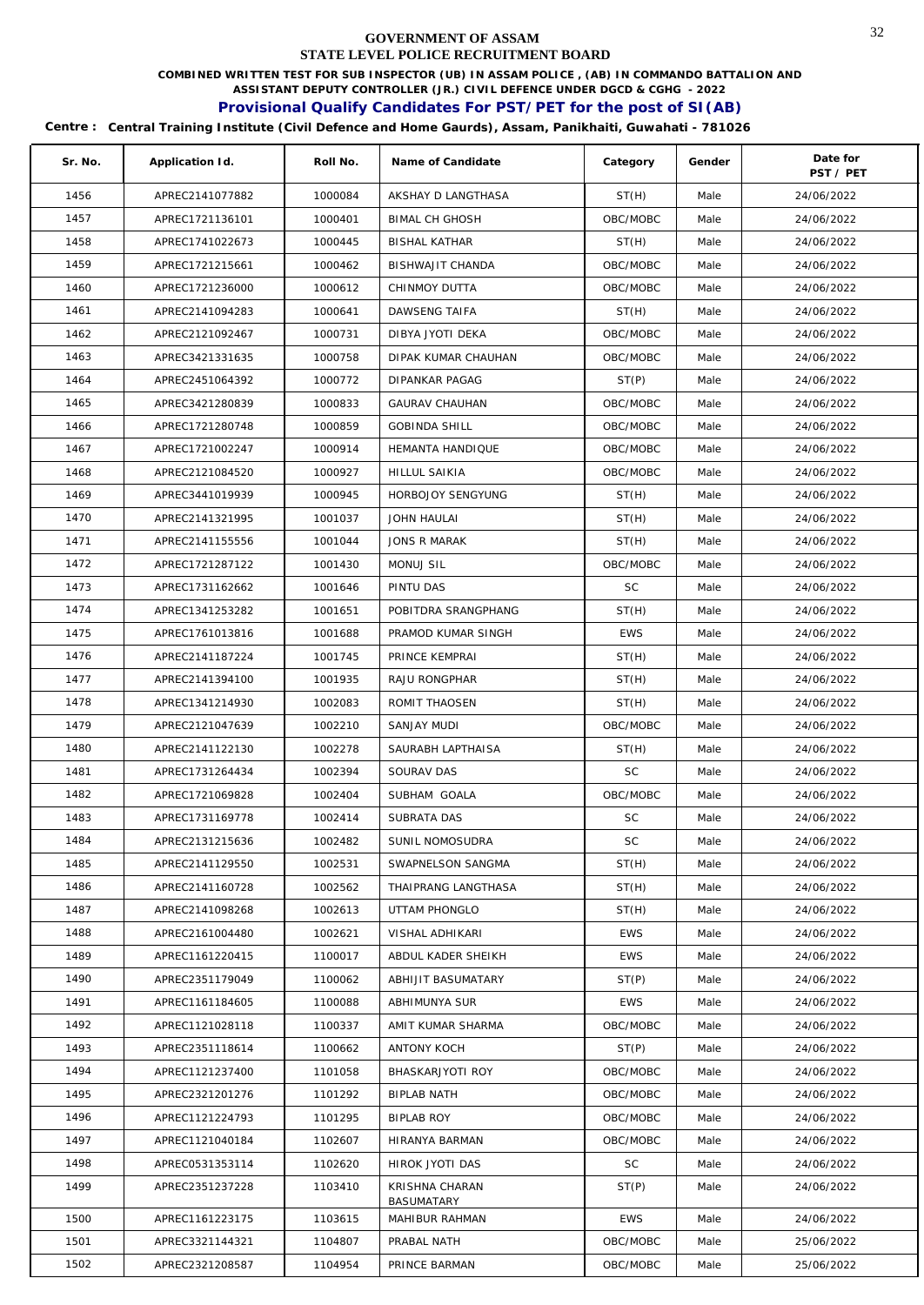# GOVERNMENT OF ASSAM

## STATE LEVEL POLICE RECRUITMENT BOARD

**COMBINED WRITTEN TEST FOR SUB INSPECTOR (UB) IN ASSAM POLICE , (AB) IN COMMANDO BATTALION AND ASSISTANT DEPUTY CONTROLLER (JR.) CIVIL DEFENCE UNDER DGCD & CGHG - 2022**

### Provisional Qualify Candidates For PST/PET for the post of SI(AB)

**Centre : Central Training Institute (Civil Defence and Home Gaurds), Assam, Panikhaiti, Guwahati - 781026**

| Sr. No. | Application Id. | Roll No. | Name of Candidate | Category | Gender | Date for PST / PET |
|---|---|---|---|---|---|---|
| 1456 | APREC2141077882 | 1000084 | AKSHAY D LANGTHASA | ST(H) | Male | 24/06/2022 |
| 1457 | APREC1721136101 | 1000401 | BIMAL CH GHOSH | OBC/MOBC | Male | 24/06/2022 |
| 1458 | APREC1741022673 | 1000445 | BISHAL KATHAR | ST(H) | Male | 24/06/2022 |
| 1459 | APREC1721215661 | 1000462 | BISHWAJIT CHANDA | OBC/MOBC | Male | 24/06/2022 |
| 1460 | APREC1721236000 | 1000612 | CHINMOY DUTTA | OBC/MOBC | Male | 24/06/2022 |
| 1461 | APREC2141094283 | 1000641 | DAWSENG TAIFA | ST(H) | Male | 24/06/2022 |
| 1462 | APREC2121092467 | 1000731 | DIBYA JYOTI DEKA | OBC/MOBC | Male | 24/06/2022 |
| 1463 | APREC3421331635 | 1000758 | DIPAK KUMAR CHAUHAN | OBC/MOBC | Male | 24/06/2022 |
| 1464 | APREC2451064392 | 1000772 | DIPANKAR PAGAG | ST(P) | Male | 24/06/2022 |
| 1465 | APREC3421280839 | 1000833 | GAURAV CHAUHAN | OBC/MOBC | Male | 24/06/2022 |
| 1466 | APREC1721280748 | 1000859 | GOBINDA SHILL | OBC/MOBC | Male | 24/06/2022 |
| 1467 | APREC1721002247 | 1000914 | HEMANTA HANDIQUE | OBC/MOBC | Male | 24/06/2022 |
| 1468 | APREC2121084520 | 1000927 | HILLUL SAIKIA | OBC/MOBC | Male | 24/06/2022 |
| 1469 | APREC3441019939 | 1000945 | HORBOJOY SENGYUNG | ST(H) | Male | 24/06/2022 |
| 1470 | APREC2141321995 | 1001037 | JOHN HAULAI | ST(H) | Male | 24/06/2022 |
| 1471 | APREC2141155556 | 1001044 | JONS R MARAK | ST(H) | Male | 24/06/2022 |
| 1472 | APREC1721287122 | 1001430 | MONUJ SIL | OBC/MOBC | Male | 24/06/2022 |
| 1473 | APREC1731162662 | 1001646 | PINTU DAS | SC | Male | 24/06/2022 |
| 1474 | APREC1341253282 | 1001651 | POBITDRA SRANGPHANG | ST(H) | Male | 24/06/2022 |
| 1475 | APREC1761013816 | 1001688 | PRAMOD KUMAR SINGH | EWS | Male | 24/06/2022 |
| 1476 | APREC2141187224 | 1001745 | PRINCE KEMPRAI | ST(H) | Male | 24/06/2022 |
| 1477 | APREC2141394100 | 1001935 | RAJU RONGPHAR | ST(H) | Male | 24/06/2022 |
| 1478 | APREC1341214930 | 1002083 | ROMIT THAOSEN | ST(H) | Male | 24/06/2022 |
| 1479 | APREC2121047639 | 1002210 | SANJAY MUDI | OBC/MOBC | Male | 24/06/2022 |
| 1480 | APREC2141122130 | 1002278 | SAURABH LAPTHAISA | ST(H) | Male | 24/06/2022 |
| 1481 | APREC1731264434 | 1002394 | SOURAV DAS | SC | Male | 24/06/2022 |
| 1482 | APREC1721069828 | 1002404 | SUBHAM GOALA | OBC/MOBC | Male | 24/06/2022 |
| 1483 | APREC1731169778 | 1002414 | SUBRATA DAS | SC | Male | 24/06/2022 |
| 1484 | APREC2131215636 | 1002482 | SUNIL NOMOSUDRA | SC | Male | 24/06/2022 |
| 1485 | APREC2141129550 | 1002531 | SWAPNELSON SANGMA | ST(H) | Male | 24/06/2022 |
| 1486 | APREC2141160728 | 1002562 | THAIPRANG LANGTHASA | ST(H) | Male | 24/06/2022 |
| 1487 | APREC2141098268 | 1002613 | UTTAM PHONGLO | ST(H) | Male | 24/06/2022 |
| 1488 | APREC2161004480 | 1002621 | VISHAL ADHIKARI | EWS | Male | 24/06/2022 |
| 1489 | APREC1161220415 | 1100017 | ABDUL KADER SHEIKH | EWS | Male | 24/06/2022 |
| 1490 | APREC2351179049 | 1100062 | ABHIJIT BASUMATARY | ST(P) | Male | 24/06/2022 |
| 1491 | APREC1161184605 | 1100088 | ABHIMUNYA SUR | EWS | Male | 24/06/2022 |
| 1492 | APREC1121028118 | 1100337 | AMIT KUMAR SHARMA | OBC/MOBC | Male | 24/06/2022 |
| 1493 | APREC2351118614 | 1100662 | ANTONY KOCH | ST(P) | Male | 24/06/2022 |
| 1494 | APREC1121237400 | 1101058 | BHASKARJYOTI ROY | OBC/MOBC | Male | 24/06/2022 |
| 1495 | APREC2321201276 | 1101292 | BIPLAB NATH | OBC/MOBC | Male | 24/06/2022 |
| 1496 | APREC1121224793 | 1101295 | BIPLAB ROY | OBC/MOBC | Male | 24/06/2022 |
| 1497 | APREC1121040184 | 1102607 | HIRANYA BARMAN | OBC/MOBC | Male | 24/06/2022 |
| 1498 | APREC0531353114 | 1102620 | HIROK JYOTI DAS | SC | Male | 24/06/2022 |
| 1499 | APREC2351237228 | 1103410 | KRISHNA CHARAN BASUMATARY | ST(P) | Male | 24/06/2022 |
| 1500 | APREC1161223175 | 1103615 | MAHIBUR RAHMAN | EWS | Male | 24/06/2022 |
| 1501 | APREC3321144321 | 1104807 | PRABAL NATH | OBC/MOBC | Male | 25/06/2022 |
| 1502 | APREC2321208587 | 1104954 | PRINCE BARMAN | OBC/MOBC | Male | 25/06/2022 |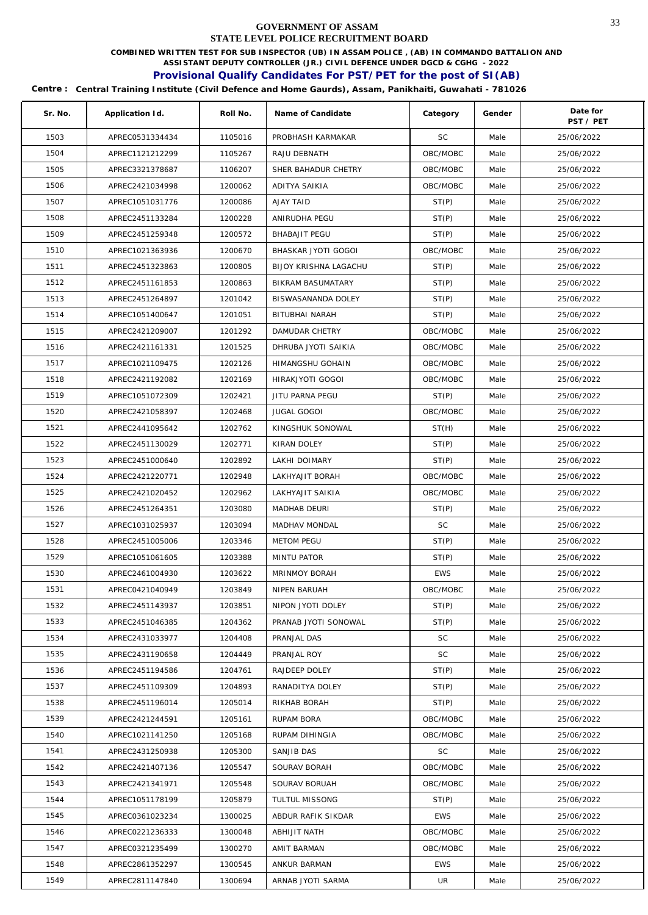# GOVERNMENT OF ASSAM
## STATE LEVEL POLICE RECRUITMENT BOARD

**COMBINED WRITTEN TEST FOR SUB INSPECTOR (UB) IN ASSAM POLICE , (AB) IN COMMANDO BATTALION AND ASSISTANT DEPUTY CONTROLLER (JR.) CIVIL DEFENCE UNDER DGCD & CGHG - 2022**

**Provisional Qualify Candidates For PST/PET for the post of SI(AB)**

**Centre : Central Training Institute (Civil Defence and Home Gaurds), Assam, Panikhaiti, Guwahati - 781026**

| Sr. No. | Application Id. | Roll No. | Name of Candidate | Category | Gender | Date for PST / PET |
|---|---|---|---|---|---|---|
| 1503 | APREC0531334434 | 1105016 | PROBHASH KARMAKAR | SC | Male | 25/06/2022 |
| 1504 | APREC1121212299 | 1105267 | RAJU DEBNATH | OBC/MOBC | Male | 25/06/2022 |
| 1505 | APREC3321378687 | 1106207 | SHER BAHADUR CHETRY | OBC/MOBC | Male | 25/06/2022 |
| 1506 | APREC2421034998 | 1200062 | ADITYA SAIKIA | OBC/MOBC | Male | 25/06/2022 |
| 1507 | APREC1051031776 | 1200086 | AJAY TAID | ST(P) | Male | 25/06/2022 |
| 1508 | APREC2451133284 | 1200228 | ANIRUDHA PEGU | ST(P) | Male | 25/06/2022 |
| 1509 | APREC2451259348 | 1200572 | BHABAJIT PEGU | ST(P) | Male | 25/06/2022 |
| 1510 | APREC1021363936 | 1200670 | BHASKAR JYOTI GOGOI | OBC/MOBC | Male | 25/06/2022 |
| 1511 | APREC2451323863 | 1200805 | BIJOY KRISHNA LAGACHU | ST(P) | Male | 25/06/2022 |
| 1512 | APREC2451161853 | 1200863 | BIKRAM BASUMATARY | ST(P) | Male | 25/06/2022 |
| 1513 | APREC2451264897 | 1201042 | BISWASANANDA DOLEY | ST(P) | Male | 25/06/2022 |
| 1514 | APREC1051400647 | 1201051 | BITUBHAI NARAH | ST(P) | Male | 25/06/2022 |
| 1515 | APREC2421209007 | 1201292 | DAMUDAR CHETRY | OBC/MOBC | Male | 25/06/2022 |
| 1516 | APREC2421161331 | 1201525 | DHRUBA JYOTI SAIKIA | OBC/MOBC | Male | 25/06/2022 |
| 1517 | APREC1021109475 | 1202126 | HIMANGSHU GOHAIN | OBC/MOBC | Male | 25/06/2022 |
| 1518 | APREC2421192082 | 1202169 | HIRAKJYOTI GOGOI | OBC/MOBC | Male | 25/06/2022 |
| 1519 | APREC1051072309 | 1202421 | JITU PARNA PEGU | ST(P) | Male | 25/06/2022 |
| 1520 | APREC2421058397 | 1202468 | JUGAL GOGOI | OBC/MOBC | Male | 25/06/2022 |
| 1521 | APREC2441095642 | 1202762 | KINGSHUK SONOWAL | ST(H) | Male | 25/06/2022 |
| 1522 | APREC2451130029 | 1202771 | KIRAN DOLEY | ST(P) | Male | 25/06/2022 |
| 1523 | APREC2451000640 | 1202892 | LAKHI DOIMARY | ST(P) | Male | 25/06/2022 |
| 1524 | APREC2421220771 | 1202948 | LAKHYAJIT BORAH | OBC/MOBC | Male | 25/06/2022 |
| 1525 | APREC2421020452 | 1202962 | LAKHYAJIT SAIKIA | OBC/MOBC | Male | 25/06/2022 |
| 1526 | APREC2451264351 | 1203080 | MADHAB DEURI | ST(P) | Male | 25/06/2022 |
| 1527 | APREC1031025937 | 1203094 | MADHAV MONDAL | SC | Male | 25/06/2022 |
| 1528 | APREC2451005006 | 1203346 | METOM PEGU | ST(P) | Male | 25/06/2022 |
| 1529 | APREC1051061605 | 1203388 | MINTU PATOR | ST(P) | Male | 25/06/2022 |
| 1530 | APREC2461004930 | 1203622 | MRINMOY BORAH | EWS | Male | 25/06/2022 |
| 1531 | APREC0421040949 | 1203849 | NIPEN BARUAH | OBC/MOBC | Male | 25/06/2022 |
| 1532 | APREC2451143937 | 1203851 | NIPON JYOTI DOLEY | ST(P) | Male | 25/06/2022 |
| 1533 | APREC2451046385 | 1204362 | PRANAB JYOTI SONOWAL | ST(P) | Male | 25/06/2022 |
| 1534 | APREC2431033977 | 1204408 | PRANJAL DAS | SC | Male | 25/06/2022 |
| 1535 | APREC2431190658 | 1204449 | PRANJAL ROY | SC | Male | 25/06/2022 |
| 1536 | APREC2451194586 | 1204761 | RAJDEEP DOLEY | ST(P) | Male | 25/06/2022 |
| 1537 | APREC2451109309 | 1204893 | RANADITYA DOLEY | ST(P) | Male | 25/06/2022 |
| 1538 | APREC2451196014 | 1205014 | RIKHAB BORAH | ST(P) | Male | 25/06/2022 |
| 1539 | APREC2421244591 | 1205161 | RUPAM BORA | OBC/MOBC | Male | 25/06/2022 |
| 1540 | APREC1021141250 | 1205168 | RUPAM DIHINGIA | OBC/MOBC | Male | 25/06/2022 |
| 1541 | APREC2431250938 | 1205300 | SANJIB DAS | SC | Male | 25/06/2022 |
| 1542 | APREC2421407136 | 1205547 | SOURAV BORAH | OBC/MOBC | Male | 25/06/2022 |
| 1543 | APREC2421341971 | 1205548 | SOURAV BORUAH | OBC/MOBC | Male | 25/06/2022 |
| 1544 | APREC1051178199 | 1205879 | TULTUL MISSONG | ST(P) | Male | 25/06/2022 |
| 1545 | APREC0361023234 | 1300025 | ABDUR RAFIK SIKDAR | EWS | Male | 25/06/2022 |
| 1546 | APREC0221236333 | 1300048 | ABHIJIT NATH | OBC/MOBC | Male | 25/06/2022 |
| 1547 | APREC0321235499 | 1300270 | AMIT BARMAN | OBC/MOBC | Male | 25/06/2022 |
| 1548 | APREC2861352297 | 1300545 | ANKUR BARMAN | EWS | Male | 25/06/2022 |
| 1549 | APREC2811147840 | 1300694 | ARNAB JYOTI SARMA | UR | Male | 25/06/2022 |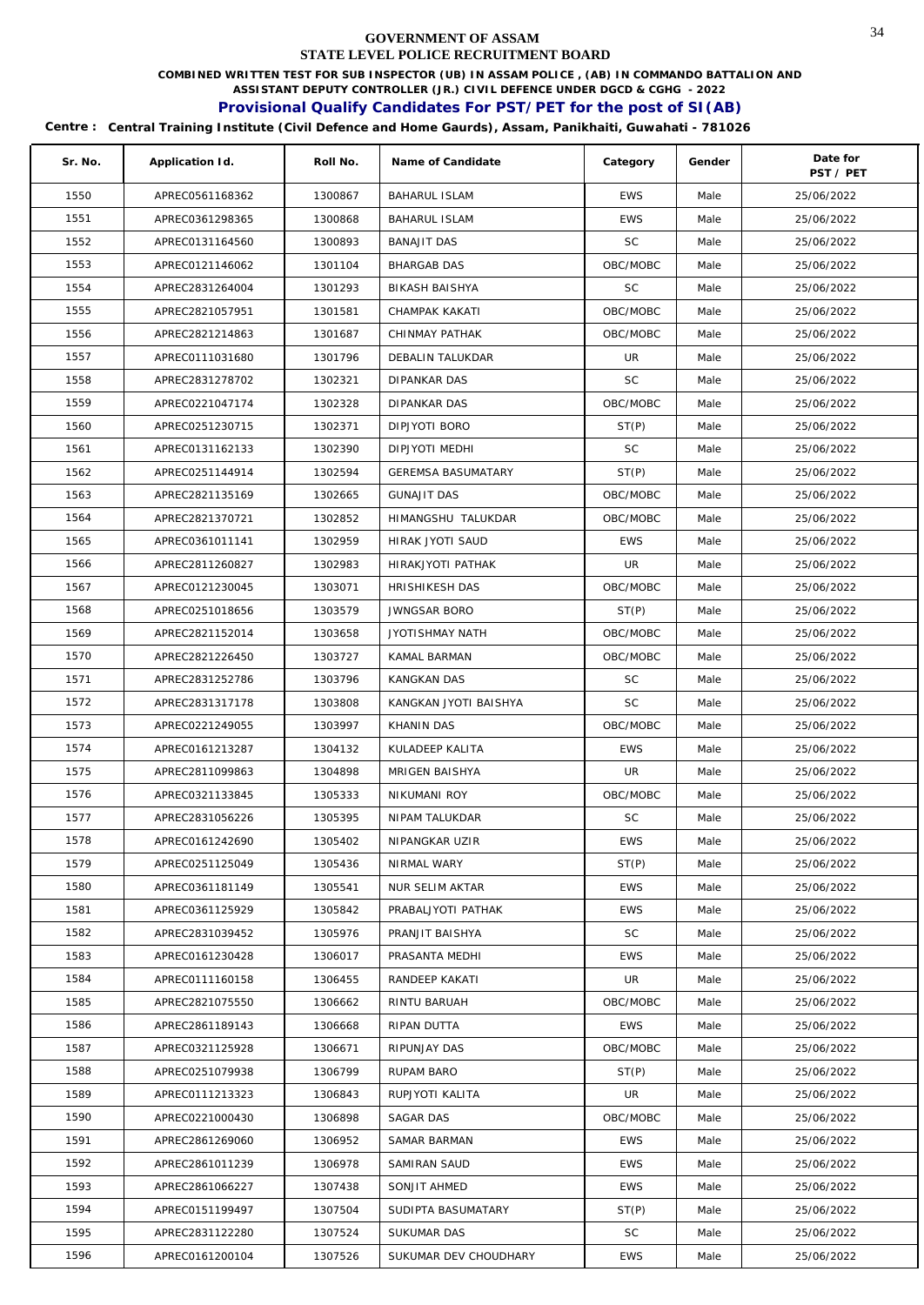GOVERNMENT OF ASSAM

STATE LEVEL POLICE RECRUITMENT BOARD

**COMBINED WRITTEN TEST FOR SUB INSPECTOR (UB) IN ASSAM POLICE , (AB) IN COMMANDO BATTALION AND ASSISTANT DEPUTY CONTROLLER (JR.) CIVIL DEFENCE UNDER DGCD & CGHG - 2022**

## Provisional Qualify Candidates For PST/PET for the post of SI(AB)

**Centre : Central Training Institute (Civil Defence and Home Gaurds), Assam, Panikhaiti, Guwahati - 781026**

| Sr. No. | Application Id. | Roll No. | Name of Candidate | Category | Gender | Date for PST / PET |
|---|---|---|---|---|---|---|
| 1550 | APREC0561168362 | 1300867 | BAHARUL ISLAM | EWS | Male | 25/06/2022 |
| 1551 | APREC0361298365 | 1300868 | BAHARUL ISLAM | EWS | Male | 25/06/2022 |
| 1552 | APREC0131164560 | 1300893 | BANAJIT DAS | SC | Male | 25/06/2022 |
| 1553 | APREC0121146062 | 1301104 | BHARGAB DAS | OBC/MOBC | Male | 25/06/2022 |
| 1554 | APREC2831264004 | 1301293 | BIKASH BAISHYA | SC | Male | 25/06/2022 |
| 1555 | APREC2821057951 | 1301581 | CHAMPAK KAKATI | OBC/MOBC | Male | 25/06/2022 |
| 1556 | APREC2821214863 | 1301687 | CHINMAY PATHAK | OBC/MOBC | Male | 25/06/2022 |
| 1557 | APREC0111031680 | 1301796 | DEBALIN TALUKDAR | UR | Male | 25/06/2022 |
| 1558 | APREC2831278702 | 1302321 | DIPANKAR DAS | SC | Male | 25/06/2022 |
| 1559 | APREC0221047174 | 1302328 | DIPANKAR DAS | OBC/MOBC | Male | 25/06/2022 |
| 1560 | APREC0251230715 | 1302371 | DIPJYOTI BORO | ST(P) | Male | 25/06/2022 |
| 1561 | APREC0131162133 | 1302390 | DIPJYOTI MEDHI | SC | Male | 25/06/2022 |
| 1562 | APREC0251144914 | 1302594 | GEREMSA BASUMATARY | ST(P) | Male | 25/06/2022 |
| 1563 | APREC2821135169 | 1302665 | GUNAJIT DAS | OBC/MOBC | Male | 25/06/2022 |
| 1564 | APREC2821370721 | 1302852 | HIMANGSHU TALUKDAR | OBC/MOBC | Male | 25/06/2022 |
| 1565 | APREC0361011141 | 1302959 | HIRAK JYOTI SAUD | EWS | Male | 25/06/2022 |
| 1566 | APREC2811260827 | 1302983 | HIRAKJYOTI PATHAK | UR | Male | 25/06/2022 |
| 1567 | APREC0121230045 | 1303071 | HRISHIKESH DAS | OBC/MOBC | Male | 25/06/2022 |
| 1568 | APREC0251018656 | 1303579 | JWNGSAR BORO | ST(P) | Male | 25/06/2022 |
| 1569 | APREC2821152014 | 1303658 | JYOTISHMAY NATH | OBC/MOBC | Male | 25/06/2022 |
| 1570 | APREC2821226450 | 1303727 | KAMAL BARMAN | OBC/MOBC | Male | 25/06/2022 |
| 1571 | APREC2831252786 | 1303796 | KANGKAN DAS | SC | Male | 25/06/2022 |
| 1572 | APREC2831317178 | 1303808 | KANGKAN JYOTI BAISHYA | SC | Male | 25/06/2022 |
| 1573 | APREC0221249055 | 1303997 | KHANIN DAS | OBC/MOBC | Male | 25/06/2022 |
| 1574 | APREC0161213287 | 1304132 | KULADEEP KALITA | EWS | Male | 25/06/2022 |
| 1575 | APREC2811099863 | 1304898 | MRIGEN BAISHYA | UR | Male | 25/06/2022 |
| 1576 | APREC0321133845 | 1305333 | NIKUMANI ROY | OBC/MOBC | Male | 25/06/2022 |
| 1577 | APREC2831056226 | 1305395 | NIPAM TALUKDAR | SC | Male | 25/06/2022 |
| 1578 | APREC0161242690 | 1305402 | NIPANGKAR UZIR | EWS | Male | 25/06/2022 |
| 1579 | APREC0251125049 | 1305436 | NIRMAL WARY | ST(P) | Male | 25/06/2022 |
| 1580 | APREC0361181149 | 1305541 | NUR SELIM AKTAR | EWS | Male | 25/06/2022 |
| 1581 | APREC0361125929 | 1305842 | PRABALJYOTI PATHAK | EWS | Male | 25/06/2022 |
| 1582 | APREC2831039452 | 1305976 | PRANJIT BAISHYA | SC | Male | 25/06/2022 |
| 1583 | APREC0161230428 | 1306017 | PRASANTA MEDHI | EWS | Male | 25/06/2022 |
| 1584 | APREC0111160158 | 1306455 | RANDEEP KAKATI | UR | Male | 25/06/2022 |
| 1585 | APREC2821075550 | 1306662 | RINTU BARUAH | OBC/MOBC | Male | 25/06/2022 |
| 1586 | APREC2861189143 | 1306668 | RIPAN DUTTA | EWS | Male | 25/06/2022 |
| 1587 | APREC0321125928 | 1306671 | RIPUNJAY DAS | OBC/MOBC | Male | 25/06/2022 |
| 1588 | APREC0251079938 | 1306799 | RUPAM BARO | ST(P) | Male | 25/06/2022 |
| 1589 | APREC0111213323 | 1306843 | RUPJYOTI KALITA | UR | Male | 25/06/2022 |
| 1590 | APREC0221000430 | 1306898 | SAGAR DAS | OBC/MOBC | Male | 25/06/2022 |
| 1591 | APREC2861269060 | 1306952 | SAMAR BARMAN | EWS | Male | 25/06/2022 |
| 1592 | APREC2861011239 | 1306978 | SAMIRAN SAUD | EWS | Male | 25/06/2022 |
| 1593 | APREC2861066227 | 1307438 | SONJIT AHMED | EWS | Male | 25/06/2022 |
| 1594 | APREC0151199497 | 1307504 | SUDIPTA BASUMATARY | ST(P) | Male | 25/06/2022 |
| 1595 | APREC2831122280 | 1307524 | SUKUMAR DAS | SC | Male | 25/06/2022 |
| 1596 | APREC0161200104 | 1307526 | SUKUMAR DEV CHOUDHARY | EWS | Male | 25/06/2022 |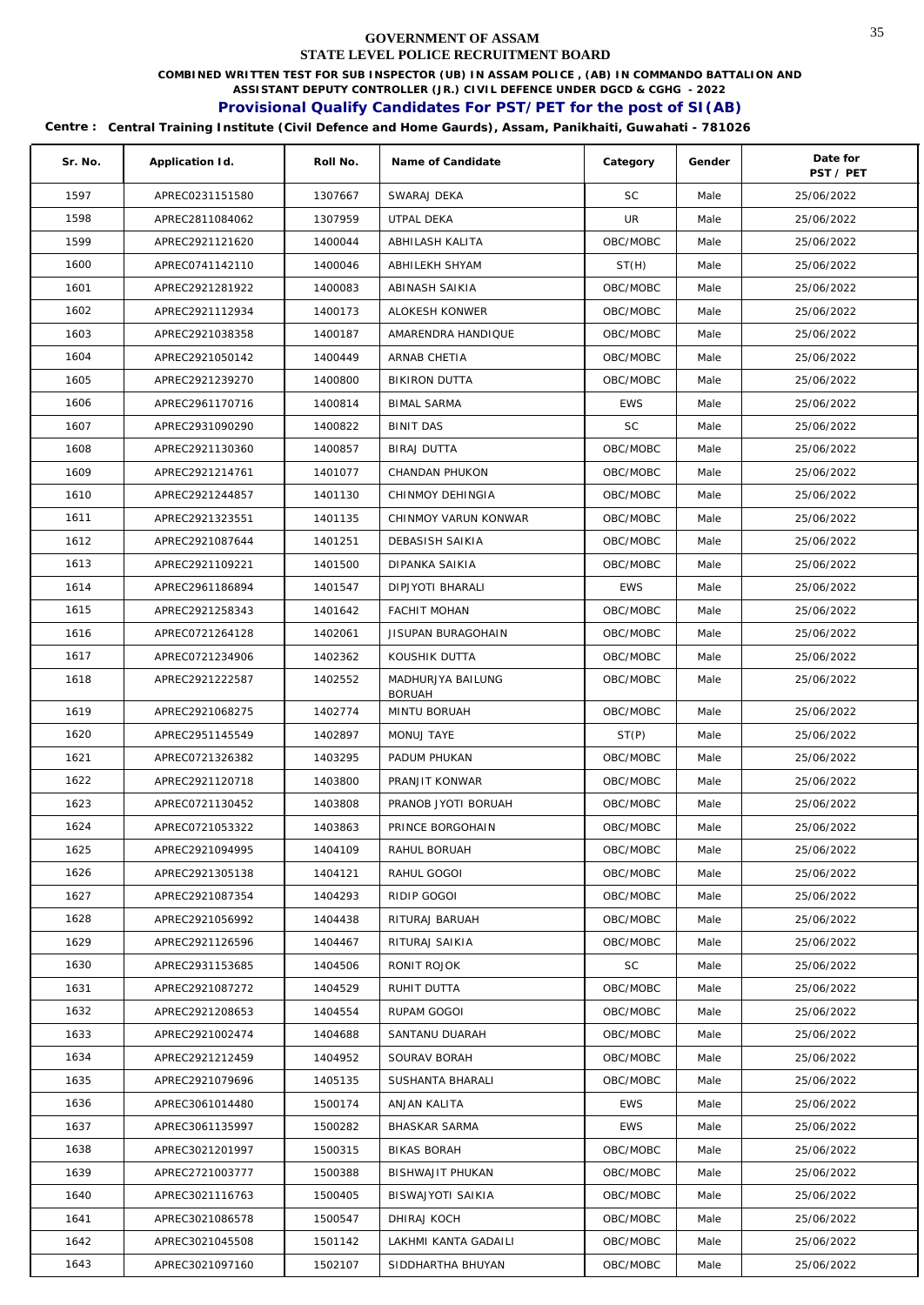# GOVERNMENT OF ASSAM
## STATE LEVEL POLICE RECRUITMENT BOARD

**COMBINED WRITTEN TEST FOR SUB INSPECTOR (UB) IN ASSAM POLICE , (AB) IN COMMANDO BATTALION AND ASSISTANT DEPUTY CONTROLLER (JR.) CIVIL DEFENCE UNDER DGCD & CGHG - 2022**

**Provisional Qualify Candidates For PST/PET for the post of SI(AB)**

**Centre : Central Training Institute (Civil Defence and Home Gaurds), Assam, Panikhaiti, Guwahati - 781026**

| Sr. No. | Application Id. | Roll No. | Name of Candidate | Category | Gender | Date for PST / PET |
|---|---|---|---|---|---|---|
| 1597 | APREC0231151580 | 1307667 | SWARAJ DEKA | SC | Male | 25/06/2022 |
| 1598 | APREC2811084062 | 1307959 | UTPAL DEKA | UR | Male | 25/06/2022 |
| 1599 | APREC2921121620 | 1400044 | ABHILASH KALITA | OBC/MOBC | Male | 25/06/2022 |
| 1600 | APREC0741142110 | 1400046 | ABHILEKH SHYAM | ST(H) | Male | 25/06/2022 |
| 1601 | APREC2921281922 | 1400083 | ABINASH SAIKIA | OBC/MOBC | Male | 25/06/2022 |
| 1602 | APREC2921112934 | 1400173 | ALOKESH KONWER | OBC/MOBC | Male | 25/06/2022 |
| 1603 | APREC2921038358 | 1400187 | AMARENDRA HANDIQUE | OBC/MOBC | Male | 25/06/2022 |
| 1604 | APREC2921050142 | 1400449 | ARNAB CHETIA | OBC/MOBC | Male | 25/06/2022 |
| 1605 | APREC2921239270 | 1400800 | BIKIRON DUTTA | OBC/MOBC | Male | 25/06/2022 |
| 1606 | APREC2961170716 | 1400814 | BIMAL SARMA | EWS | Male | 25/06/2022 |
| 1607 | APREC2931090290 | 1400822 | BINIT DAS | SC | Male | 25/06/2022 |
| 1608 | APREC2921130360 | 1400857 | BIRAJ DUTTA | OBC/MOBC | Male | 25/06/2022 |
| 1609 | APREC2921214761 | 1401077 | CHANDAN PHUKON | OBC/MOBC | Male | 25/06/2022 |
| 1610 | APREC2921244857 | 1401130 | CHINMOY DEHINGIA | OBC/MOBC | Male | 25/06/2022 |
| 1611 | APREC2921323551 | 1401135 | CHINMOY VARUN KONWAR | OBC/MOBC | Male | 25/06/2022 |
| 1612 | APREC2921087644 | 1401251 | DEBASISH SAIKIA | OBC/MOBC | Male | 25/06/2022 |
| 1613 | APREC2921109221 | 1401500 | DIPANKA SAIKIA | OBC/MOBC | Male | 25/06/2022 |
| 1614 | APREC2961186894 | 1401547 | DIPJYOTI BHARALI | EWS | Male | 25/06/2022 |
| 1615 | APREC2921258343 | 1401642 | FACHIT MOHAN | OBC/MOBC | Male | 25/06/2022 |
| 1616 | APREC0721264128 | 1402061 | JISUPAN BURAGOHAIN | OBC/MOBC | Male | 25/06/2022 |
| 1617 | APREC0721234906 | 1402362 | KOUSHIK DUTTA | OBC/MOBC | Male | 25/06/2022 |
| 1618 | APREC2921222587 | 1402552 | MADHURJYA BAILUNG BORUAH | OBC/MOBC | Male | 25/06/2022 |
| 1619 | APREC2921068275 | 1402774 | MINTU BORUAH | OBC/MOBC | Male | 25/06/2022 |
| 1620 | APREC2951145549 | 1402897 | MONUJ TAYE | ST(P) | Male | 25/06/2022 |
| 1621 | APREC0721326382 | 1403295 | PADUM PHUKAN | OBC/MOBC | Male | 25/06/2022 |
| 1622 | APREC2921120718 | 1403800 | PRANJIT KONWAR | OBC/MOBC | Male | 25/06/2022 |
| 1623 | APREC0721130452 | 1403808 | PRANOB JYOTI BORUAH | OBC/MOBC | Male | 25/06/2022 |
| 1624 | APREC0721053322 | 1403863 | PRINCE BORGOHAIN | OBC/MOBC | Male | 25/06/2022 |
| 1625 | APREC2921094995 | 1404109 | RAHUL BORUAH | OBC/MOBC | Male | 25/06/2022 |
| 1626 | APREC2921305138 | 1404121 | RAHUL GOGOI | OBC/MOBC | Male | 25/06/2022 |
| 1627 | APREC2921087354 | 1404293 | RIDIP GOGOI | OBC/MOBC | Male | 25/06/2022 |
| 1628 | APREC2921056992 | 1404438 | RITURAJ BARUAH | OBC/MOBC | Male | 25/06/2022 |
| 1629 | APREC2921126596 | 1404467 | RITURAJ SAIKIA | OBC/MOBC | Male | 25/06/2022 |
| 1630 | APREC2931153685 | 1404506 | RONIT ROJOK | SC | Male | 25/06/2022 |
| 1631 | APREC2921087272 | 1404529 | RUHIT DUTTA | OBC/MOBC | Male | 25/06/2022 |
| 1632 | APREC2921208653 | 1404554 | RUPAM GOGOI | OBC/MOBC | Male | 25/06/2022 |
| 1633 | APREC2921002474 | 1404688 | SANTANU DUARAH | OBC/MOBC | Male | 25/06/2022 |
| 1634 | APREC2921212459 | 1404952 | SOURAV BORAH | OBC/MOBC | Male | 25/06/2022 |
| 1635 | APREC2921079696 | 1405135 | SUSHANTA BHARALI | OBC/MOBC | Male | 25/06/2022 |
| 1636 | APREC3061014480 | 1500174 | ANJAN KALITA | EWS | Male | 25/06/2022 |
| 1637 | APREC3061135997 | 1500282 | BHASKAR SARMA | EWS | Male | 25/06/2022 |
| 1638 | APREC3021201997 | 1500315 | BIKAS BORAH | OBC/MOBC | Male | 25/06/2022 |
| 1639 | APREC2721003777 | 1500388 | BISHWAJIT PHUKAN | OBC/MOBC | Male | 25/06/2022 |
| 1640 | APREC3021116763 | 1500405 | BISWAJYOTI SAIKIA | OBC/MOBC | Male | 25/06/2022 |
| 1641 | APREC3021086578 | 1500547 | DHIRAJ KOCH | OBC/MOBC | Male | 25/06/2022 |
| 1642 | APREC3021045508 | 1501142 | LAKHMI KANTA GADAILI | OBC/MOBC | Male | 25/06/2022 |
| 1643 | APREC3021097160 | 1502107 | SIDDHARTHA BHUYAN | OBC/MOBC | Male | 25/06/2022 |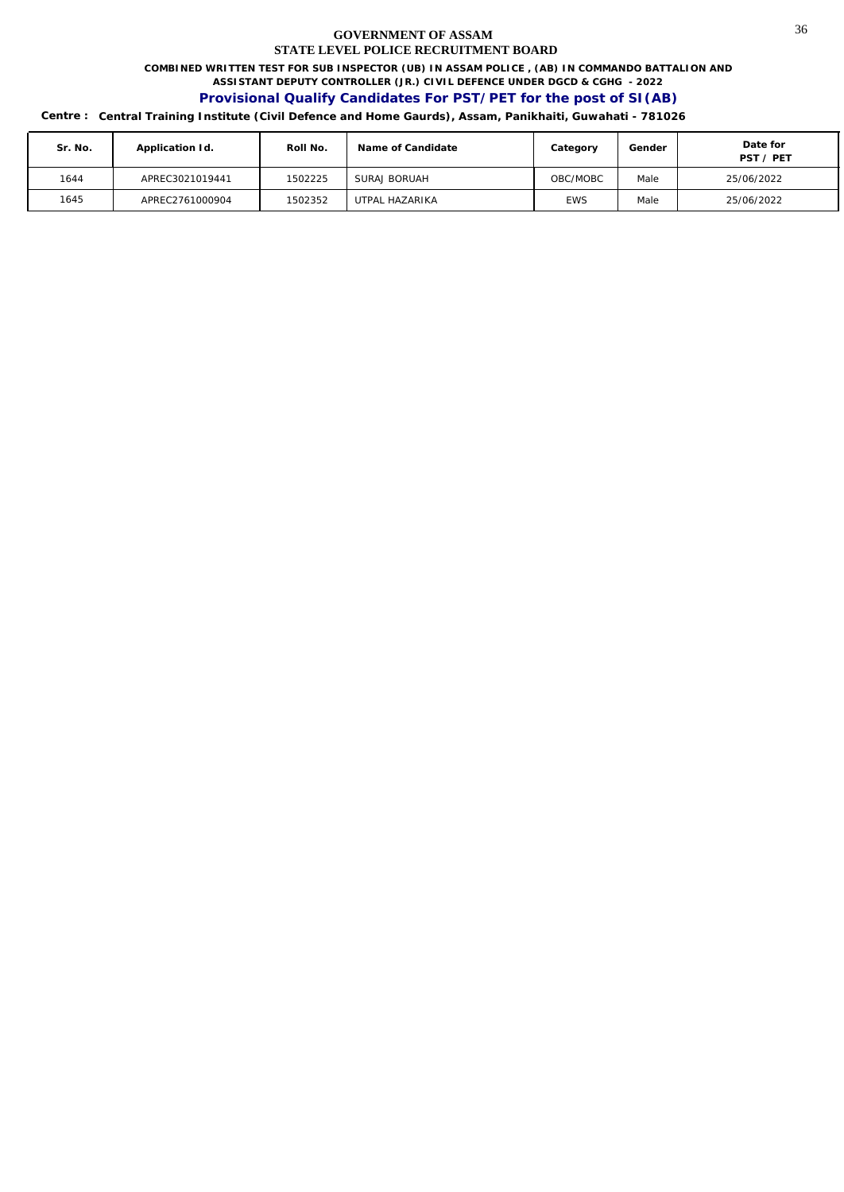**GOVERNMENT OF ASSAM**

**STATE LEVEL POLICE RECRUITMENT BOARD**

**COMBINED WRITTEN TEST FOR SUB INSPECTOR (UB) IN ASSAM POLICE , (AB) IN COMMANDO BATTALION AND ASSISTANT DEPUTY CONTROLLER (JR.) CIVIL DEFENCE UNDER DGCD & CGHG - 2022**

**Provisional Qualify Candidates For PST/PET for the post of SI(AB)**

**Centre : Central Training Institute (Civil Defence and Home Gaurds), Assam, Panikhaiti, Guwahati - 781026**

| Sr. No. | Application Id. | Roll No. | Name of Candidate | Category | Gender | Date for PST / PET |
|---|---|---|---|---|---|---|
| 1644 | APREC3021019441 | 1502225 | SURAJ BORUAH | OBC/MOBC | Male | 25/06/2022 |
| 1645 | APREC2761000904 | 1502352 | UTPAL HAZARIKA | EWS | Male | 25/06/2022 |